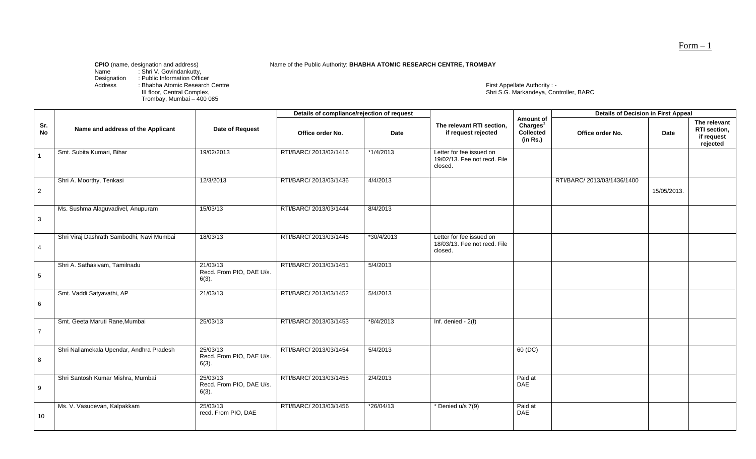Form – 1

**CPIO** (name, designation and address)
Name : Shri V. Govindankutty,
Designation : Public Information Officer
Address : Bhabha Atomic Research Centre
III floor, Central Complex,
Trombay, Mumbai – 400 085

Name of the Public Authority: **BHABHA ATOMIC RESEARCH CENTRE, TROMBAY**

First Appellate Authority : -
Shri S.G. Markandeya, Controller, BARC

| Sr. No | Name and address of the Applicant | Date of Request | Details of compliance/rejection of request | | The relevant RTI section, if request rejected | Amount of Charges[1] Collected (in Rs.) | Details of Decision in First Appeal | | |
|---|---|---|---|---|---|---|---|---|---|
| | | | Office order No. | Date | | | Office order No. | Date | The relevant RTI section, if request rejected |
| 1 | Smt. Subita Kumari, Bihar | 19/02/2013 | RTI/BARC/ 2013/02/1416 | *1/4/2013 | Letter for fee issued on 19/02/13. Fee not recd. File closed. | | | | |
| 2 | Shri A. Moorthy, Tenkasi | 12/3/2013 | RTI/BARC/ 2013/03/1436 | 4/4/2013 | | | RTI/BARC/ 2013/03/1436/1400 | 15/05/2013. | |
| 3 | Ms. Sushma Alaguvadivel, Anupuram | 15/03/13 | RTI/BARC/ 2013/03/1444 | 8/4/2013 | | | | | |
| 4 | Shri Viraj Dashrath Sambodhi, Navi Mumbai | 18/03/13 | RTI/BARC/ 2013/03/1446 | *30/4/2013 | Letter for fee issued on 18/03/13. Fee not recd. File closed. | | | | |
| 5 | Shri A. Sathasivam, Tamilnadu | 21/03/13 Recd. From PIO, DAE U/s. 6(3). | RTI/BARC/ 2013/03/1451 | 5/4/2013 | | | | | |
| 6 | Smt. Vaddi Satyavathi, AP | 21/03/13 | RTI/BARC/ 2013/03/1452 | 5/4/2013 | | | | | |
| 7 | Smt. Geeta Maruti Rane,Mumbai | 25/03/13 | RTI/BARC/ 2013/03/1453 | *8/4/2013 | Inf. denied - 2(f) | | | | |
| 8 | Shri Nallamekala Upendar, Andhra Pradesh | 25/03/13 Recd. From PIO, DAE U/s. 6(3). | RTI/BARC/ 2013/03/1454 | 5/4/2013 | | 60 (DC) | | | |
| 9 | Shri Santosh Kumar Mishra, Mumbai | 25/03/13 Recd. From PIO, DAE U/s. 6(3). | RTI/BARC/ 2013/03/1455 | 2/4/2013 | | Paid at DAE | | | |
| 10 | Ms. V. Vasudevan, Kalpakkam | 25/03/13 recd. From PIO, DAE | RTI/BARC/ 2013/03/1456 | *26/04/13 | * Denied u/s 7(9) | Paid at DAE | | | |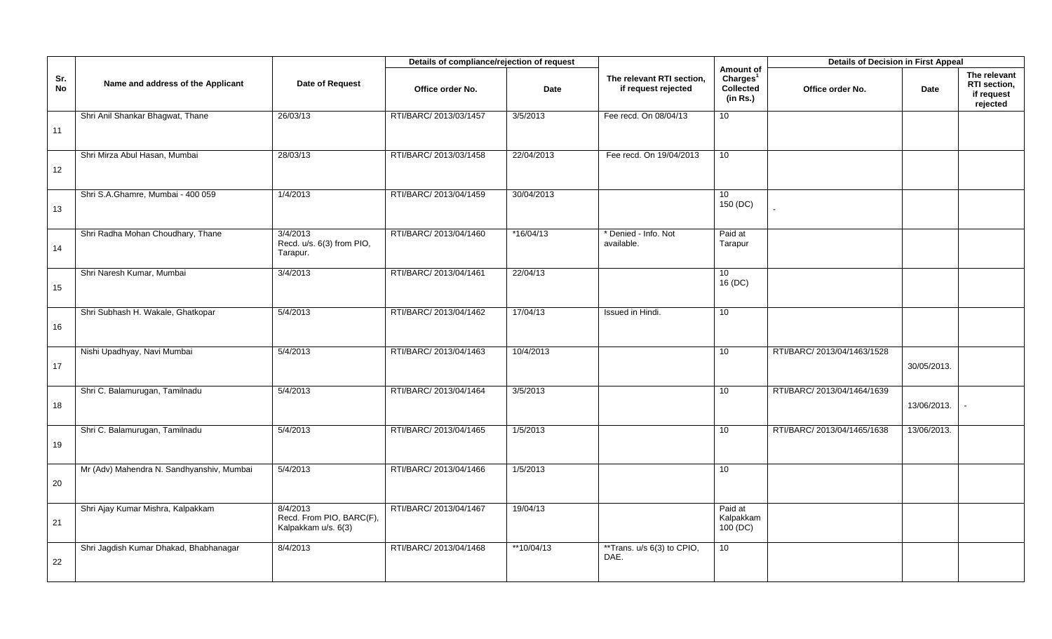| Sr. No | Name and address of the Applicant | Date of Request | Details of compliance/rejection of request | | The relevant RTI section, if request rejected | Amount of Charges[1] Collected (in Rs.) | Details of Decision in First Appeal | | |
|---|---|---|---|---|---|---|---|---|---|
| | | | Office order No. | Date | | | Office order No. | Date | The relevant RTI section, if request rejected |
| 11 | Shri Anil Shankar Bhagwat, Thane | 26/03/13 | RTI/BARC/ 2013/03/1457 | 3/5/2013 | Fee recd. On 08/04/13 | 10 | | | |
| 12 | Shri Mirza Abul Hasan, Mumbai | 28/03/13 | RTI/BARC/ 2013/03/1458 | 22/04/2013 | Fee recd. On 19/04/2013 | 10 | | | |
| 13 | Shri S.A.Ghamre, Mumbai - 400 059 | 1/4/2013 | RTI/BARC/ 2013/04/1459 | 30/04/2013 | | 10<br>150 (DC) | - | | |
| 14 | Shri Radha Mohan Choudhary, Thane | 3/4/2013<br>Recd. u/s. 6(3) from PIO, Tarapur. | RTI/BARC/ 2013/04/1460 | *16/04/13 | * Denied - Info. Not available. | Paid at Tarapur | | | |
| 15 | Shri Naresh Kumar, Mumbai | 3/4/2013 | RTI/BARC/ 2013/04/1461 | 22/04/13 | | 10<br>16 (DC) | | | |
| 16 | Shri Subhash H. Wakale, Ghatkopar | 5/4/2013 | RTI/BARC/ 2013/04/1462 | 17/04/13 | Issued in Hindi. | 10 | | | |
| 17 | Nishi Upadhyay, Navi Mumbai | 5/4/2013 | RTI/BARC/ 2013/04/1463 | 10/4/2013 | | 10 | RTI/BARC/ 2013/04/1463/1528 | 30/05/2013. | |
| 18 | Shri C. Balamurugan, Tamilnadu | 5/4/2013 | RTI/BARC/ 2013/04/1464 | 3/5/2013 | | 10 | RTI/BARC/ 2013/04/1464/1639 | 13/06/2013. | - |
| 19 | Shri C. Balamurugan, Tamilnadu | 5/4/2013 | RTI/BARC/ 2013/04/1465 | 1/5/2013 | | 10 | RTI/BARC/ 2013/04/1465/1638 | 13/06/2013. | |
| 20 | Mr (Adv) Mahendra N. Sandhyanshiv, Mumbai | 5/4/2013 | RTI/BARC/ 2013/04/1466 | 1/5/2013 | | 10 | | | |
| 21 | Shri Ajay Kumar Mishra, Kalpakkam | 8/4/2013<br>Recd. From PIO, BARC(F), Kalpakkam u/s. 6(3) | RTI/BARC/ 2013/04/1467 | 19/04/13 | | Paid at Kalpakkam<br>100 (DC) | | | |
| 22 | Shri Jagdish Kumar Dhakad, Bhabhanagar | 8/4/2013 | RTI/BARC/ 2013/04/1468 | **10/04/13 | **Trans. u/s 6(3) to CPIO, DAE. | 10 | | | |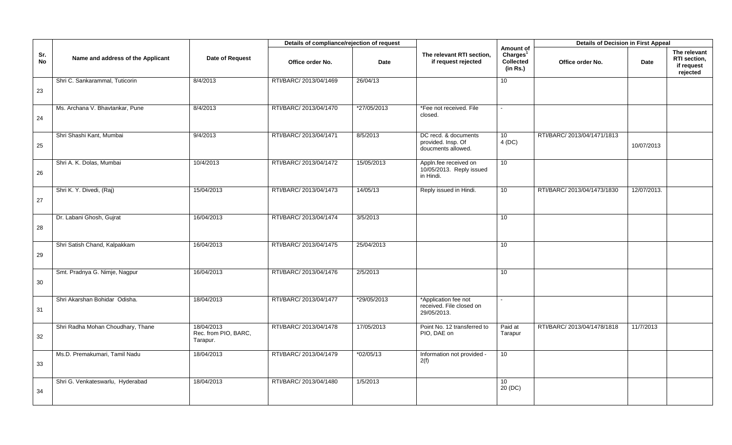| Sr. No | Name and address of the Applicant | Date of Request | Details of compliance/rejection of request | | The relevant RTI section, if request rejected | Amount of Charges[1] Collected (in Rs.) | Details of Decision in First Appeal | | |
|---|---|---|---|---|---|---|---|---|---|
| | | | Office order No. | Date | | | Office order No. | Date | The relevant RTI section, if request rejected |
| 23 | Shri C. Sankarammal, Tuticorin | 8/4/2013 | RTI/BARC/ 2013/04/1469 | 26/04/13 | | 10 | | | |
| 24 | Ms. Archana V. Bhavtankar, Pune | 8/4/2013 | RTI/BARC/ 2013/04/1470 | *27/05/2013 | *Fee not received. File closed. | - | | | |
| 25 | Shri Shashi Kant, Mumbai | 9/4/2013 | RTI/BARC/ 2013/04/1471 | 8/5/2013 | DC recd. & documents provided. Insp. Of doucments allowed. | 10<br>4 (DC) | RTI/BARC/ 2013/04/1471/1813 | 10/07/2013 | |
| 26 | Shri A. K. Dolas, Mumbai | 10/4/2013 | RTI/BARC/ 2013/04/1472 | 15/05/2013 | Appln.fee received on 10/05/2013. Reply issued in Hindi. | 10 | | | |
| 27 | Shri K. Y. Divedi, (Raj) | 15/04/2013 | RTI/BARC/ 2013/04/1473 | 14/05/13 | Reply issued in Hindi. | 10 | RTI/BARC/ 2013/04/1473/1830 | 12/07/2013. | |
| 28 | Dr. Labani Ghosh, Gujrat | 16/04/2013 | RTI/BARC/ 2013/04/1474 | 3/5/2013 | | 10 | | | |
| 29 | Shri Satish Chand, Kalpakkam | 16/04/2013 | RTI/BARC/ 2013/04/1475 | 25/04/2013 | | 10 | | | |
| 30 | Smt. Pradnya G. Nimje, Nagpur | 16/04/2013 | RTI/BARC/ 2013/04/1476 | 2/5/2013 | | 10 | | | |
| 31 | Shri Akarshan Bohidar Odisha. | 18/04/2013 | RTI/BARC/ 2013/04/1477 | *29/05/2013 | *Application fee not received. File closed on 29/05/2013. | - | | | |
| 32 | Shri Radha Mohan Choudhary, Thane | 18/04/2013<br>Rec. from PIO, BARC, Tarapur. | RTI/BARC/ 2013/04/1478 | 17/05/2013 | Point No. 12 transferred to PIO, DAE on | Paid at Tarapur | RTI/BARC/ 2013/04/1478/1818 | 11/7/2013 | |
| 33 | Ms.D. Premakumari, Tamil Nadu | 18/04/2013 | RTI/BARC/ 2013/04/1479 | *02/05/13 | Information not provided - 2(f) | 10 | | | |
| 34 | Shri G. Venkateswarlu, Hyderabad | 18/04/2013 | RTI/BARC/ 2013/04/1480 | 1/5/2013 | | 10<br>20 (DC) | | | |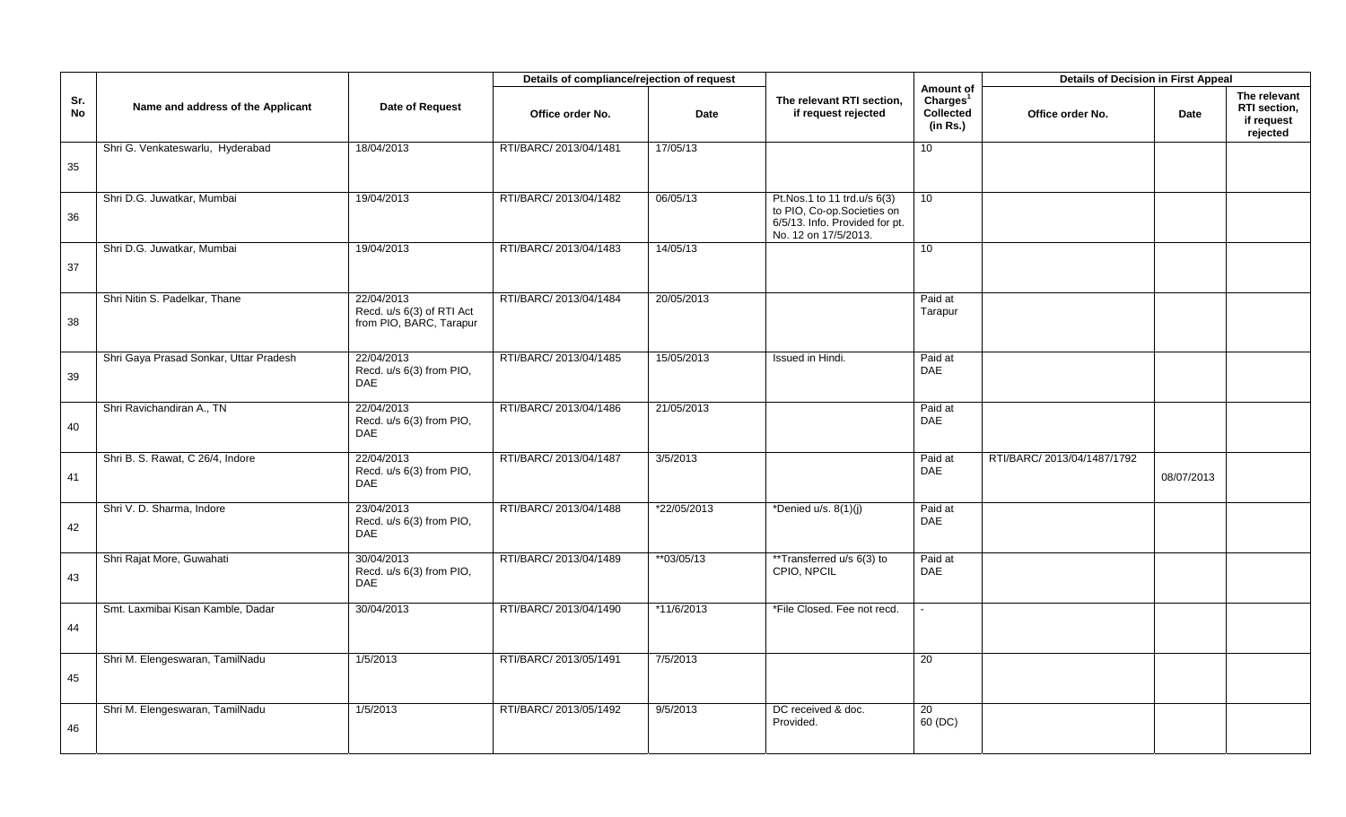| Sr. No | Name and address of the Applicant | Date of Request | Details of compliance/rejection of request | | The relevant RTI section, if request rejected | Amount of Charges[1] Collected (in Rs.) | Details of Decision in First Appeal | | |
|---|---|---|---|---|---|---|---|---|---|
| | | | Office order No. | Date | | | Office order No. | Date | The relevant RTI section, if request rejected |
| 35 | Shri G. Venkateswarlu, Hyderabad | 18/04/2013 | RTI/BARC/ 2013/04/1481 | 17/05/13 | | 10 | | | |
| 36 | Shri D.G. Juwatkar, Mumbai | 19/04/2013 | RTI/BARC/ 2013/04/1482 | 06/05/13 | Pt.Nos.1 to 11 trd.u/s 6(3) to PIO, Co-op.Societies on 6/5/13. Info. Provided for pt. No. 12 on 17/5/2013. | 10 | | | |
| 37 | Shri D.G. Juwatkar, Mumbai | 19/04/2013 | RTI/BARC/ 2013/04/1483 | 14/05/13 | | 10 | | | |
| 38 | Shri Nitin S. Padelkar, Thane | 22/04/2013 Recd. u/s 6(3) of RTI Act from PIO, BARC, Tarapur | RTI/BARC/ 2013/04/1484 | 20/05/2013 | | Paid at Tarapur | | | |
| 39 | Shri Gaya Prasad Sonkar, Uttar Pradesh | 22/04/2013 Recd. u/s 6(3) from PIO, DAE | RTI/BARC/ 2013/04/1485 | 15/05/2013 | Issued in Hindi. | Paid at DAE | | | |
| 40 | Shri Ravichandiran A., TN | 22/04/2013 Recd. u/s 6(3) from PIO, DAE | RTI/BARC/ 2013/04/1486 | 21/05/2013 | | Paid at DAE | | | |
| 41 | Shri B. S. Rawat, C 26/4, Indore | 22/04/2013 Recd. u/s 6(3) from PIO, DAE | RTI/BARC/ 2013/04/1487 | 3/5/2013 | | Paid at DAE | RTI/BARC/ 2013/04/1487/1792 | 08/07/2013 | |
| 42 | Shri V. D. Sharma, Indore | 23/04/2013 Recd. u/s 6(3) from PIO, DAE | RTI/BARC/ 2013/04/1488 | *22/05/2013 | *Denied u/s. 8(1)(j) | Paid at DAE | | | |
| 43 | Shri Rajat More, Guwahati | 30/04/2013 Recd. u/s 6(3) from PIO, DAE | RTI/BARC/ 2013/04/1489 | **03/05/13 | **Transferred u/s 6(3) to CPIO, NPCIL | Paid at DAE | | | |
| 44 | Smt. Laxmibai Kisan Kamble, Dadar | 30/04/2013 | RTI/BARC/ 2013/04/1490 | *11/6/2013 | *File Closed. Fee not recd. | - | | | |
| 45 | Shri M. Elengeswaran, TamilNadu | 1/5/2013 | RTI/BARC/ 2013/05/1491 | 7/5/2013 | | 20 | | | |
| 46 | Shri M. Elengeswaran, TamilNadu | 1/5/2013 | RTI/BARC/ 2013/05/1492 | 9/5/2013 | DC received & doc. Provided. | 20 60 (DC) | | | |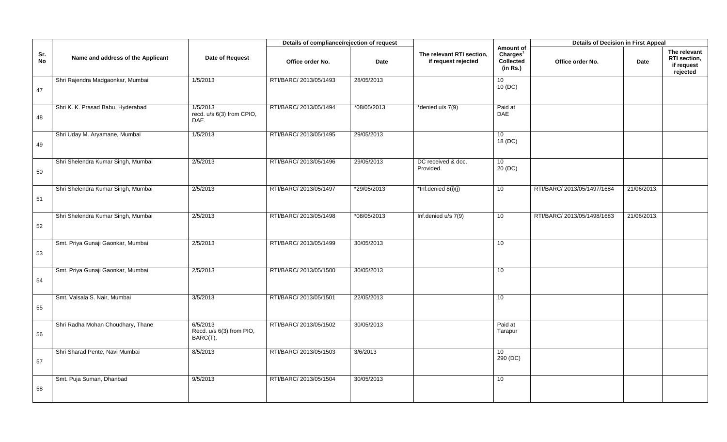| Sr. No | Name and address of the Applicant | Date of Request | Details of compliance/rejection of request | | The relevant RTI section, if request rejected | Amount of Charges[1] Collected (in Rs.) | Details of Decision in First Appeal | | |
|---|---|---|---|---|---|---|---|---|---|
| | | | Office order No. | Date | | | Office order No. | Date | The relevant RTI section, if request rejected |
| 47 | Shri Rajendra Madgaonkar, Mumbai | 1/5/2013 | RTI/BARC/ 2013/05/1493 | 28/05/2013 | | 10<br>10 (DC) | | | |
| 48 | Shri K. K. Prasad Babu, Hyderabad | 1/5/2013<br>recd. u/s 6(3) from CPIO, DAE. | RTI/BARC/ 2013/05/1494 | *08/05/2013 | *denied u/s 7(9) | Paid at DAE | | | |
| 49 | Shri Uday M. Aryamane, Mumbai | 1/5/2013 | RTI/BARC/ 2013/05/1495 | 29/05/2013 | | 10<br>18 (DC) | | | |
| 50 | Shri Shelendra Kumar Singh, Mumbai | 2/5/2013 | RTI/BARC/ 2013/05/1496 | 29/05/2013 | DC received & doc. Provided. | 10<br>20 (DC) | | | |
| 51 | Shri Shelendra Kumar Singh, Mumbai | 2/5/2013 | RTI/BARC/ 2013/05/1497 | *29/05/2013 | *Inf.denied 8(i)(j) | 10 | RTI/BARC/ 2013/05/1497/1684 | 21/06/2013. | |
| 52 | Shri Shelendra Kumar Singh, Mumbai | 2/5/2013 | RTI/BARC/ 2013/05/1498 | *08/05/2013 | Inf.denied u/s 7(9) | 10 | RTI/BARC/ 2013/05/1498/1683 | 21/06/2013. | |
| 53 | Smt. Priya Gunaji Gaonkar, Mumbai | 2/5/2013 | RTI/BARC/ 2013/05/1499 | 30/05/2013 | | 10 | | | |
| 54 | Smt. Priya Gunaji Gaonkar, Mumbai | 2/5/2013 | RTI/BARC/ 2013/05/1500 | 30/05/2013 | | 10 | | | |
| 55 | Smt. Valsala S. Nair, Mumbai | 3/5/2013 | RTI/BARC/ 2013/05/1501 | 22/05/2013 | | 10 | | | |
| 56 | Shri Radha Mohan Choudhary, Thane | 6/5/2013<br>Recd. u/s 6(3) from PIO, BARC(T). | RTI/BARC/ 2013/05/1502 | 30/05/2013 | | Paid at Tarapur | | | |
| 57 | Shri Sharad Pente, Navi Mumbai | 8/5/2013 | RTI/BARC/ 2013/05/1503 | 3/6/2013 | | 10<br>290 (DC) | | | |
| 58 | Smt. Puja Suman, Dhanbad | 9/5/2013 | RTI/BARC/ 2013/05/1504 | 30/05/2013 | | 10 | | | |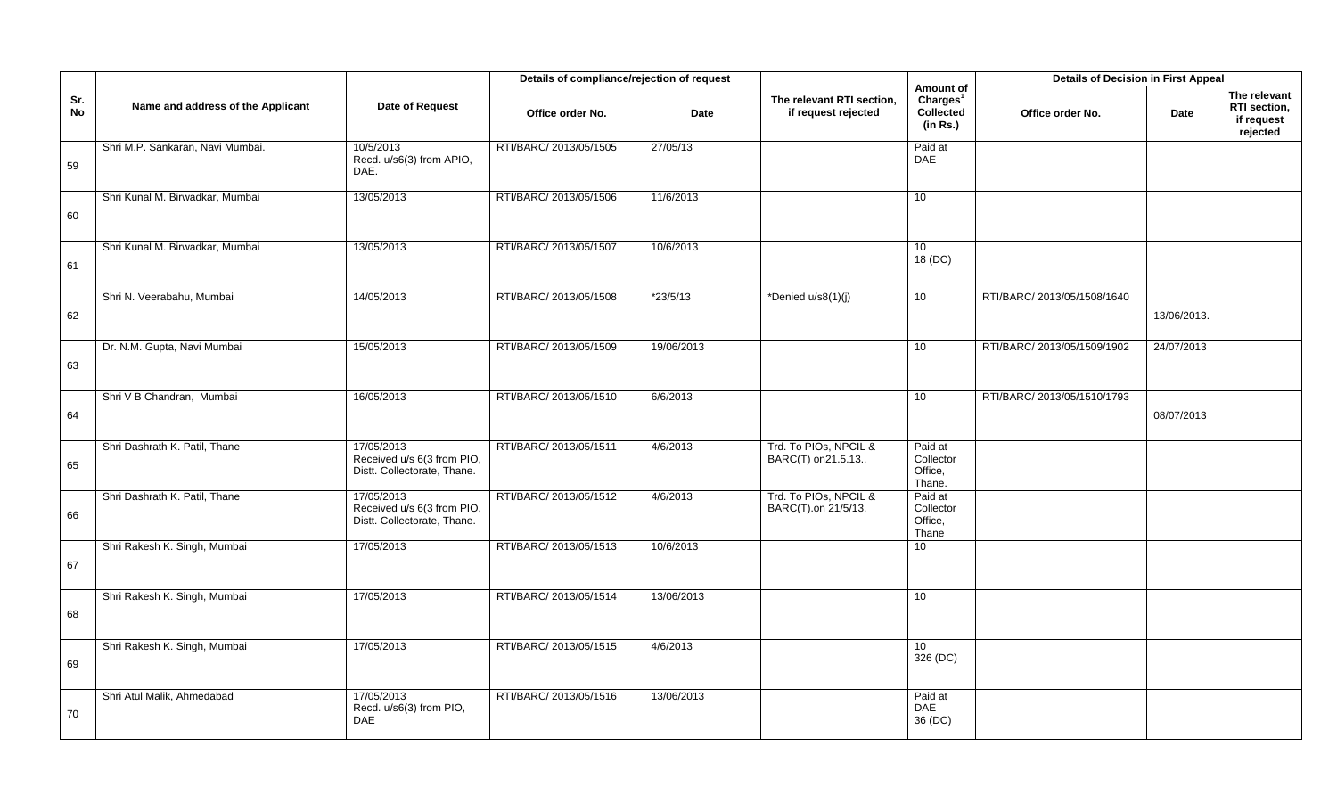| Sr. No | Name and address of the Applicant | Date of Request | Details of compliance/rejection of request | | The relevant RTI section, if request rejected | Amount of Charges[1] Collected (in Rs.) | Details of Decision in First Appeal | | |
|---|---|---|---|---|---|---|---|---|---|
| | | | Office order No. | Date | | | Office order No. | Date | The relevant RTI section, if request rejected |
| 59 | Shri M.P. Sankaran, Navi Mumbai. | 10/5/2013 Recd. u/s6(3) from APIO, DAE. | RTI/BARC/ 2013/05/1505 | 27/05/13 | | Paid at DAE | | | |
| 60 | Shri Kunal M. Birwadkar, Mumbai | 13/05/2013 | RTI/BARC/ 2013/05/1506 | 11/6/2013 | | 10 | | | |
| 61 | Shri Kunal M. Birwadkar, Mumbai | 13/05/2013 | RTI/BARC/ 2013/05/1507 | 10/6/2013 | | 10 18 (DC) | | | |
| 62 | Shri N. Veerabahu, Mumbai | 14/05/2013 | RTI/BARC/ 2013/05/1508 | *23/5/13 | *Denied u/s8(1)(j) | 10 | RTI/BARC/ 2013/05/1508/1640 | 13/06/2013. | |
| 63 | Dr. N.M. Gupta, Navi Mumbai | 15/05/2013 | RTI/BARC/ 2013/05/1509 | 19/06/2013 | | 10 | RTI/BARC/ 2013/05/1509/1902 | 24/07/2013 | |
| 64 | Shri V B Chandran, Mumbai | 16/05/2013 | RTI/BARC/ 2013/05/1510 | 6/6/2013 | | 10 | RTI/BARC/ 2013/05/1510/1793 | 08/07/2013 | |
| 65 | Shri Dashrath K. Patil, Thane | 17/05/2013 Received u/s 6(3 from PIO, Distt. Collectorate, Thane. | RTI/BARC/ 2013/05/1511 | 4/6/2013 | Trd. To PIOs, NPCIL & BARC(T) on21.5.13.. | Paid at Collector Office, Thane. | | | |
| 66 | Shri Dashrath K. Patil, Thane | 17/05/2013 Received u/s 6(3 from PIO, Distt. Collectorate, Thane. | RTI/BARC/ 2013/05/1512 | 4/6/2013 | Trd. To PIOs, NPCIL & BARC(T).on 21/5/13. | Paid at Collector Office, Thane | | | |
| 67 | Shri Rakesh K. Singh, Mumbai | 17/05/2013 | RTI/BARC/ 2013/05/1513 | 10/6/2013 | | 10 | | | |
| 68 | Shri Rakesh K. Singh, Mumbai | 17/05/2013 | RTI/BARC/ 2013/05/1514 | 13/06/2013 | | 10 | | | |
| 69 | Shri Rakesh K. Singh, Mumbai | 17/05/2013 | RTI/BARC/ 2013/05/1515 | 4/6/2013 | | 10 326 (DC) | | | |
| 70 | Shri Atul Malik, Ahmedabad | 17/05/2013 Recd. u/s6(3) from PIO, DAE | RTI/BARC/ 2013/05/1516 | 13/06/2013 | | Paid at DAE 36 (DC) | | | |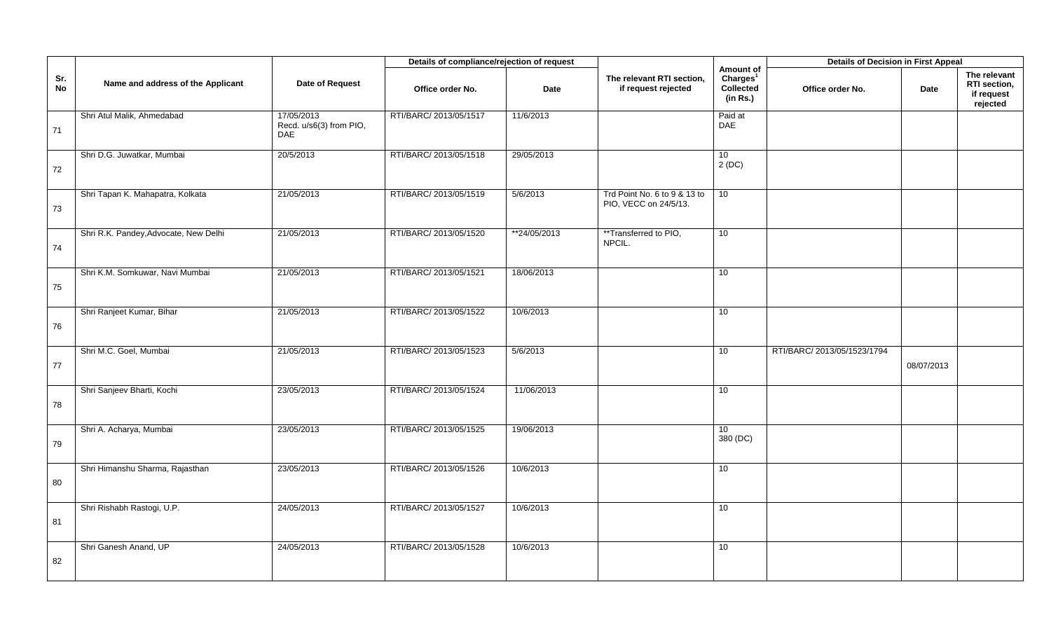| Sr. No | Name and address of the Applicant | Date of Request | Details of compliance/rejection of request | | The relevant RTI section, if request rejected | Amount of Charges[1] Collected (in Rs.) | Details of Decision in First Appeal | | |
|---|---|---|---|---|---|---|---|---|---|
| | | | Office order No. | Date | | | Office order No. | Date | The relevant RTI section, if request rejected |
| 71 | Shri Atul Malik, Ahmedabad | 17/05/2013 Recd. u/s6(3) from PIO, DAE | RTI/BARC/ 2013/05/1517 | 11/6/2013 | | Paid at DAE | | | |
| 72 | Shri D.G. Juwatkar, Mumbai | 20/5/2013 | RTI/BARC/ 2013/05/1518 | 29/05/2013 | | 10 2 (DC) | | | |
| 73 | Shri Tapan K. Mahapatra, Kolkata | 21/05/2013 | RTI/BARC/ 2013/05/1519 | 5/6/2013 | Trd Point No. 6 to 9 & 13 to PIO, VECC on 24/5/13. | 10 | | | |
| 74 | Shri R.K. Pandey,Advocate, New Delhi | 21/05/2013 | RTI/BARC/ 2013/05/1520 | **24/05/2013 | **Transferred to PIO, NPCIL. | 10 | | | |
| 75 | Shri K.M. Somkuwar, Navi Mumbai | 21/05/2013 | RTI/BARC/ 2013/05/1521 | 18/06/2013 | | 10 | | | |
| 76 | Shri Ranjeet Kumar, Bihar | 21/05/2013 | RTI/BARC/ 2013/05/1522 | 10/6/2013 | | 10 | | | |
| 77 | Shri M.C. Goel, Mumbai | 21/05/2013 | RTI/BARC/ 2013/05/1523 | 5/6/2013 | | 10 | RTI/BARC/ 2013/05/1523/1794 | 08/07/2013 | |
| 78 | Shri Sanjeev Bharti, Kochi | 23/05/2013 | RTI/BARC/ 2013/05/1524 | 11/06/2013 | | 10 | | | |
| 79 | Shri A. Acharya, Mumbai | 23/05/2013 | RTI/BARC/ 2013/05/1525 | 19/06/2013 | | 10 380 (DC) | | | |
| 80 | Shri Himanshu Sharma, Rajasthan | 23/05/2013 | RTI/BARC/ 2013/05/1526 | 10/6/2013 | | 10 | | | |
| 81 | Shri Rishabh Rastogi, U.P. | 24/05/2013 | RTI/BARC/ 2013/05/1527 | 10/6/2013 | | 10 | | | |
| 82 | Shri Ganesh Anand, UP | 24/05/2013 | RTI/BARC/ 2013/05/1528 | 10/6/2013 | | 10 | | | |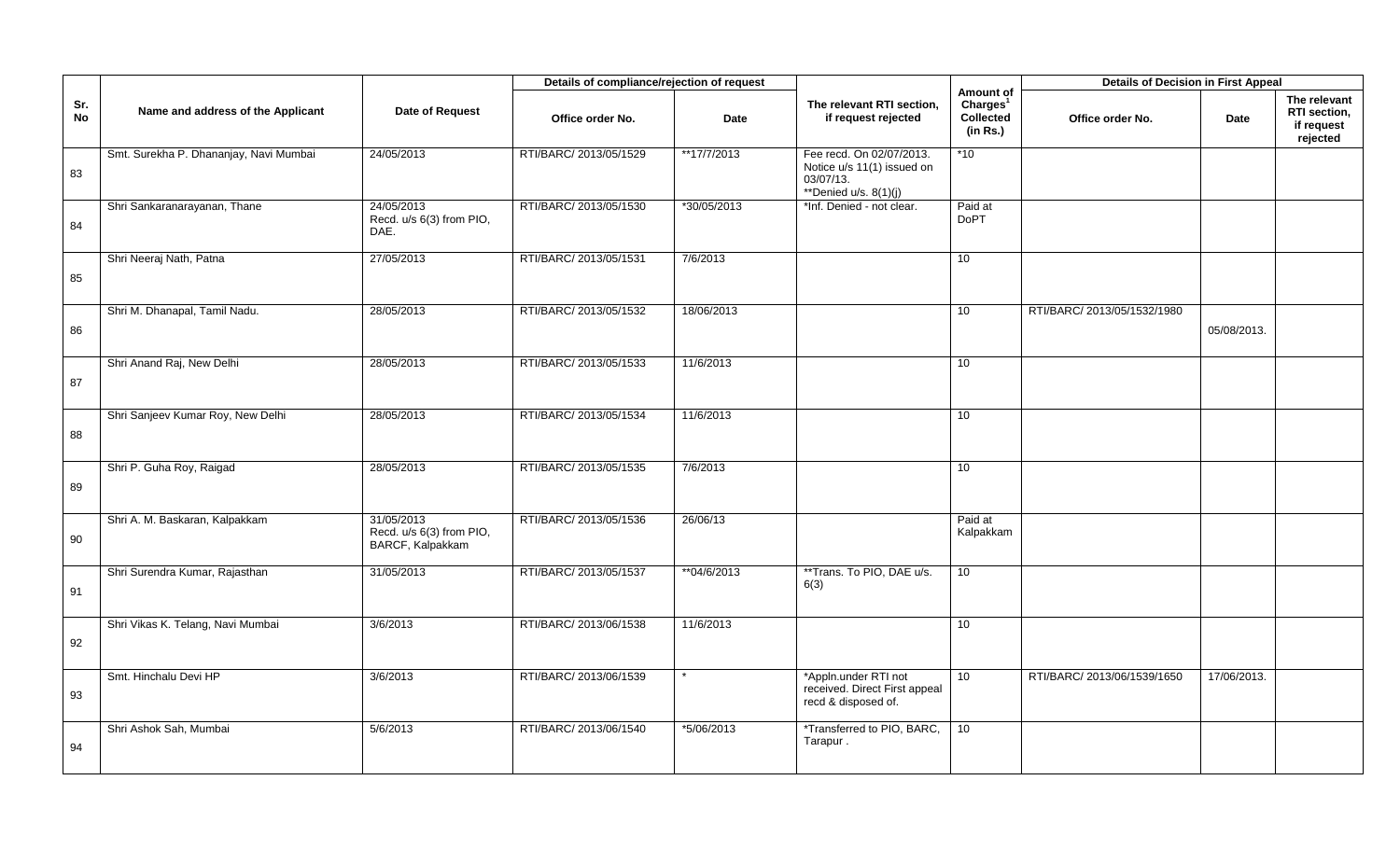| Sr. No | Name and address of the Applicant | Date of Request | Details of compliance/rejection of request | | The relevant RTI section, if request rejected | Amount of Charges[1] Collected (in Rs.) | Details of Decision in First Appeal | | |
|---|---|---|---|---|---|---|---|---|---|
| | | | Office order No. | Date | | | Office order No. | Date | The relevant RTI section, if request rejected |
| 83 | Smt. Surekha P. Dhananjay, Navi Mumbai | 24/05/2013 | RTI/BARC/ 2013/05/1529 | **17/7/2013 | Fee recd. On 02/07/2013. Notice u/s 11(1) issued on 03/07/13. **Denied u/s. 8(1)(j) | *10 | | | |
| 84 | Shri Sankaranarayanan, Thane | 24/05/2013 Recd. u/s 6(3) from PIO, DAE. | RTI/BARC/ 2013/05/1530 | *30/05/2013 | *Inf. Denied - not clear. | Paid at DoPT | | | |
| 85 | Shri Neeraj Nath, Patna | 27/05/2013 | RTI/BARC/ 2013/05/1531 | 7/6/2013 | | 10 | | | |
| 86 | Shri M. Dhanapal, Tamil Nadu. | 28/05/2013 | RTI/BARC/ 2013/05/1532 | 18/06/2013 | | 10 | RTI/BARC/ 2013/05/1532/1980 | 05/08/2013. | |
| 87 | Shri Anand Raj, New Delhi | 28/05/2013 | RTI/BARC/ 2013/05/1533 | 11/6/2013 | | 10 | | | |
| 88 | Shri Sanjeev Kumar Roy, New Delhi | 28/05/2013 | RTI/BARC/ 2013/05/1534 | 11/6/2013 | | 10 | | | |
| 89 | Shri P. Guha Roy, Raigad | 28/05/2013 | RTI/BARC/ 2013/05/1535 | 7/6/2013 | | 10 | | | |
| 90 | Shri A. M. Baskaran, Kalpakkam | 31/05/2013 Recd. u/s 6(3) from PIO, BARCF, Kalpakkam | RTI/BARC/ 2013/05/1536 | 26/06/13 | | Paid at Kalpakkam | | | |
| 91 | Shri Surendra Kumar, Rajasthan | 31/05/2013 | RTI/BARC/ 2013/05/1537 | **04/6/2013 | **Trans. To PIO, DAE u/s. 6(3) | 10 | | | |
| 92 | Shri Vikas K. Telang, Navi Mumbai | 3/6/2013 | RTI/BARC/ 2013/06/1538 | 11/6/2013 | | 10 | | | |
| 93 | Smt. Hinchalu Devi HP | 3/6/2013 | RTI/BARC/ 2013/06/1539 | * | *Appln.under RTI not received. Direct First appeal recd & disposed of. | 10 | RTI/BARC/ 2013/06/1539/1650 | 17/06/2013. | |
| 94 | Shri Ashok Sah, Mumbai | 5/6/2013 | RTI/BARC/ 2013/06/1540 | *5/06/2013 | *Transferred to PIO, BARC, Tarapur . | 10 | | | |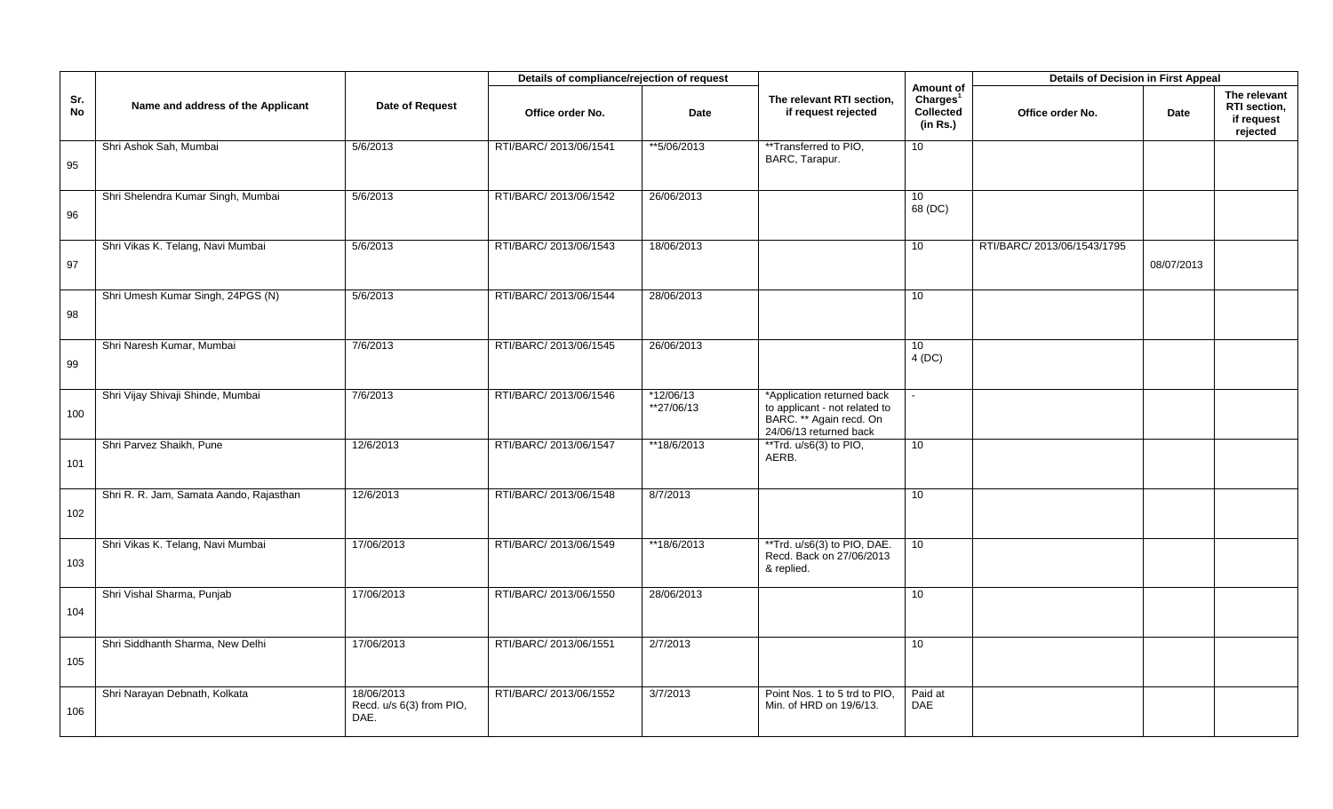| Sr. No | Name and address of the Applicant | Date of Request | Details of compliance/rejection of request | | The relevant RTI section, if request rejected | Amount of Charges[1] Collected (in Rs.) | Details of Decision in First Appeal | | |
|---|---|---|---|---|---|---|---|---|---|
| | | | Office order No. | Date | | | Office order No. | Date | The relevant RTI section, if request rejected |
| 95 | Shri Ashok Sah, Mumbai | 5/6/2013 | RTI/BARC/ 2013/06/1541 | **5/06/2013 | **Transferred to PIO, BARC, Tarapur. | 10 | | | |
| 96 | Shri Shelendra Kumar Singh, Mumbai | 5/6/2013 | RTI/BARC/ 2013/06/1542 | 26/06/2013 | | 10<br>68 (DC) | | | |
| 97 | Shri Vikas K. Telang, Navi Mumbai | 5/6/2013 | RTI/BARC/ 2013/06/1543 | 18/06/2013 | | 10 | RTI/BARC/ 2013/06/1543/1795 | 08/07/2013 | |
| 98 | Shri Umesh Kumar Singh, 24PGS (N) | 5/6/2013 | RTI/BARC/ 2013/06/1544 | 28/06/2013 | | 10 | | | |
| 99 | Shri Naresh Kumar, Mumbai | 7/6/2013 | RTI/BARC/ 2013/06/1545 | 26/06/2013 | | 10<br>4 (DC) | | | |
| 100 | Shri Vijay Shivaji Shinde, Mumbai | 7/6/2013 | RTI/BARC/ 2013/06/1546 | *12/06/13<br>**27/06/13 | *Application returned back to applicant - not related to BARC. ** Again recd. On 24/06/13 returned back | - | | | |
| 101 | Shri Parvez Shaikh, Pune | 12/6/2013 | RTI/BARC/ 2013/06/1547 | **18/6/2013 | **Trd. u/s6(3) to PIO, AERB. | 10 | | | |
| 102 | Shri R. R. Jam, Samata Aando, Rajasthan | 12/6/2013 | RTI/BARC/ 2013/06/1548 | 8/7/2013 | | 10 | | | |
| 103 | Shri Vikas K. Telang, Navi Mumbai | 17/06/2013 | RTI/BARC/ 2013/06/1549 | **18/6/2013 | **Trd. u/s6(3) to PIO, DAE. Recd. Back on 27/06/2013 & replied. | 10 | | | |
| 104 | Shri Vishal Sharma, Punjab | 17/06/2013 | RTI/BARC/ 2013/06/1550 | 28/06/2013 | | 10 | | | |
| 105 | Shri Siddhanth Sharma, New Delhi | 17/06/2013 | RTI/BARC/ 2013/06/1551 | 2/7/2013 | | 10 | | | |
| 106 | Shri Narayan Debnath, Kolkata | 18/06/2013<br>Recd. u/s 6(3) from PIO, DAE. | RTI/BARC/ 2013/06/1552 | 3/7/2013 | Point Nos. 1 to 5 trd to PIO, Min. of HRD on 19/6/13. | Paid at DAE | | | |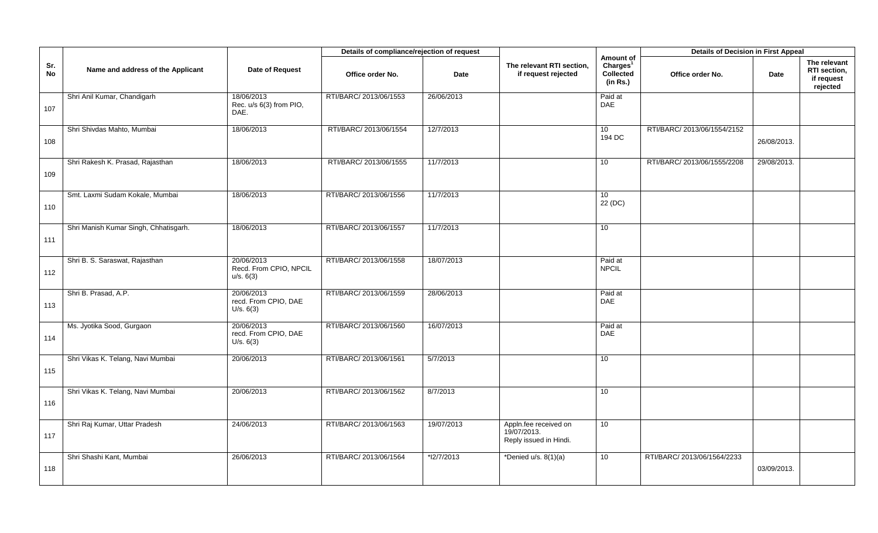| Sr. No | Name and address of the Applicant | Date of Request | Details of compliance/rejection of request | | The relevant RTI section, if request rejected | Amount of Charges[1] Collected (in Rs.) | Details of Decision in First Appeal | | |
|---|---|---|---|---|---|---|---|---|---|
| | | | Office order No. | Date | | | Office order No. | Date | The relevant RTI section, if request rejected |
| 107 | Shri Anil Kumar, Chandigarh | 18/06/2013 Rec. u/s 6(3) from PIO, DAE. | RTI/BARC/ 2013/06/1553 | 26/06/2013 | | Paid at DAE | | | |
| 108 | Shri Shivdas Mahto, Mumbai | 18/06/2013 | RTI/BARC/ 2013/06/1554 | 12/7/2013 | | 10 194 DC | RTI/BARC/ 2013/06/1554/2152 | 26/08/2013. | |
| 109 | Shri Rakesh K. Prasad, Rajasthan | 18/06/2013 | RTI/BARC/ 2013/06/1555 | 11/7/2013 | | 10 | RTI/BARC/ 2013/06/1555/2208 | 29/08/2013. | |
| 110 | Smt. Laxmi Sudam Kokale, Mumbai | 18/06/2013 | RTI/BARC/ 2013/06/1556 | 11/7/2013 | | 10 22 (DC) | | | |
| 111 | Shri Manish Kumar Singh, Chhatisgarh. | 18/06/2013 | RTI/BARC/ 2013/06/1557 | 11/7/2013 | | 10 | | | |
| 112 | Shri B. S. Saraswat, Rajasthan | 20/06/2013 Recd. From CPIO, NPCIL u/s. 6(3) | RTI/BARC/ 2013/06/1558 | 18/07/2013 | | Paid at NPCIL | | | |
| 113 | Shri B. Prasad, A.P. | 20/06/2013 recd. From CPIO, DAE U/s. 6(3) | RTI/BARC/ 2013/06/1559 | 28/06/2013 | | Paid at DAE | | | |
| 114 | Ms. Jyotika Sood, Gurgaon | 20/06/2013 recd. From CPIO, DAE U/s. 6(3) | RTI/BARC/ 2013/06/1560 | 16/07/2013 | | Paid at DAE | | | |
| 115 | Shri Vikas K. Telang, Navi Mumbai | 20/06/2013 | RTI/BARC/ 2013/06/1561 | 5/7/2013 | | 10 | | | |
| 116 | Shri Vikas K. Telang, Navi Mumbai | 20/06/2013 | RTI/BARC/ 2013/06/1562 | 8/7/2013 | | 10 | | | |
| 117 | Shri Raj Kumar, Uttar Pradesh | 24/06/2013 | RTI/BARC/ 2013/06/1563 | 19/07/2013 | Appln.fee received on 19/07/2013. Reply issued in Hindi. | 10 | | | |
| 118 | Shri Shashi Kant, Mumbai | 26/06/2013 | RTI/BARC/ 2013/06/1564 | *12/7/2013 | *Denied u/s. 8(1)(a) | 10 | RTI/BARC/ 2013/06/1564/2233 | 03/09/2013. | |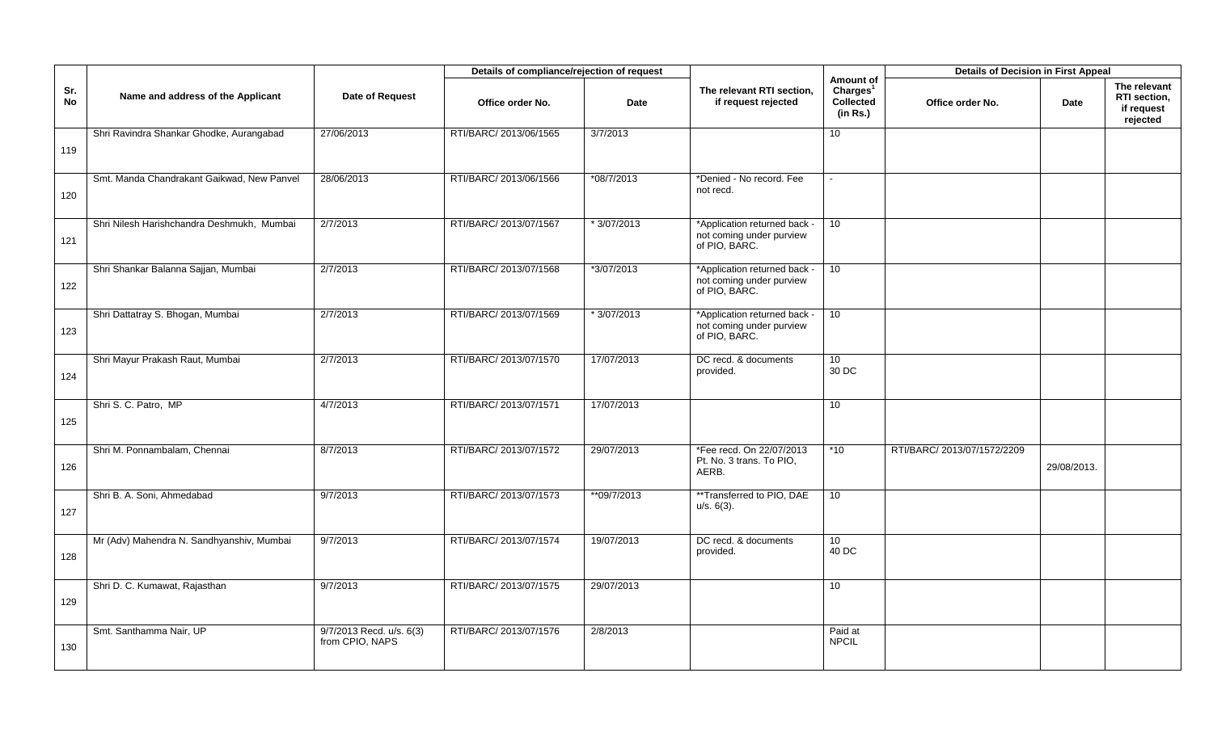| Sr. No | Name and address of the Applicant | Date of Request | Details of compliance/rejection of request | | The relevant RTI section, if request rejected | Amount of Charges[1] Collected (in Rs.) | Details of Decision in First Appeal | | |
|---|---|---|---|---|---|---|---|---|---|
| | | | Office order No. | Date | | | Office order No. | Date | The relevant RTI section, if request rejected |
| 119 | Shri Ravindra Shankar Ghodke, Aurangabad | 27/06/2013 | RTI/BARC/ 2013/06/1565 | 3/7/2013 | | 10 | | | |
| 120 | Smt. Manda Chandrakant Gaikwad, New Panvel | 28/06/2013 | RTI/BARC/ 2013/06/1566 | *08/7/2013 | *Denied - No record. Fee not recd. | - | | | |
| 121 | Shri Nilesh Harishchandra Deshmukh, Mumbai | 2/7/2013 | RTI/BARC/ 2013/07/1567 | * 3/07/2013 | *Application returned back - not coming under purview of PIO, BARC. | 10 | | | |
| 122 | Shri Shankar Balanna Sajjan, Mumbai | 2/7/2013 | RTI/BARC/ 2013/07/1568 | *3/07/2013 | *Application returned back - not coming under purview of PIO, BARC. | 10 | | | |
| 123 | Shri Dattatray S. Bhogan, Mumbai | 2/7/2013 | RTI/BARC/ 2013/07/1569 | * 3/07/2013 | *Application returned back - not coming under purview of PIO, BARC. | 10 | | | |
| 124 | Shri Mayur Prakash Raut, Mumbai | 2/7/2013 | RTI/BARC/ 2013/07/1570 | 17/07/2013 | DC recd. & documents provided. | 10<br>30 DC | | | |
| 125 | Shri S. C. Patro, MP | 4/7/2013 | RTI/BARC/ 2013/07/1571 | 17/07/2013 | | 10 | | | |
| 126 | Shri M. Ponnambalam, Chennai | 8/7/2013 | RTI/BARC/ 2013/07/1572 | 29/07/2013 | *Fee recd. On 22/07/2013 Pt. No. 3 trans. To PIO, AERB. | *10 | RTI/BARC/ 2013/07/1572/2209 | 29/08/2013. | |
| 127 | Shri B. A. Soni, Ahmedabad | 9/7/2013 | RTI/BARC/ 2013/07/1573 | **09/7/2013 | **Transferred to PIO, DAE u/s. 6(3). | 10 | | | |
| 128 | Mr (Adv) Mahendra N. Sandhyanshiv, Mumbai | 9/7/2013 | RTI/BARC/ 2013/07/1574 | 19/07/2013 | DC recd. & documents provided. | 10<br>40 DC | | | |
| 129 | Shri D. C. Kumawat, Rajasthan | 9/7/2013 | RTI/BARC/ 2013/07/1575 | 29/07/2013 | | 10 | | | |
| 130 | Smt. Santhamma Nair, UP | 9/7/2013 Recd. u/s. 6(3) from CPIO, NAPS | RTI/BARC/ 2013/07/1576 | 2/8/2013 | | Paid at NPCIL | | | |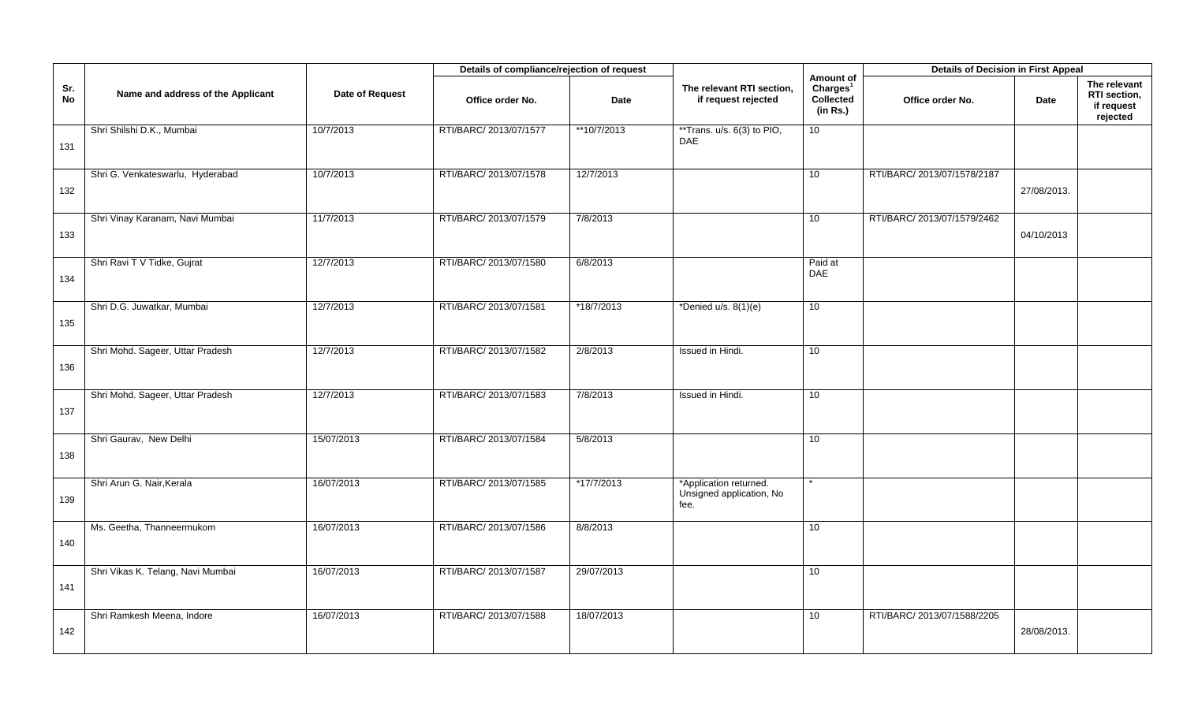| Sr. No | Name and address of the Applicant | Date of Request | Details of compliance/rejection of request | | The relevant RTI section, if request rejected | Amount of Charges[1] Collected (in Rs.) | Details of Decision in First Appeal | | |
|---|---|---|---|---|---|---|---|---|---|
| | | | Office order No. | Date | | | Office order No. | Date | The relevant RTI section, if request rejected |
| 131 | Shri Shilshi D.K., Mumbai | 10/7/2013 | RTI/BARC/ 2013/07/1577 | **10/7/2013 | **Trans. u/s. 6(3) to PIO, DAE | 10 | | | |
| 132 | Shri G. Venkateswarlu, Hyderabad | 10/7/2013 | RTI/BARC/ 2013/07/1578 | 12/7/2013 | | 10 | RTI/BARC/ 2013/07/1578/2187 | 27/08/2013. | |
| 133 | Shri Vinay Karanam, Navi Mumbai | 11/7/2013 | RTI/BARC/ 2013/07/1579 | 7/8/2013 | | 10 | RTI/BARC/ 2013/07/1579/2462 | 04/10/2013 | |
| 134 | Shri Ravi T V Tidke, Gujrat | 12/7/2013 | RTI/BARC/ 2013/07/1580 | 6/8/2013 | | Paid at DAE | | | |
| 135 | Shri D.G. Juwatkar, Mumbai | 12/7/2013 | RTI/BARC/ 2013/07/1581 | *18/7/2013 | *Denied u/s. 8(1)(e) | 10 | | | |
| 136 | Shri Mohd. Sageer, Uttar Pradesh | 12/7/2013 | RTI/BARC/ 2013/07/1582 | 2/8/2013 | Issued in Hindi. | 10 | | | |
| 137 | Shri Mohd. Sageer, Uttar Pradesh | 12/7/2013 | RTI/BARC/ 2013/07/1583 | 7/8/2013 | Issued in Hindi. | 10 | | | |
| 138 | Shri Gaurav, New Delhi | 15/07/2013 | RTI/BARC/ 2013/07/1584 | 5/8/2013 | | 10 | | | |
| 139 | Shri Arun G. Nair,Kerala | 16/07/2013 | RTI/BARC/ 2013/07/1585 | *17/7/2013 | *Application returned. Unsigned application, No fee. | * | | | |
| 140 | Ms. Geetha, Thanneermukom | 16/07/2013 | RTI/BARC/ 2013/07/1586 | 8/8/2013 | | 10 | | | |
| 141 | Shri Vikas K. Telang, Navi Mumbai | 16/07/2013 | RTI/BARC/ 2013/07/1587 | 29/07/2013 | | 10 | | | |
| 142 | Shri Ramkesh Meena, Indore | 16/07/2013 | RTI/BARC/ 2013/07/1588 | 18/07/2013 | | 10 | RTI/BARC/ 2013/07/1588/2205 | 28/08/2013. | |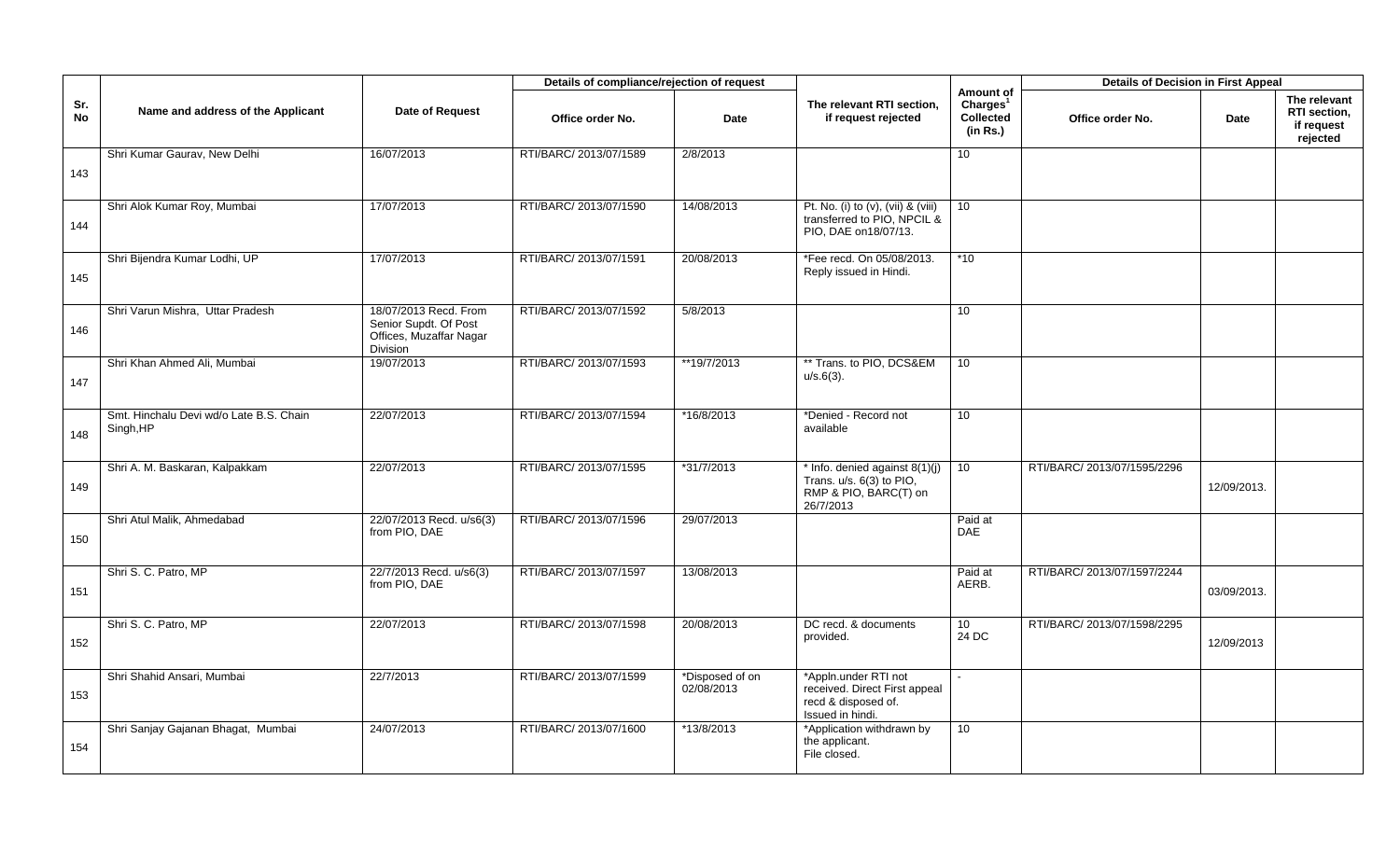| Sr. No | Name and address of the Applicant | Date of Request | Details of compliance/rejection of request | | The relevant RTI section, if request rejected | Amount of Charges[1] Collected (in Rs.) | Details of Decision in First Appeal | | |
|---|---|---|---|---|---|---|---|---|---|
| | | | Office order No. | Date | | | Office order No. | Date | The relevant RTI section, if request rejected |
| 143 | Shri Kumar Gaurav, New Delhi | 16/07/2013 | RTI/BARC/ 2013/07/1589 | 2/8/2013 | | 10 | | | |
| 144 | Shri Alok Kumar Roy, Mumbai | 17/07/2013 | RTI/BARC/ 2013/07/1590 | 14/08/2013 | Pt. No. (i) to (v), (vii) & (viii) transferred to PIO, NPCIL & PIO, DAE on18/07/13. | 10 | | | |
| 145 | Shri Bijendra Kumar Lodhi, UP | 17/07/2013 | RTI/BARC/ 2013/07/1591 | 20/08/2013 | *Fee recd. On 05/08/2013. Reply issued in Hindi. | *10 | | | |
| 146 | Shri Varun Mishra, Uttar Pradesh | 18/07/2013 Recd. From Senior Supdt. Of Post Offices, Muzaffar Nagar Division | RTI/BARC/ 2013/07/1592 | 5/8/2013 | | 10 | | | |
| 147 | Shri Khan Ahmed Ali, Mumbai | 19/07/2013 | RTI/BARC/ 2013/07/1593 | **19/7/2013 | ** Trans. to PIO, DCS&EM u/s.6(3). | 10 | | | |
| 148 | Smt. Hinchalu Devi wd/o Late B.S. Chain Singh,HP | 22/07/2013 | RTI/BARC/ 2013/07/1594 | *16/8/2013 | *Denied - Record not available | 10 | | | |
| 149 | Shri A. M. Baskaran, Kalpakkam | 22/07/2013 | RTI/BARC/ 2013/07/1595 | *31/7/2013 | * Info. denied against 8(1)(j) Trans. u/s. 6(3) to PIO, RMP & PIO, BARC(T) on 26/7/2013 | 10 | RTI/BARC/ 2013/07/1595/2296 | 12/09/2013. | |
| 150 | Shri Atul Malik, Ahmedabad | 22/07/2013 Recd. u/s6(3) from PIO, DAE | RTI/BARC/ 2013/07/1596 | 29/07/2013 | | Paid at DAE | | | |
| 151 | Shri S. C. Patro, MP | 22/7/2013 Recd. u/s6(3) from PIO, DAE | RTI/BARC/ 2013/07/1597 | 13/08/2013 | | Paid at AERB. | RTI/BARC/ 2013/07/1597/2244 | 03/09/2013. | |
| 152 | Shri S. C. Patro, MP | 22/07/2013 | RTI/BARC/ 2013/07/1598 | 20/08/2013 | DC recd. & documents provided. | 10<br>24 DC | RTI/BARC/ 2013/07/1598/2295 | 12/09/2013 | |
| 153 | Shri Shahid Ansari, Mumbai | 22/7/2013 | RTI/BARC/ 2013/07/1599 | *Disposed of on 02/08/2013 | *Appln.under RTI not received. Direct First appeal recd & disposed of. Issued in hindi. | - | | | |
| 154 | Shri Sanjay Gajanan Bhagat, Mumbai | 24/07/2013 | RTI/BARC/ 2013/07/1600 | *13/8/2013 | *Application withdrawn by the applicant. File closed. | 10 | | | |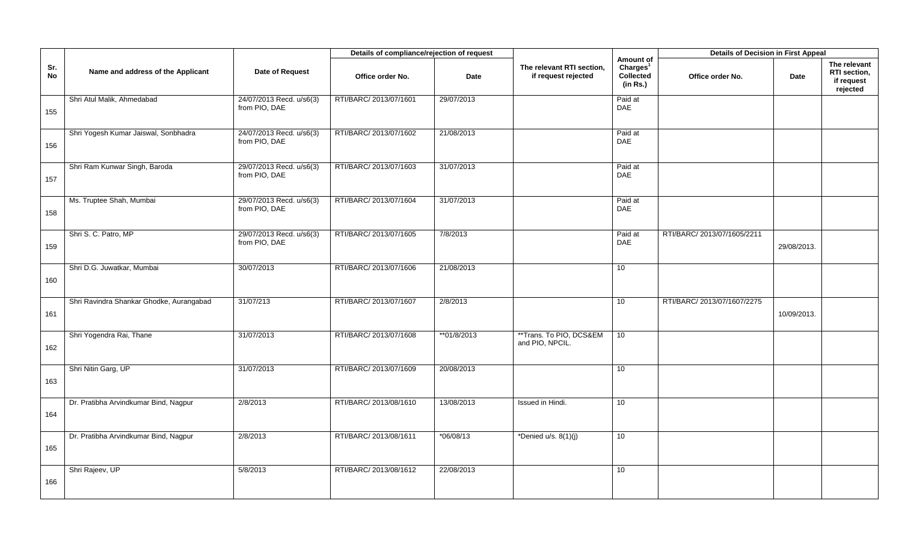| Sr. No | Name and address of the Applicant | Date of Request | Details of compliance/rejection of request | | The relevant RTI section, if request rejected | Amount of Charges[1] Collected (in Rs.) | Details of Decision in First Appeal | | |
|---|---|---|---|---|---|---|---|---|---|
| | | | Office order No. | Date | | | Office order No. | Date | The relevant RTI section, if request rejected |
| 155 | Shri Atul Malik, Ahmedabad | 24/07/2013 Recd. u/s6(3) from PIO, DAE | RTI/BARC/ 2013/07/1601 | 29/07/2013 | | Paid at DAE | | | |
| 156 | Shri Yogesh Kumar Jaiswal, Sonbhadra | 24/07/2013 Recd. u/s6(3) from PIO, DAE | RTI/BARC/ 2013/07/1602 | 21/08/2013 | | Paid at DAE | | | |
| 157 | Shri Ram Kunwar Singh, Baroda | 29/07/2013 Recd. u/s6(3) from PIO, DAE | RTI/BARC/ 2013/07/1603 | 31/07/2013 | | Paid at DAE | | | |
| 158 | Ms. Truptee Shah, Mumbai | 29/07/2013 Recd. u/s6(3) from PIO, DAE | RTI/BARC/ 2013/07/1604 | 31/07/2013 | | Paid at DAE | | | |
| 159 | Shri S. C. Patro, MP | 29/07/2013 Recd. u/s6(3) from PIO, DAE | RTI/BARC/ 2013/07/1605 | 7/8/2013 | | Paid at DAE | RTI/BARC/ 2013/07/1605/2211 | 29/08/2013. | |
| 160 | Shri D.G. Juwatkar, Mumbai | 30/07/2013 | RTI/BARC/ 2013/07/1606 | 21/08/2013 | | 10 | | | |
| 161 | Shri Ravindra Shankar Ghodke, Aurangabad | 31/07/213 | RTI/BARC/ 2013/07/1607 | 2/8/2013 | | 10 | RTI/BARC/ 2013/07/1607/2275 | 10/09/2013. | |
| 162 | Shri Yogendra Rai, Thane | 31/07/2013 | RTI/BARC/ 2013/07/1608 | **01/8/2013 | **Trans. To PIO, DCS&EM and PIO, NPCIL. | 10 | | | |
| 163 | Shri Nitin Garg, UP | 31/07/2013 | RTI/BARC/ 2013/07/1609 | 20/08/2013 | | 10 | | | |
| 164 | Dr. Pratibha Arvindkumar Bind, Nagpur | 2/8/2013 | RTI/BARC/ 2013/08/1610 | 13/08/2013 | Issued in Hindi. | 10 | | | |
| 165 | Dr. Pratibha Arvindkumar Bind, Nagpur | 2/8/2013 | RTI/BARC/ 2013/08/1611 | *06/08/13 | *Denied u/s. 8(1)(j) | 10 | | | |
| 166 | Shri Rajeev, UP | 5/8/2013 | RTI/BARC/ 2013/08/1612 | 22/08/2013 | | 10 | | | |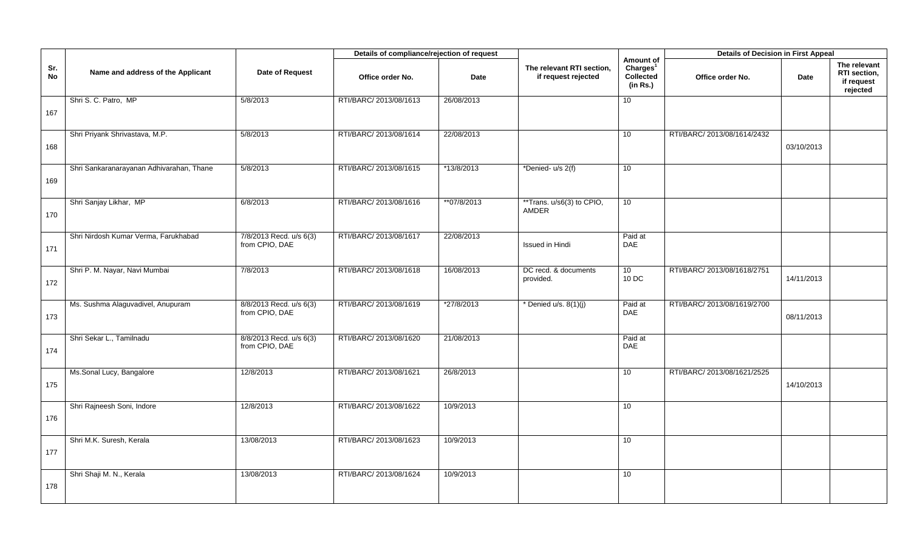| Sr. No | Name and address of the Applicant | Date of Request | Details of compliance/rejection of request | | The relevant RTI section, if request rejected | Amount of Charges[1] Collected (in Rs.) | Details of Decision in First Appeal | | |
|---|---|---|---|---|---|---|---|---|---|
| | | | Office order No. | Date | | | Office order No. | Date | The relevant RTI section, if request rejected |
| 167 | Shri S. C. Patro, MP | 5/8/2013 | RTI/BARC/ 2013/08/1613 | 26/08/2013 | | 10 | | | |
| 168 | Shri Priyank Shrivastava, M.P. | 5/8/2013 | RTI/BARC/ 2013/08/1614 | 22/08/2013 | | 10 | RTI/BARC/ 2013/08/1614/2432 | 03/10/2013 | |
| 169 | Shri Sankaranarayanan Adhivarahan, Thane | 5/8/2013 | RTI/BARC/ 2013/08/1615 | *13/8/2013 | *Denied- u/s 2(f) | 10 | | | |
| 170 | Shri Sanjay Likhar, MP | 6/8/2013 | RTI/BARC/ 2013/08/1616 | **07/8/2013 | **Trans. u/s6(3) to CPIO, AMDER | 10 | | | |
| 171 | Shri Nirdosh Kumar Verma, Farukhabad | 7/8/2013 Recd. u/s 6(3) from CPIO, DAE | RTI/BARC/ 2013/08/1617 | 22/08/2013 | Issued in Hindi | Paid at DAE | | | |
| 172 | Shri P. M. Nayar, Navi Mumbai | 7/8/2013 | RTI/BARC/ 2013/08/1618 | 16/08/2013 | DC recd. & documents provided. | 10<br>10 DC | RTI/BARC/ 2013/08/1618/2751 | 14/11/2013 | |
| 173 | Ms. Sushma Alaguvadivel, Anupuram | 8/8/2013 Recd. u/s 6(3) from CPIO, DAE | RTI/BARC/ 2013/08/1619 | *27/8/2013 | * Denied u/s. 8(1)(j) | Paid at DAE | RTI/BARC/ 2013/08/1619/2700 | 08/11/2013 | |
| 174 | Shri Sekar L., Tamilnadu | 8/8/2013 Recd. u/s 6(3) from CPIO, DAE | RTI/BARC/ 2013/08/1620 | 21/08/2013 | | Paid at DAE | | | |
| 175 | Ms.Sonal Lucy, Bangalore | 12/8/2013 | RTI/BARC/ 2013/08/1621 | 26/8/2013 | | 10 | RTI/BARC/ 2013/08/1621/2525 | 14/10/2013 | |
| 176 | Shri Rajneesh Soni, Indore | 12/8/2013 | RTI/BARC/ 2013/08/1622 | 10/9/2013 | | 10 | | | |
| 177 | Shri M.K. Suresh, Kerala | 13/08/2013 | RTI/BARC/ 2013/08/1623 | 10/9/2013 | | 10 | | | |
| 178 | Shri Shaji M. N., Kerala | 13/08/2013 | RTI/BARC/ 2013/08/1624 | 10/9/2013 | | 10 | | | |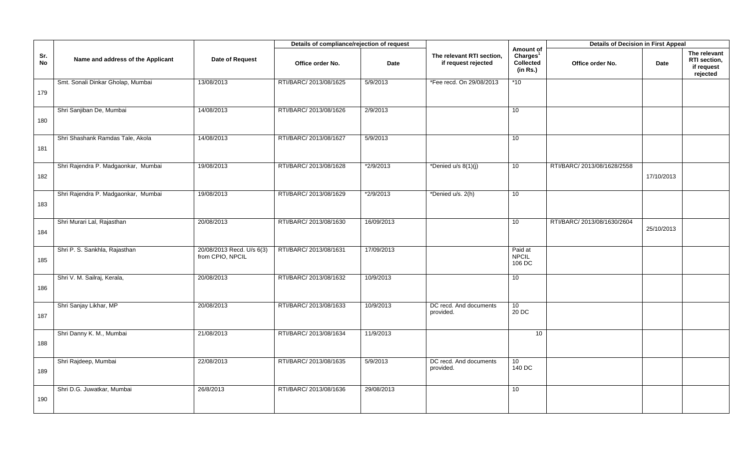| Sr. No | Name and address of the Applicant | Date of Request | Details of compliance/rejection of request | | The relevant RTI section, if request rejected | Amount of Charges[1] Collected (in Rs.) | Details of Decision in First Appeal | | |
|---|---|---|---|---|---|---|---|---|---|
| | | | Office order No. | Date | | | Office order No. | Date | The relevant RTI section, if request rejected |
| 179 | Smt. Sonali Dinkar Gholap, Mumbai | 13/08/2013 | RTI/BARC/ 2013/08/1625 | 5/9/2013 | *Fee recd. On 29/08/2013 | *10 | | | |
| 180 | Shri Sanjiban De, Mumbai | 14/08/2013 | RTI/BARC/ 2013/08/1626 | 2/9/2013 | | 10 | | | |
| 181 | Shri Shashank Ramdas Tale, Akola | 14/08/2013 | RTI/BARC/ 2013/08/1627 | 5/9/2013 | | 10 | | | |
| 182 | Shri Rajendra P. Madgaonkar, Mumbai | 19/08/2013 | RTI/BARC/ 2013/08/1628 | *2/9/2013 | *Denied u/s 8(1)(j) | 10 | RTI/BARC/ 2013/08/1628/2558 | 17/10/2013 | |
| 183 | Shri Rajendra P. Madgaonkar, Mumbai | 19/08/2013 | RTI/BARC/ 2013/08/1629 | *2/9/2013 | *Denied u/s. 2(h) | 10 | | | |
| 184 | Shri Murari Lal, Rajasthan | 20/08/2013 | RTI/BARC/ 2013/08/1630 | 16/09/2013 | | 10 | RTI/BARC/ 2013/08/1630/2604 | 25/10/2013 | |
| 185 | Shri P. S. Sankhla, Rajasthan | 20/08/2013 Recd. U/s 6(3) from CPIO, NPCIL | RTI/BARC/ 2013/08/1631 | 17/09/2013 | | Paid at NPCIL 106 DC | | | |
| 186 | Shri V. M. Sailraj, Kerala, | 20/08/2013 | RTI/BARC/ 2013/08/1632 | 10/9/2013 | | 10 | | | |
| 187 | Shri Sanjay Likhar, MP | 20/08/2013 | RTI/BARC/ 2013/08/1633 | 10/9/2013 | DC recd. And documents provided. | 10 20 DC | | | |
| 188 | Shri Danny K. M., Mumbai | 21/08/2013 | RTI/BARC/ 2013/08/1634 | 11/9/2013 | | 10 | | | |
| 189 | Shri Rajdeep, Mumbai | 22/08/2013 | RTI/BARC/ 2013/08/1635 | 5/9/2013 | DC recd. And documents provided. | 10 140 DC | | | |
| 190 | Shri D.G. Juwatkar, Mumbai | 26/8/2013 | RTI/BARC/ 2013/08/1636 | 29/08/2013 | | 10 | | | |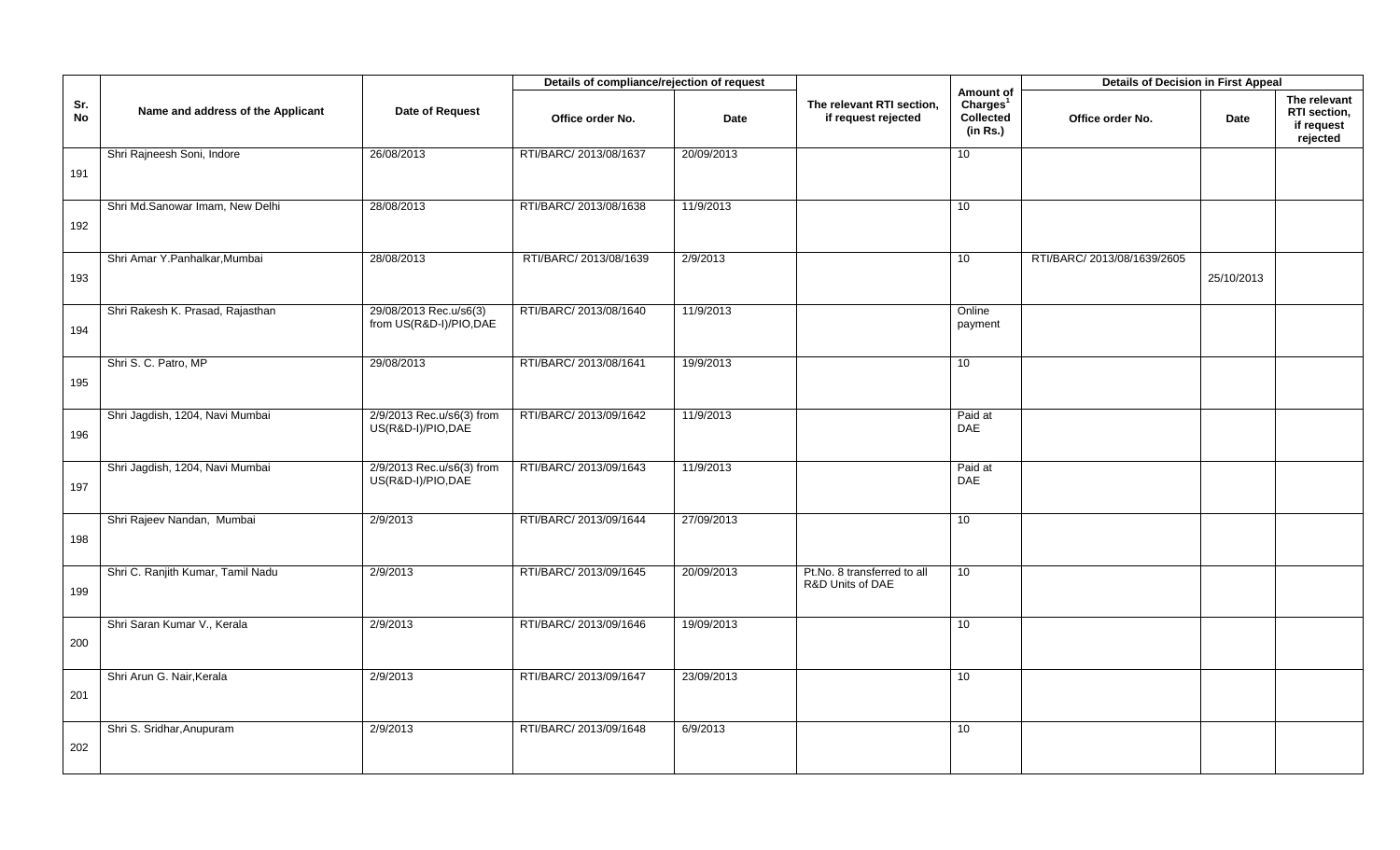| Sr. No | Name and address of the Applicant | Date of Request | Details of compliance/rejection of request | | The relevant RTI section, if request rejected | Amount of Charges[1] Collected (in Rs.) | Details of Decision in First Appeal | | |
|---|---|---|---|---|---|---|---|---|---|
| | | | Office order No. | Date | | | Office order No. | Date | The relevant RTI section, if request rejected |
| 191 | Shri Rajneesh Soni, Indore | 26/08/2013 | RTI/BARC/ 2013/08/1637 | 20/09/2013 | | 10 | | | |
| 192 | Shri Md.Sanowar Imam, New Delhi | 28/08/2013 | RTI/BARC/ 2013/08/1638 | 11/9/2013 | | 10 | | | |
| 193 | Shri Amar Y.Panhalkar,Mumbai | 28/08/2013 | RTI/BARC/ 2013/08/1639 | 2/9/2013 | | 10 | RTI/BARC/ 2013/08/1639/2605 | 25/10/2013 | |
| 194 | Shri Rakesh K. Prasad, Rajasthan | 29/08/2013 Rec.u/s6(3) from US(R&D-I)/PIO,DAE | RTI/BARC/ 2013/08/1640 | 11/9/2013 | | Online payment | | | |
| 195 | Shri S. C. Patro, MP | 29/08/2013 | RTI/BARC/ 2013/08/1641 | 19/9/2013 | | 10 | | | |
| 196 | Shri Jagdish, 1204, Navi Mumbai | 2/9/2013 Rec.u/s6(3) from US(R&D-I)/PIO,DAE | RTI/BARC/ 2013/09/1642 | 11/9/2013 | | Paid at DAE | | | |
| 197 | Shri Jagdish, 1204, Navi Mumbai | 2/9/2013 Rec.u/s6(3) from US(R&D-I)/PIO,DAE | RTI/BARC/ 2013/09/1643 | 11/9/2013 | | Paid at DAE | | | |
| 198 | Shri Rajeev Nandan, Mumbai | 2/9/2013 | RTI/BARC/ 2013/09/1644 | 27/09/2013 | | 10 | | | |
| 199 | Shri C. Ranjith Kumar, Tamil Nadu | 2/9/2013 | RTI/BARC/ 2013/09/1645 | 20/09/2013 | Pt.No. 8 transferred to all R&D Units of DAE | 10 | | | |
| 200 | Shri Saran Kumar V., Kerala | 2/9/2013 | RTI/BARC/ 2013/09/1646 | 19/09/2013 | | 10 | | | |
| 201 | Shri Arun G. Nair,Kerala | 2/9/2013 | RTI/BARC/ 2013/09/1647 | 23/09/2013 | | 10 | | | |
| 202 | Shri S. Sridhar,Anupuram | 2/9/2013 | RTI/BARC/ 2013/09/1648 | 6/9/2013 | | 10 | | | |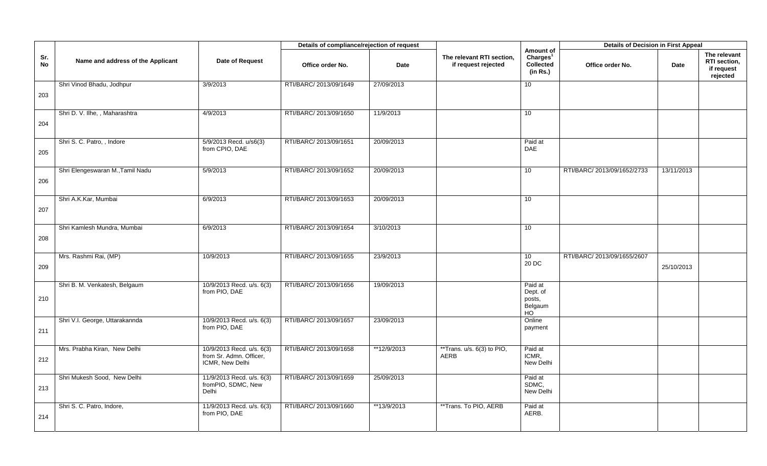| Sr. No | Name and address of the Applicant | Date of Request | Details of compliance/rejection of request | | The relevant RTI section, if request rejected | Amount of Charges[1] Collected (in Rs.) | Details of Decision in First Appeal | | |
|---|---|---|---|---|---|---|---|---|---|
| | | | Office order No. | Date | | | Office order No. | Date | The relevant RTI section, if request rejected |
| 203 | Shri Vinod Bhadu, Jodhpur | 3/9/2013 | RTI/BARC/ 2013/09/1649 | 27/09/2013 | | 10 | | | |
| 204 | Shri D. V. Ilhe, , Maharashtra | 4/9/2013 | RTI/BARC/ 2013/09/1650 | 11/9/2013 | | 10 | | | |
| 205 | Shri S. C. Patro, , Indore | 5/9/2013 Recd. u/s6(3) from CPIO, DAE | RTI/BARC/ 2013/09/1651 | 20/09/2013 | | Paid at DAE | | | |
| 206 | Shri Elengeswaran M.,Tamil Nadu | 5/9/2013 | RTI/BARC/ 2013/09/1652 | 20/09/2013 | | 10 | RTI/BARC/ 2013/09/1652/2733 | 13/11/2013 | |
| 207 | Shri A.K.Kar, Mumbai | 6/9/2013 | RTI/BARC/ 2013/09/1653 | 20/09/2013 | | 10 | | | |
| 208 | Shri Kamlesh Mundra, Mumbai | 6/9/2013 | RTI/BARC/ 2013/09/1654 | 3/10/2013 | | 10 | | | |
| 209 | Mrs. Rashmi Rai, (MP) | 10/9/2013 | RTI/BARC/ 2013/09/1655 | 23/9/2013 | | 10 20 DC | RTI/BARC/ 2013/09/1655/2607 | 25/10/2013 | |
| 210 | Shri B. M. Venkatesh, Belgaum | 10/9/2013 Recd. u/s. 6(3) from PIO, DAE | RTI/BARC/ 2013/09/1656 | 19/09/2013 | | Paid at Dept. of posts, Belgaum HO | | | |
| 211 | Shri V.I. George, Uttarakannda | 10/9/2013 Recd. u/s. 6(3) from PIO, DAE | RTI/BARC/ 2013/09/1657 | 23/09/2013 | | Online payment | | | |
| 212 | Mrs. Prabha Kiran, New Delhi | 10/9/2013 Recd. u/s. 6(3) from Sr. Admn. Officer, ICMR, New Delhi | RTI/BARC/ 2013/09/1658 | **12/9/2013 | **Trans. u/s. 6(3) to PIO, AERB | Paid at ICMR, New Delhi | | | |
| 213 | Shri Mukesh Sood, New Delhi | 11/9/2013 Recd. u/s. 6(3) fromPIO, SDMC, New Delhi | RTI/BARC/ 2013/09/1659 | 25/09/2013 | | Paid at SDMC, New Delhi | | | |
| 214 | Shri S. C. Patro, Indore, | 11/9/2013 Recd. u/s. 6(3) from PIO, DAE | RTI/BARC/ 2013/09/1660 | **13/9/2013 | **Trans. To PIO, AERB | Paid at AERB. | | | |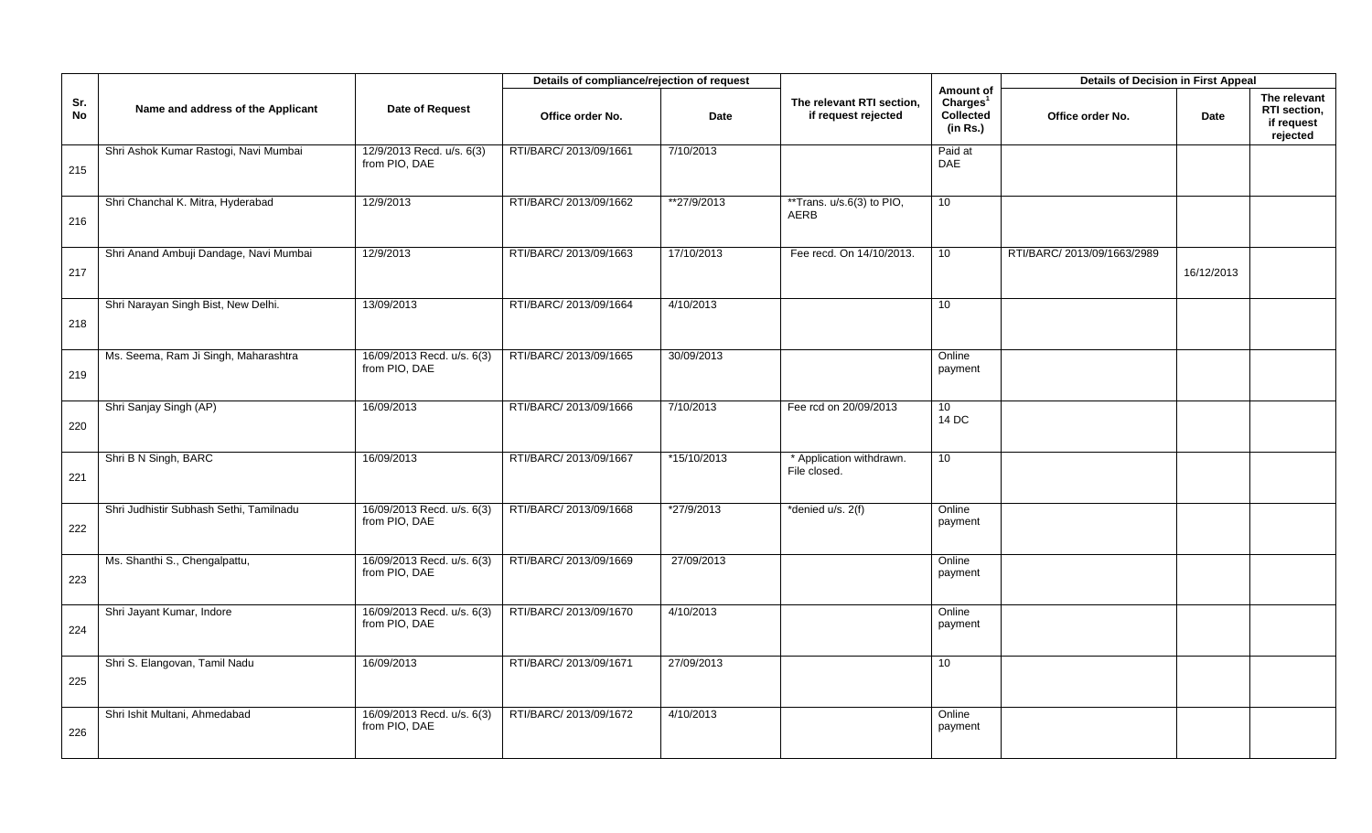| Sr. No | Name and address of the Applicant | Date of Request | Details of compliance/rejection of request | | The relevant RTI section, if request rejected | Amount of Charges[1] Collected (in Rs.) | Details of Decision in First Appeal | | |
|---|---|---|---|---|---|---|---|---|---|
| | | | Office order No. | Date | | | Office order No. | Date | The relevant RTI section, if request rejected |
| 215 | Shri Ashok Kumar Rastogi, Navi Mumbai | 12/9/2013 Recd. u/s. 6(3) from PIO, DAE | RTI/BARC/ 2013/09/1661 | 7/10/2013 | | Paid at DAE | | | |
| 216 | Shri Chanchal K. Mitra, Hyderabad | 12/9/2013 | RTI/BARC/ 2013/09/1662 | **27/9/2013 | **Trans. u/s.6(3) to PIO, AERB | 10 | | | |
| 217 | Shri Anand Ambuji Dandage, Navi Mumbai | 12/9/2013 | RTI/BARC/ 2013/09/1663 | 17/10/2013 | Fee recd. On 14/10/2013. | 10 | RTI/BARC/ 2013/09/1663/2989 | 16/12/2013 | |
| 218 | Shri Narayan Singh Bist, New Delhi. | 13/09/2013 | RTI/BARC/ 2013/09/1664 | 4/10/2013 | | 10 | | | |
| 219 | Ms. Seema, Ram Ji Singh, Maharashtra | 16/09/2013 Recd. u/s. 6(3) from PIO, DAE | RTI/BARC/ 2013/09/1665 | 30/09/2013 | | Online payment | | | |
| 220 | Shri Sanjay Singh (AP) | 16/09/2013 | RTI/BARC/ 2013/09/1666 | 7/10/2013 | Fee rcd on 20/09/2013 | 10 14 DC | | | |
| 221 | Shri B N Singh, BARC | 16/09/2013 | RTI/BARC/ 2013/09/1667 | *15/10/2013 | * Application withdrawn. File closed. | 10 | | | |
| 222 | Shri Judhistir Subhash Sethi, Tamilnadu | 16/09/2013 Recd. u/s. 6(3) from PIO, DAE | RTI/BARC/ 2013/09/1668 | *27/9/2013 | *denied u/s. 2(f) | Online payment | | | |
| 223 | Ms. Shanthi S., Chengalpattu, | 16/09/2013 Recd. u/s. 6(3) from PIO, DAE | RTI/BARC/ 2013/09/1669 | 27/09/2013 | | Online payment | | | |
| 224 | Shri Jayant Kumar, Indore | 16/09/2013 Recd. u/s. 6(3) from PIO, DAE | RTI/BARC/ 2013/09/1670 | 4/10/2013 | | Online payment | | | |
| 225 | Shri S. Elangovan, Tamil Nadu | 16/09/2013 | RTI/BARC/ 2013/09/1671 | 27/09/2013 | | 10 | | | |
| 226 | Shri Ishit Multani, Ahmedabad | 16/09/2013 Recd. u/s. 6(3) from PIO, DAE | RTI/BARC/ 2013/09/1672 | 4/10/2013 | | Online payment | | | |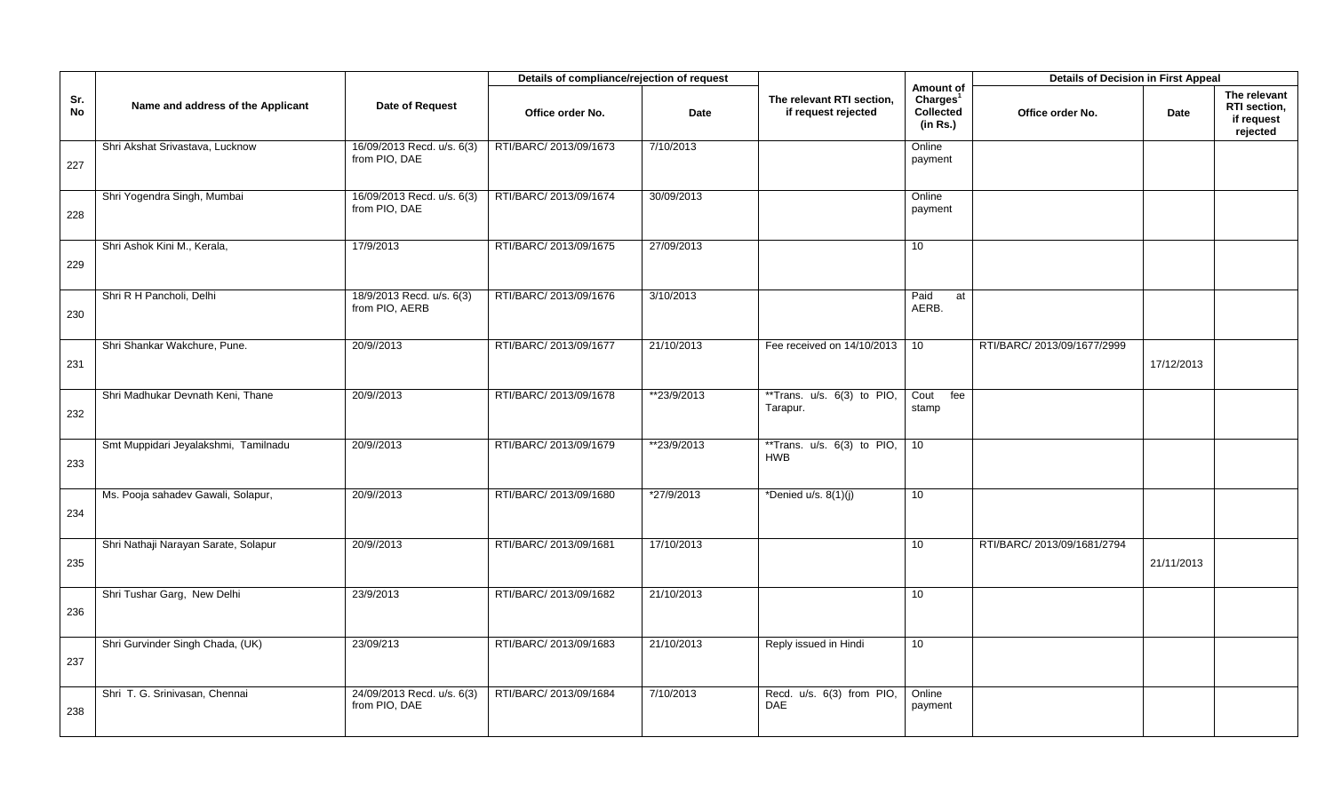| Sr. No | Name and address of the Applicant | Date of Request | Details of compliance/rejection of request | | The relevant RTI section, if request rejected | Amount of Charges[1] Collected (in Rs.) | Details of Decision in First Appeal | | |
|---|---|---|---|---|---|---|---|---|---|
| | | | Office order No. | Date | | | Office order No. | Date | The relevant RTI section, if request rejected |
| 227 | Shri Akshat Srivastava, Lucknow | 16/09/2013 Recd. u/s. 6(3) from PIO, DAE | RTI/BARC/ 2013/09/1673 | 7/10/2013 | | Online payment | | | |
| 228 | Shri Yogendra Singh, Mumbai | 16/09/2013 Recd. u/s. 6(3) from PIO, DAE | RTI/BARC/ 2013/09/1674 | 30/09/2013 | | Online payment | | | |
| 229 | Shri Ashok Kini M., Kerala, | 17/9/2013 | RTI/BARC/ 2013/09/1675 | 27/09/2013 | | 10 | | | |
| 230 | Shri R H Pancholi, Delhi | 18/9/2013 Recd. u/s. 6(3) from PIO, AERB | RTI/BARC/ 2013/09/1676 | 3/10/2013 | | Paid at AERB. | | | |
| 231 | Shri Shankar Wakchure, Pune. | 20/9//2013 | RTI/BARC/ 2013/09/1677 | 21/10/2013 | Fee received on 14/10/2013 | 10 | RTI/BARC/ 2013/09/1677/2999 | 17/12/2013 | |
| 232 | Shri Madhukar Devnath Keni, Thane | 20/9//2013 | RTI/BARC/ 2013/09/1678 | **23/9/2013 | **Trans. u/s. 6(3) to PIO, Tarapur. | Cout fee stamp | | | |
| 233 | Smt Muppidari Jeyalakshmi, Tamilnadu | 20/9//2013 | RTI/BARC/ 2013/09/1679 | **23/9/2013 | **Trans. u/s. 6(3) to PIO, HWB | 10 | | | |
| 234 | Ms. Pooja sahadev Gawali, Solapur, | 20/9//2013 | RTI/BARC/ 2013/09/1680 | *27/9/2013 | *Denied u/s. 8(1)(j) | 10 | | | |
| 235 | Shri Nathaji Narayan Sarate, Solapur | 20/9//2013 | RTI/BARC/ 2013/09/1681 | 17/10/2013 | | 10 | RTI/BARC/ 2013/09/1681/2794 | 21/11/2013 | |
| 236 | Shri Tushar Garg, New Delhi | 23/9/2013 | RTI/BARC/ 2013/09/1682 | 21/10/2013 | | 10 | | | |
| 237 | Shri Gurvinder Singh Chada, (UK) | 23/09/213 | RTI/BARC/ 2013/09/1683 | 21/10/2013 | Reply issued in Hindi | 10 | | | |
| 238 | Shri T. G. Srinivasan, Chennai | 24/09/2013 Recd. u/s. 6(3) from PIO, DAE | RTI/BARC/ 2013/09/1684 | 7/10/2013 | Recd. u/s. 6(3) from PIO, DAE | Online payment | | | |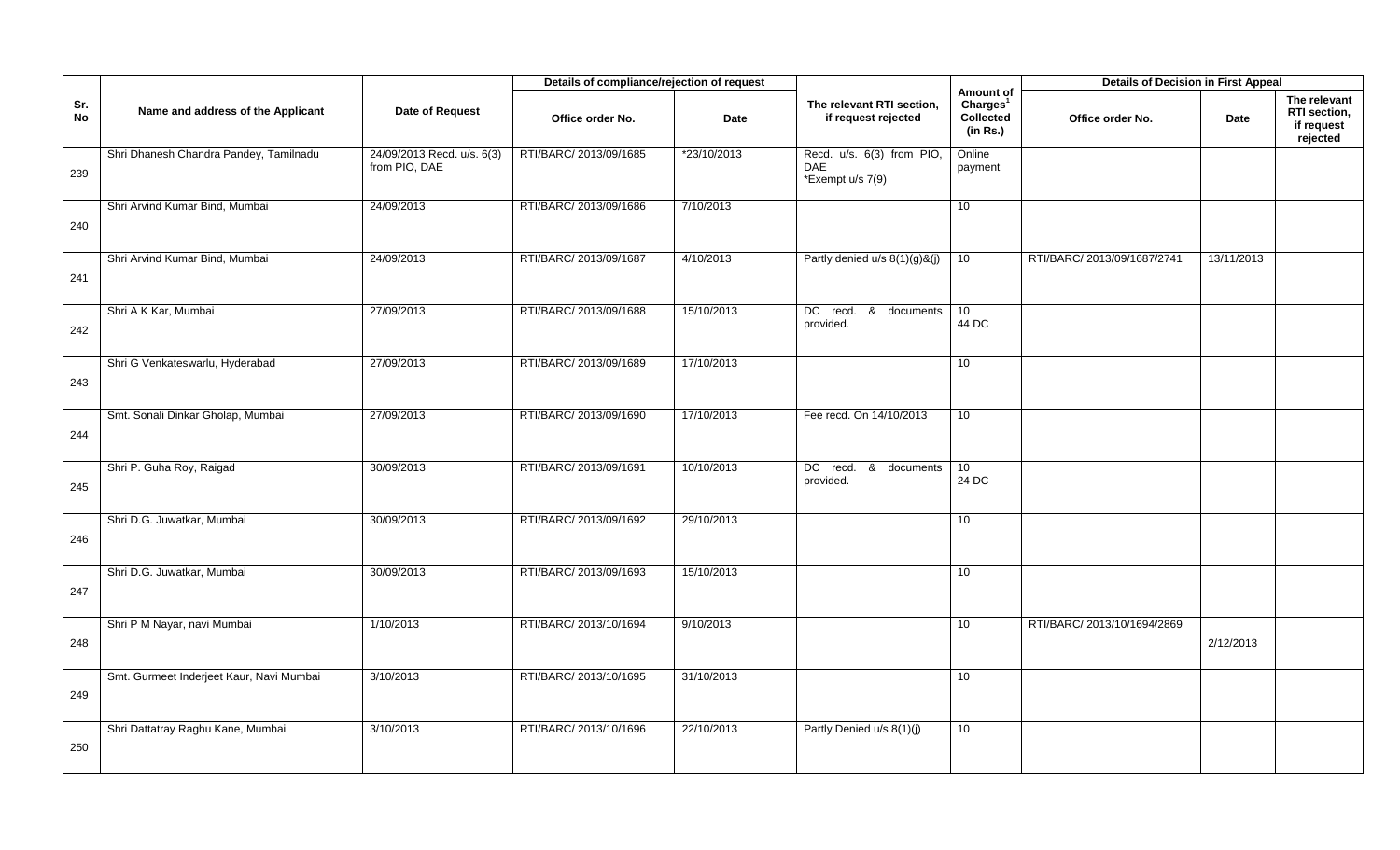| Sr. No | Name and address of the Applicant | Date of Request | Details of compliance/rejection of request | | The relevant RTI section, if request rejected | Amount of Charges[1] Collected (in Rs.) | Details of Decision in First Appeal | | |
|---|---|---|---|---|---|---|---|---|---|
| | | | Office order No. | Date | | | Office order No. | Date | The relevant RTI section, if request rejected |
| 239 | Shri Dhanesh Chandra Pandey, Tamilnadu | 24/09/2013 Recd. u/s. 6(3) from PIO, DAE | RTI/BARC/ 2013/09/1685 | *23/10/2013 | Recd. u/s. 6(3) from PIO, DAE *Exempt u/s 7(9) | Online payment | | | |
| 240 | Shri Arvind Kumar Bind, Mumbai | 24/09/2013 | RTI/BARC/ 2013/09/1686 | 7/10/2013 | | 10 | | | |
| 241 | Shri Arvind Kumar Bind, Mumbai | 24/09/2013 | RTI/BARC/ 2013/09/1687 | 4/10/2013 | Partly denied u/s 8(1)(g)&(j) | 10 | RTI/BARC/ 2013/09/1687/2741 | 13/11/2013 | |
| 242 | Shri A K Kar, Mumbai | 27/09/2013 | RTI/BARC/ 2013/09/1688 | 15/10/2013 | DC recd. & documents provided. | 10 44 DC | | | |
| 243 | Shri G Venkateswarlu, Hyderabad | 27/09/2013 | RTI/BARC/ 2013/09/1689 | 17/10/2013 | | 10 | | | |
| 244 | Smt. Sonali Dinkar Gholap, Mumbai | 27/09/2013 | RTI/BARC/ 2013/09/1690 | 17/10/2013 | Fee recd. On 14/10/2013 | 10 | | | |
| 245 | Shri P. Guha Roy, Raigad | 30/09/2013 | RTI/BARC/ 2013/09/1691 | 10/10/2013 | DC recd. & documents provided. | 10 24 DC | | | |
| 246 | Shri D.G. Juwatkar, Mumbai | 30/09/2013 | RTI/BARC/ 2013/09/1692 | 29/10/2013 | | 10 | | | |
| 247 | Shri D.G. Juwatkar, Mumbai | 30/09/2013 | RTI/BARC/ 2013/09/1693 | 15/10/2013 | | 10 | | | |
| 248 | Shri P M Nayar, navi Mumbai | 1/10/2013 | RTI/BARC/ 2013/10/1694 | 9/10/2013 | | 10 | RTI/BARC/ 2013/10/1694/2869 | 2/12/2013 | |
| 249 | Smt. Gurmeet Inderjeet Kaur, Navi Mumbai | 3/10/2013 | RTI/BARC/ 2013/10/1695 | 31/10/2013 | | 10 | | | |
| 250 | Shri Dattatray Raghu Kane, Mumbai | 3/10/2013 | RTI/BARC/ 2013/10/1696 | 22/10/2013 | Partly Denied u/s 8(1)(j) | 10 | | | |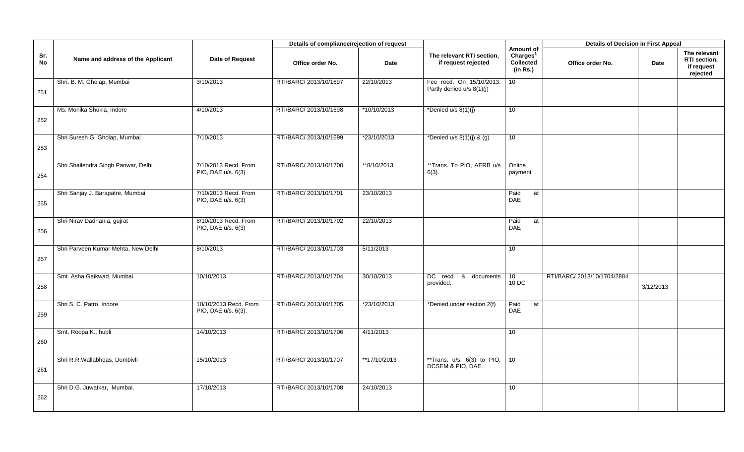| Sr. No | Name and address of the Applicant | Date of Request | Details of compliance/rejection of request | | The relevant RTI section, if request rejected | Amount of Charges[1] Collected (in Rs.) | Details of Decision in First Appeal | | |
|---|---|---|---|---|---|---|---|---|---|
| | | | Office order No. | Date | | | Office order No. | Date | The relevant RTI section, if request rejected |
| 251 | Shri. B. M. Gholap, Mumbai | 3/10/2013 | RTI/BARC/ 2013/10/1697 | 22/10/2013 | Fee recd. On 15/10/2013. Partly denied u/s 8(1)(j) | 10 | | | |
| 252 | Ms. Monika Shukla, Indore | 4/10/2013 | RTI/BARC/ 2013/10/1698 | *10/10/2013 | *Denied u/s 8(1)(j) | 10 | | | |
| 253 | Shri Suresh G. Gholap, Mumbai | 7/10/2013 | RTI/BARC/ 2013/10/1699 | *23/10/2013 | *Denied u/s 8(1)(j) & (g) | 10 | | | |
| 254 | Shri Shailendra Singh Panwar, Delhi | 7/10/2013 Recd. From PIO, DAE u/s. 6(3) | RTI/BARC/ 2013/10/1700 | **8/10/2013 | **Trans. To PIO, AERB u/s 6(3). | Online payment | | | |
| 255 | Shri Sanjay J. Barapatre, Mumbai | 7/10/2013 Recd. From PIO, DAE u/s. 6(3) | RTI/BARC/ 2013/10/1701 | 23/10/2013 | | Paid at DAE | | | |
| 256 | Shri Nirav Dadhania, gujrat | 8/10/2013 Recd. From PIO, DAE u/s. 6(3) | RTI/BARC/ 2013/10/1702 | 22/10/2013 | | Paid at DAE | | | |
| 257 | Shri Parveen Kumar Mehta, New Delhi | 8/10/2013 | RTI/BARC/ 2013/10/1703 | 5/11/2013 | | 10 | | | |
| 258 | Smt. Asha Gaikwad, Mumbai | 10/10/2013 | RTI/BARC/ 2013/10/1704 | 30/10/2013 | DC recd. & documents provided. | 10<br>10 DC | RTI/BARC/ 2013/10/1704/2884 | 3/12/2013 | |
| 259 | Shri S. C. Patro, Indore | 10/10/2013 Recd. From PIO, DAE u/s. 6(3). | RTI/BARC/ 2013/10/1705 | *23/10/2013 | *Denied under section 2(f) | Paid at DAE | | | |
| 260 | Smt. Roopa K., hubli | 14/10/2013 | RTI/BARC/ 2013/10/1706 | 4/11/2013 | | 10 | | | |
| 261 | Shri R.R.Wallabhdas, Dombivli | 15/10/2013 | RTI/BARC/ 2013/10/1707 | **17/10/2013 | **Trans. u/s. 6(3) to PIO, DCSEM & PIO, DAE. | 10 | | | |
| 262 | Shri D.G. Juwatkar, Mumbai. | 17/10/2013 | RTI/BARC/ 2013/10/1708 | 24/10/2013 | | 10 | | | |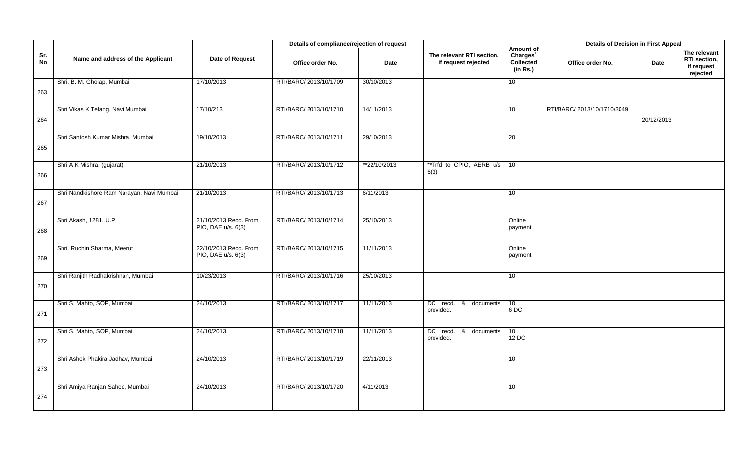| Sr. No | Name and address of the Applicant | Date of Request | Details of compliance/rejection of request | | The relevant RTI section, if request rejected | Amount of Charges[1] Collected (in Rs.) | Details of Decision in First Appeal | | |
|---|---|---|---|---|---|---|---|---|---|
| | | | Office order No. | Date | | | Office order No. | Date | The relevant RTI section, if request rejected |
| 263 | Shri. B. M. Gholap, Mumbai | 17/10/2013 | RTI/BARC/ 2013/10/1709 | 30/10/2013 | | 10 | | | |
| 264 | Shri Vikas K Telang, Navi Mumbai | 17/10/213 | RTI/BARC/ 2013/10/1710 | 14/11/2013 | | 10 | RTI/BARC/ 2013/10/1710/3049 | 20/12/2013 | |
| 265 | Shri Santosh Kumar Mishra, Mumbai | 19/10/2013 | RTI/BARC/ 2013/10/1711 | 29/10/2013 | | 20 | | | |
| 266 | Shri A K Mishra, (gujarat) | 21/10/2013 | RTI/BARC/ 2013/10/1712 | **22/10/2013 | **Trfd to CPIO, AERB u/s 6(3) | 10 | | | |
| 267 | Shri Nandkishore Ram Narayan, Navi Mumbai | 21/10/2013 | RTI/BARC/ 2013/10/1713 | 6/11/2013 | | 10 | | | |
| 268 | Shri Akash, 1281, U.P | 21/10/2013 Recd. From PIO, DAE u/s. 6(3) | RTI/BARC/ 2013/10/1714 | 25/10/2013 | | Online payment | | | |
| 269 | Shri. Ruchin Sharma, Meerut | 22/10/2013 Recd. From PIO, DAE u/s. 6(3) | RTI/BARC/ 2013/10/1715 | 11/11/2013 | | Online payment | | | |
| 270 | Shri Ranjith Radhakrishnan, Mumbai | 10/23/2013 | RTI/BARC/ 2013/10/1716 | 25/10/2013 | | 10 | | | |
| 271 | Shri S. Mahto, SOF, Mumbai | 24/10/2013 | RTI/BARC/ 2013/10/1717 | 11/11/2013 | DC recd. & documents provided. | 10 6 DC | | | |
| 272 | Shri S. Mahto, SOF, Mumbai | 24/10/2013 | RTI/BARC/ 2013/10/1718 | 11/11/2013 | DC recd. & documents provided. | 10 12 DC | | | |
| 273 | Shri Ashok Phakira Jadhav, Mumbai | 24/10/2013 | RTI/BARC/ 2013/10/1719 | 22/11/2013 | | 10 | | | |
| 274 | Shri Amiya Ranjan Sahoo, Mumbai | 24/10/2013 | RTI/BARC/ 2013/10/1720 | 4/11/2013 | | 10 | | | |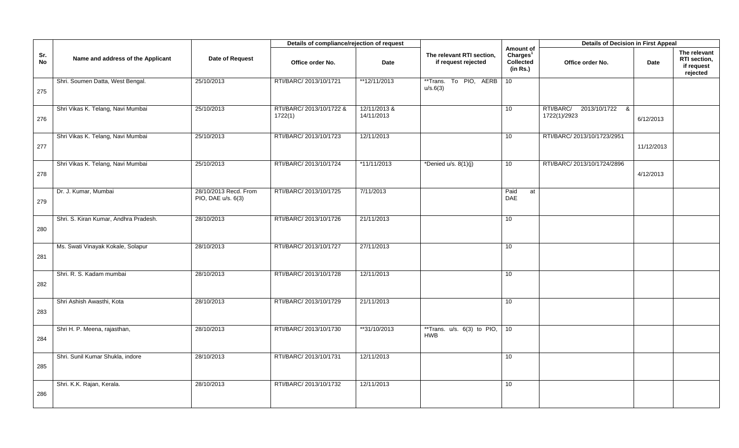| Sr. No | Name and address of the Applicant | Date of Request | Details of compliance/rejection of request | | The relevant RTI section, if request rejected | Amount of Charges[1] Collected (in Rs.) | Details of Decision in First Appeal | | |
|---|---|---|---|---|---|---|---|---|---|
| | | | Office order No. | Date | | | Office order No. | Date | The relevant RTI section, if request rejected |
| 275 | Shri. Soumen Datta, West Bengal. | 25/10/2013 | RTI/BARC/ 2013/10/1721 | **12/11/2013 | **Trans. To PIO, AERB u/s.6(3) | 10 | | | |
| 276 | Shri Vikas K. Telang, Navi Mumbai | 25/10/2013 | RTI/BARC/ 2013/10/1722 & 1722(1) | 12/11/2013 & 14/11/2013 | | 10 | RTI/BARC/ 2013/10/1722 & 1722(1)/2923 | 6/12/2013 | |
| 277 | Shri Vikas K. Telang, Navi Mumbai | 25/10/2013 | RTI/BARC/ 2013/10/1723 | 12/11/2013 | | 10 | RTI/BARC/ 2013/10/1723/2951 | 11/12/2013 | |
| 278 | Shri Vikas K. Telang, Navi Mumbai | 25/10/2013 | RTI/BARC/ 2013/10/1724 | *11/11/2013 | *Denied u/s. 8(1)(j) | 10 | RTI/BARC/ 2013/10/1724/2896 | 4/12/2013 | |
| 279 | Dr. J. Kumar, Mumbai | 28/10/2013 Recd. From PIO, DAE u/s. 6(3) | RTI/BARC/ 2013/10/1725 | 7/11/2013 | | Paid at DAE | | | |
| 280 | Shri. S. Kiran Kumar, Andhra Pradesh. | 28/10/2013 | RTI/BARC/ 2013/10/1726 | 21/11/2013 | | 10 | | | |
| 281 | Ms. Swati Vinayak Kokale, Solapur | 28/10/2013 | RTI/BARC/ 2013/10/1727 | 27/11/2013 | | 10 | | | |
| 282 | Shri. R. S. Kadam mumbai | 28/10/2013 | RTI/BARC/ 2013/10/1728 | 12/11/2013 | | 10 | | | |
| 283 | Shri Ashish Awasthi, Kota | 28/10/2013 | RTI/BARC/ 2013/10/1729 | 21/11/2013 | | 10 | | | |
| 284 | Shri H. P. Meena, rajasthan, | 28/10/2013 | RTI/BARC/ 2013/10/1730 | **31/10/2013 | **Trans. u/s. 6(3) to PIO, HWB | 10 | | | |
| 285 | Shri. Sunil Kumar Shukla, indore | 28/10/2013 | RTI/BARC/ 2013/10/1731 | 12/11/2013 | | 10 | | | |
| 286 | Shri. K.K. Rajan, Kerala. | 28/10/2013 | RTI/BARC/ 2013/10/1732 | 12/11/2013 | | 10 | | | |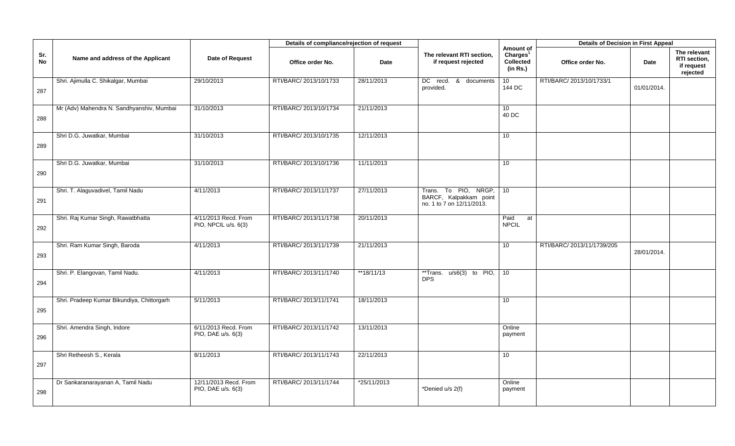| Sr. No | Name and address of the Applicant | Date of Request | Details of compliance/rejection of request | | The relevant RTI section, if request rejected | Amount of Charges[1] Collected (in Rs.) | Details of Decision in First Appeal | | |
|---|---|---|---|---|---|---|---|---|---|
| | | | Office order No. | Date | | | Office order No. | Date | The relevant RTI section, if request rejected |
| 287 | Shri. Ajimulla C. Shikalgar, Mumbai | 29/10/2013 | RTI/BARC/ 2013/10/1733 | 28/11/2013 | DC recd. & documents provided. | 10 144 DC | RTI/BARC/ 2013/10/1733/1 | 01/01/2014. | |
| 288 | Mr (Adv) Mahendra N. Sandhyanshiv, Mumbai | 31/10/2013 | RTI/BARC/ 2013/10/1734 | 21/11/2013 | | 10 40 DC | | | |
| 289 | Shri D.G. Juwatkar, Mumbai | 31/10/2013 | RTI/BARC/ 2013/10/1735 | 12/11/2013 | | 10 | | | |
| 290 | Shri D.G. Juwatkar, Mumbai | 31/10/2013 | RTI/BARC/ 2013/10/1736 | 11/11/2013 | | 10 | | | |
| 291 | Shri. T. Alaguvadivel, Tamil Nadu | 4/11/2013 | RTI/BARC/ 2013/11/1737 | 27/11/2013 | Trans. To PIO, NRGP, BARCF, Kalpakkam point no. 1 to 7 on 12/11/2013. | 10 | | | |
| 292 | Shri. Raj Kumar Singh, Rawatbhatta | 4/11/2013 Recd. From PIO, NPCIL u/s. 6(3) | RTI/BARC/ 2013/11/1738 | 20/11/2013 | | Paid at NPCIL | | | |
| 293 | Shri. Ram Kumar Singh, Baroda | 4/11/2013 | RTI/BARC/ 2013/11/1739 | 21/11/2013 | | 10 | RTI/BARC/ 2013/11/1739/205 | 28/01/2014. | |
| 294 | Shri. P. Elangovan, Tamil Nadu. | 4/11/2013 | RTI/BARC/ 2013/11/1740 | **18/11/13 | **Trans. u/s6(3) to PIO, DPS | 10 | | | |
| 295 | Shri. Pradeep Kumar Bikundiya, Chittorgarh | 5/11/2013 | RTI/BARC/ 2013/11/1741 | 18/11/2013 | | 10 | | | |
| 296 | Shri. Amendra Singh, Indore | 6/11/2013 Recd. From PIO, DAE u/s. 6(3) | RTI/BARC/ 2013/11/1742 | 13/11/2013 | | Online payment | | | |
| 297 | Shri Retheesh S., Kerala | 8/11/2013 | RTI/BARC/ 2013/11/1743 | 22/11/2013 | | 10 | | | |
| 298 | Dr Sankaranarayanan A, Tamil Nadu | 12/11/2013 Recd. From PIO, DAE u/s. 6(3) | RTI/BARC/ 2013/11/1744 | *25/11/2013 | *Denied u/s 2(f) | Online payment | | | |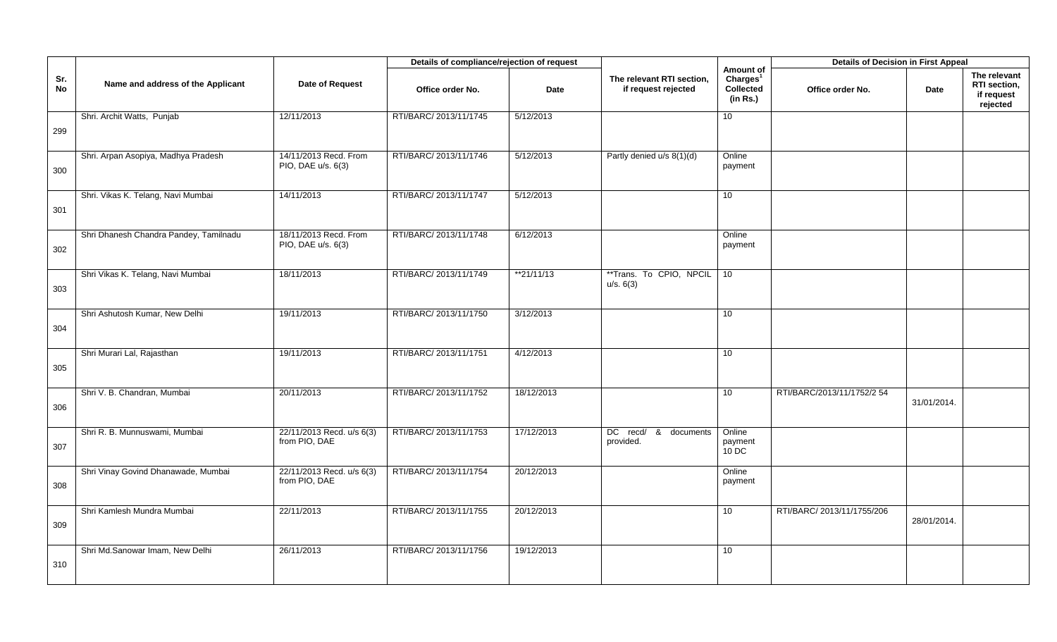| Sr. No | Name and address of the Applicant | Date of Request | Details of compliance/rejection of request | | The relevant RTI section, if request rejected | Amount of Charges[1] Collected (in Rs.) | Details of Decision in First Appeal | | |
|---|---|---|---|---|---|---|---|---|---|
| | | | Office order No. | Date | | | Office order No. | Date | The relevant RTI section, if request rejected |
| 299 | Shri. Archit Watts, Punjab | 12/11/2013 | RTI/BARC/ 2013/11/1745 | 5/12/2013 | | 10 | | | |
| 300 | Shri. Arpan Asopiya, Madhya Pradesh | 14/11/2013 Recd. From PIO, DAE u/s. 6(3) | RTI/BARC/ 2013/11/1746 | 5/12/2013 | Partly denied u/s 8(1)(d) | Online payment | | | |
| 301 | Shri. Vikas K. Telang, Navi Mumbai | 14/11/2013 | RTI/BARC/ 2013/11/1747 | 5/12/2013 | | 10 | | | |
| 302 | Shri Dhanesh Chandra Pandey, Tamilnadu | 18/11/2013 Recd. From PIO, DAE u/s. 6(3) | RTI/BARC/ 2013/11/1748 | 6/12/2013 | | Online payment | | | |
| 303 | Shri Vikas K. Telang, Navi Mumbai | 18/11/2013 | RTI/BARC/ 2013/11/1749 | **21/11/13 | **Trans. To CPIO, NPCIL u/s. 6(3) | 10 | | | |
| 304 | Shri Ashutosh Kumar, New Delhi | 19/11/2013 | RTI/BARC/ 2013/11/1750 | 3/12/2013 | | 10 | | | |
| 305 | Shri Murari Lal, Rajasthan | 19/11/2013 | RTI/BARC/ 2013/11/1751 | 4/12/2013 | | 10 | | | |
| 306 | Shri V. B. Chandran, Mumbai | 20/11/2013 | RTI/BARC/ 2013/11/1752 | 18/12/2013 | | 10 | RTI/BARC/2013/11/1752/2 54 | 31/01/2014. | |
| 307 | Shri R. B. Munnuswami, Mumbai | 22/11/2013 Recd. u/s 6(3) from PIO, DAE | RTI/BARC/ 2013/11/1753 | 17/12/2013 | DC recd/ & documents provided. | Online payment 10 DC | | | |
| 308 | Shri Vinay Govind Dhanawade, Mumbai | 22/11/2013 Recd. u/s 6(3) from PIO, DAE | RTI/BARC/ 2013/11/1754 | 20/12/2013 | | Online payment | | | |
| 309 | Shri Kamlesh Mundra Mumbai | 22/11/2013 | RTI/BARC/ 2013/11/1755 | 20/12/2013 | | 10 | RTI/BARC/ 2013/11/1755/206 | 28/01/2014. | |
| 310 | Shri Md.Sanowar Imam, New Delhi | 26/11/2013 | RTI/BARC/ 2013/11/1756 | 19/12/2013 | | 10 | | | |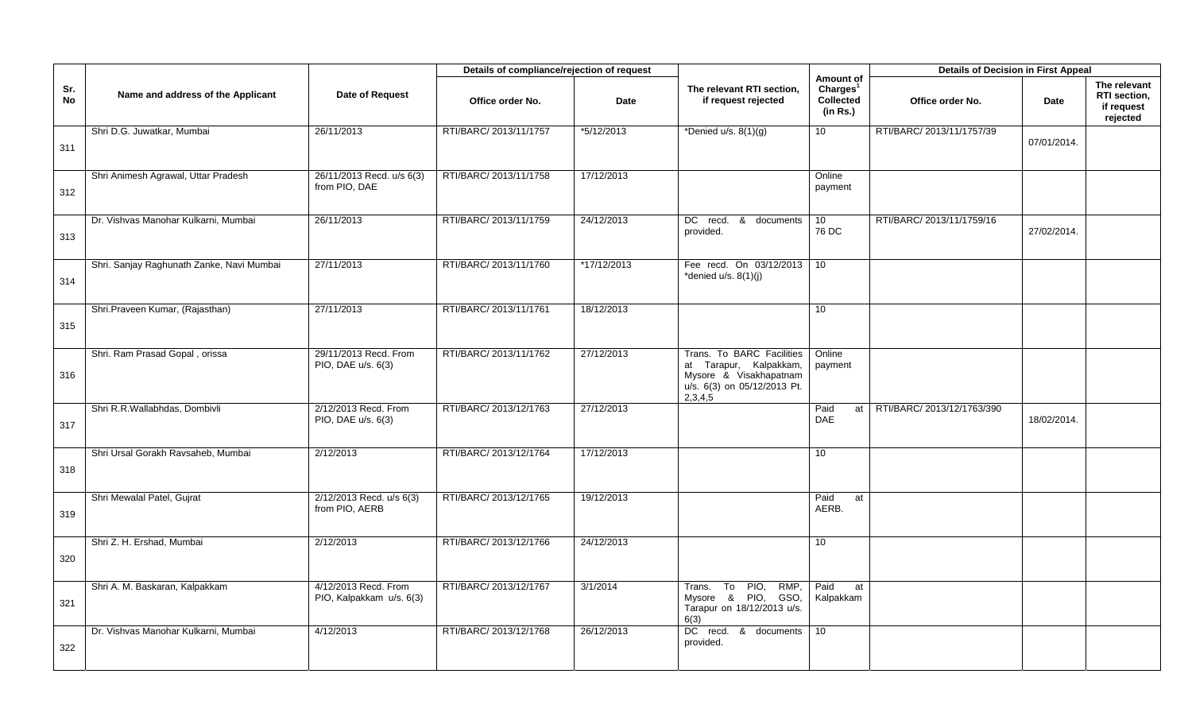| Sr. No | Name and address of the Applicant | Date of Request | Details of compliance/rejection of request | | The relevant RTI section, if request rejected | Amount of Charges[1] Collected (in Rs.) | Details of Decision in First Appeal | | |
|---|---|---|---|---|---|---|---|---|---|
| | | | Office order No. | Date | | | Office order No. | Date | The relevant RTI section, if request rejected |
| 311 | Shri D.G. Juwatkar, Mumbai | 26/11/2013 | RTI/BARC/ 2013/11/1757 | *5/12/2013 | *Denied u/s. 8(1)(g) | 10 | RTI/BARC/ 2013/11/1757/39 | 07/01/2014. | |
| 312 | Shri Animesh Agrawal, Uttar Pradesh | 26/11/2013 Recd. u/s 6(3) from PIO, DAE | RTI/BARC/ 2013/11/1758 | 17/12/2013 | | Online payment | | | |
| 313 | Dr. Vishvas Manohar Kulkarni, Mumbai | 26/11/2013 | RTI/BARC/ 2013/11/1759 | 24/12/2013 | DC recd. & documents provided. | 10<br>76 DC | RTI/BARC/ 2013/11/1759/16 | 27/02/2014. | |
| 314 | Shri. Sanjay Raghunath Zanke, Navi Mumbai | 27/11/2013 | RTI/BARC/ 2013/11/1760 | *17/12/2013 | Fee recd. On 03/12/2013 *denied u/s. 8(1)(j) | 10 | | | |
| 315 | Shri.Praveen Kumar, (Rajasthan) | 27/11/2013 | RTI/BARC/ 2013/11/1761 | 18/12/2013 | | 10 | | | |
| 316 | Shri. Ram Prasad Gopal , orissa | 29/11/2013 Recd. From PIO, DAE u/s. 6(3) | RTI/BARC/ 2013/11/1762 | 27/12/2013 | Trans. To BARC Facilities at Tarapur, Kalpakkam, Mysore & Visakhapatnam u/s. 6(3) on 05/12/2013 Pt. 2,3,4,5 | Online payment | | | |
| 317 | Shri R.R.Wallabhdas, Dombivli | 2/12/2013 Recd. From PIO, DAE u/s. 6(3) | RTI/BARC/ 2013/12/1763 | 27/12/2013 | | Paid at DAE | RTI/BARC/ 2013/12/1763/390 | 18/02/2014. | |
| 318 | Shri Ursal Gorakh Ravsaheb, Mumbai | 2/12/2013 | RTI/BARC/ 2013/12/1764 | 17/12/2013 | | 10 | | | |
| 319 | Shri Mewalal Patel, Gujrat | 2/12/2013 Recd. u/s 6(3) from PIO, AERB | RTI/BARC/ 2013/12/1765 | 19/12/2013 | | Paid at AERB. | | | |
| 320 | Shri Z. H. Ershad, Mumbai | 2/12/2013 | RTI/BARC/ 2013/12/1766 | 24/12/2013 | | 10 | | | |
| 321 | Shri A. M. Baskaran, Kalpakkam | 4/12/2013 Recd. From PIO, Kalpakkam u/s. 6(3) | RTI/BARC/ 2013/12/1767 | 3/1/2014 | Trans. To PIO, RMP, Mysore & PIO, GSO, Tarapur on 18/12/2013 u/s. 6(3) | Paid at Kalpakkam | | | |
| 322 | Dr. Vishvas Manohar Kulkarni, Mumbai | 4/12/2013 | RTI/BARC/ 2013/12/1768 | 26/12/2013 | DC recd. & documents provided. | 10 | | | |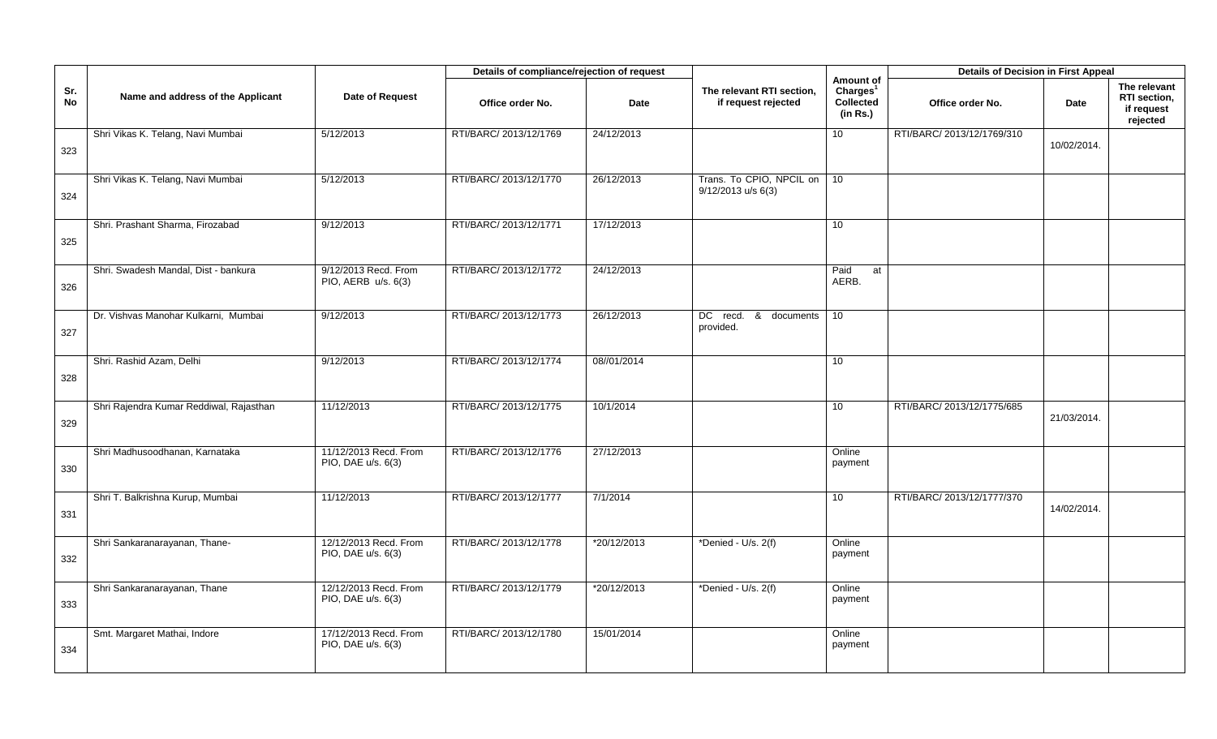| Sr. No | Name and address of the Applicant | Date of Request | Details of compliance/rejection of request | | The relevant RTI section, if request rejected | Amount of Charges[1] Collected (in Rs.) | Details of Decision in First Appeal | | |
|---|---|---|---|---|---|---|---|---|---|
| | | | Office order No. | Date | | | Office order No. | Date | The relevant RTI section, if request rejected |
| 323 | Shri Vikas K. Telang, Navi Mumbai | 5/12/2013 | RTI/BARC/ 2013/12/1769 | 24/12/2013 | | 10 | RTI/BARC/ 2013/12/1769/310 | 10/02/2014. | |
| 324 | Shri Vikas K. Telang, Navi Mumbai | 5/12/2013 | RTI/BARC/ 2013/12/1770 | 26/12/2013 | Trans. To CPIO, NPCIL on 9/12/2013 u/s 6(3) | 10 | | | |
| 325 | Shri. Prashant Sharma, Firozabad | 9/12/2013 | RTI/BARC/ 2013/12/1771 | 17/12/2013 | | 10 | | | |
| 326 | Shri. Swadesh Mandal, Dist - bankura | 9/12/2013 Recd. From PIO, AERB u/s. 6(3) | RTI/BARC/ 2013/12/1772 | 24/12/2013 | | Paid at AERB. | | | |
| 327 | Dr. Vishvas Manohar Kulkarni, Mumbai | 9/12/2013 | RTI/BARC/ 2013/12/1773 | 26/12/2013 | DC recd. & documents provided. | 10 | | | |
| 328 | Shri. Rashid Azam, Delhi | 9/12/2013 | RTI/BARC/ 2013/12/1774 | 08//01/2014 | | 10 | | | |
| 329 | Shri Rajendra Kumar Reddiwal, Rajasthan | 11/12/2013 | RTI/BARC/ 2013/12/1775 | 10/1/2014 | | 10 | RTI/BARC/ 2013/12/1775/685 | 21/03/2014. | |
| 330 | Shri Madhusoodhanan, Karnataka | 11/12/2013 Recd. From PIO, DAE u/s. 6(3) | RTI/BARC/ 2013/12/1776 | 27/12/2013 | | Online payment | | | |
| 331 | Shri T. Balkrishna Kurup, Mumbai | 11/12/2013 | RTI/BARC/ 2013/12/1777 | 7/1/2014 | | 10 | RTI/BARC/ 2013/12/1777/370 | 14/02/2014. | |
| 332 | Shri Sankaranarayanan, Thane- | 12/12/2013 Recd. From PIO, DAE u/s. 6(3) | RTI/BARC/ 2013/12/1778 | *20/12/2013 | *Denied - U/s. 2(f) | Online payment | | | |
| 333 | Shri Sankaranarayanan, Thane | 12/12/2013 Recd. From PIO, DAE u/s. 6(3) | RTI/BARC/ 2013/12/1779 | *20/12/2013 | *Denied - U/s. 2(f) | Online payment | | | |
| 334 | Smt. Margaret Mathai, Indore | 17/12/2013 Recd. From PIO, DAE u/s. 6(3) | RTI/BARC/ 2013/12/1780 | 15/01/2014 | | Online payment | | | |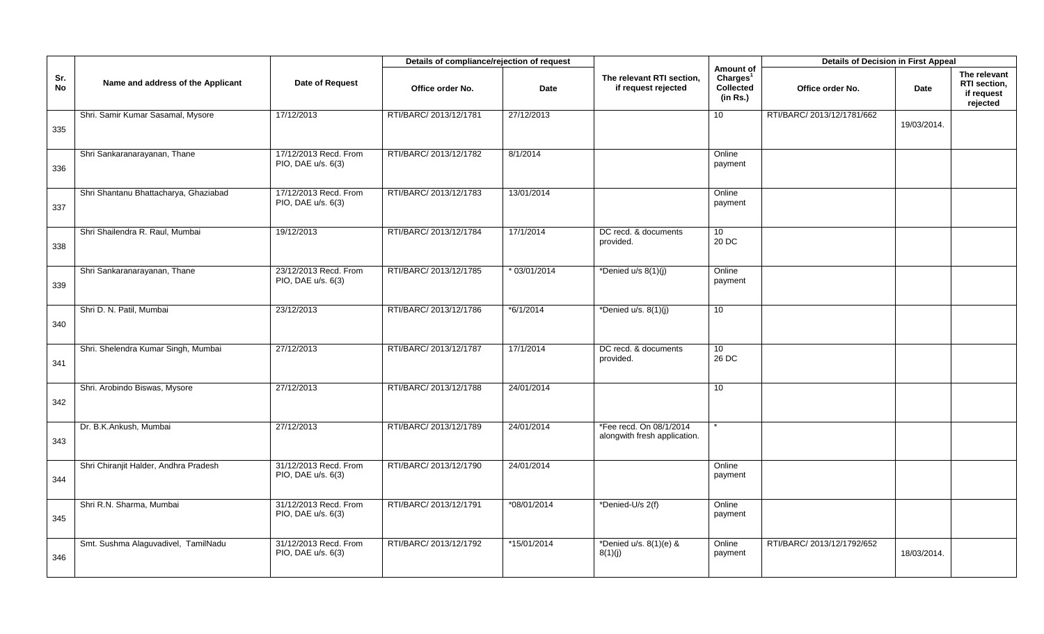| Sr. No | Name and address of the Applicant | Date of Request | Details of compliance/rejection of request | | The relevant RTI section, if request rejected | Amount of Charges[1] Collected (in Rs.) | Details of Decision in First Appeal | | |
|---|---|---|---|---|---|---|---|---|---|
| | | | Office order No. | Date | | | Office order No. | Date | The relevant RTI section, if request rejected |
| 335 | Shri. Samir Kumar Sasamal, Mysore | 17/12/2013 | RTI/BARC/ 2013/12/1781 | 27/12/2013 | | 10 | RTI/BARC/ 2013/12/1781/662 | 19/03/2014. | |
| 336 | Shri Sankaranarayanan, Thane | 17/12/2013 Recd. From PIO, DAE u/s. 6(3) | RTI/BARC/ 2013/12/1782 | 8/1/2014 | | Online payment | | | |
| 337 | Shri Shantanu Bhattacharya, Ghaziabad | 17/12/2013 Recd. From PIO, DAE u/s. 6(3) | RTI/BARC/ 2013/12/1783 | 13/01/2014 | | Online payment | | | |
| 338 | Shri Shailendra R. Raul, Mumbai | 19/12/2013 | RTI/BARC/ 2013/12/1784 | 17/1/2014 | DC recd. & documents provided. | 10<br>20 DC | | | |
| 339 | Shri Sankaranarayanan, Thane | 23/12/2013 Recd. From PIO, DAE u/s. 6(3) | RTI/BARC/ 2013/12/1785 | * 03/01/2014 | *Denied u/s 8(1)(j) | Online payment | | | |
| 340 | Shri D. N. Patil, Mumbai | 23/12/2013 | RTI/BARC/ 2013/12/1786 | *6/1/2014 | *Denied u/s. 8(1)(j) | 10 | | | |
| 341 | Shri. Shelendra Kumar Singh, Mumbai | 27/12/2013 | RTI/BARC/ 2013/12/1787 | 17/1/2014 | DC recd. & documents provided. | 10<br>26 DC | | | |
| 342 | Shri. Arobindo Biswas, Mysore | 27/12/2013 | RTI/BARC/ 2013/12/1788 | 24/01/2014 | | 10 | | | |
| 343 | Dr. B.K.Ankush, Mumbai | 27/12/2013 | RTI/BARC/ 2013/12/1789 | 24/01/2014 | *Fee recd. On 08/1/2014 alongwith fresh application. | * | | | |
| 344 | Shri Chiranjit Halder, Andhra Pradesh | 31/12/2013 Recd. From PIO, DAE u/s. 6(3) | RTI/BARC/ 2013/12/1790 | 24/01/2014 | | Online payment | | | |
| 345 | Shri R.N. Sharma, Mumbai | 31/12/2013 Recd. From PIO, DAE u/s. 6(3) | RTI/BARC/ 2013/12/1791 | *08/01/2014 | *Denied-U/s 2(f) | Online payment | | | |
| 346 | Smt. Sushma Alaguvadivel, TamilNadu | 31/12/2013 Recd. From PIO, DAE u/s. 6(3) | RTI/BARC/ 2013/12/1792 | *15/01/2014 | *Denied u/s. 8(1)(e) & 8(1)(j) | Online payment | RTI/BARC/ 2013/12/1792/652 | 18/03/2014. | |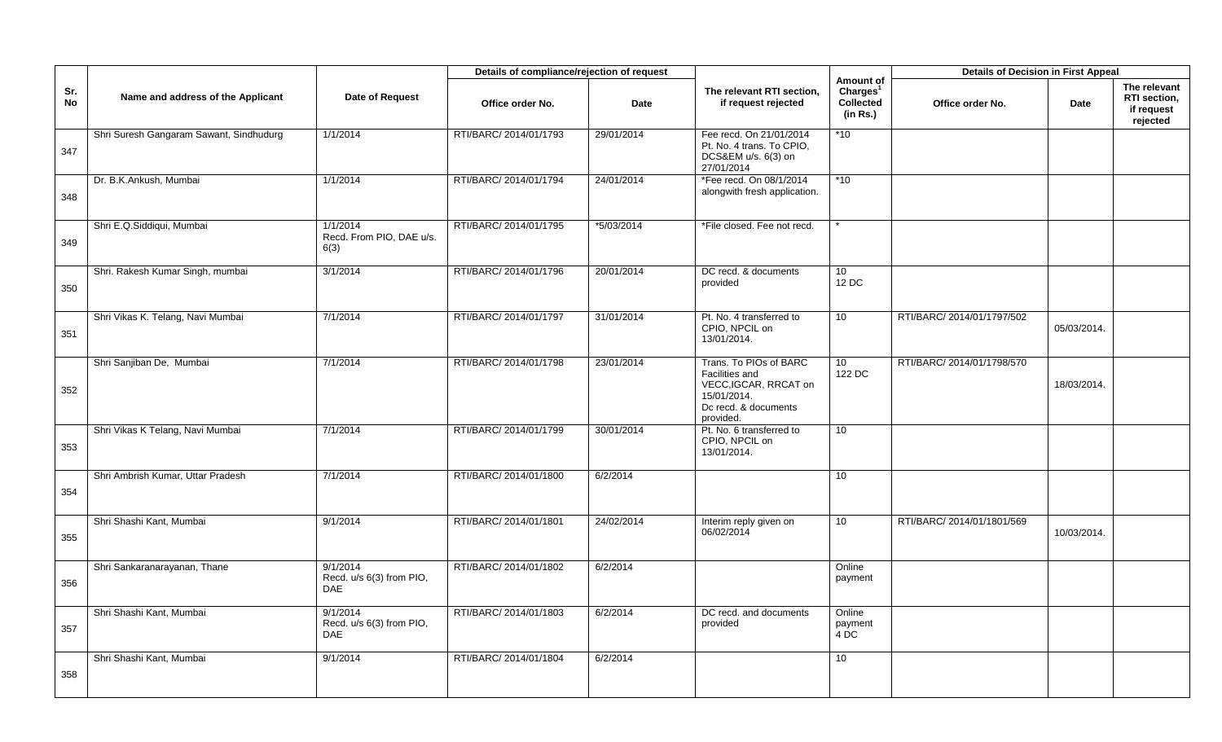| Sr. No | Name and address of the Applicant | Date of Request | Details of compliance/rejection of request | | The relevant RTI section, if request rejected | Amount of Charges[1] Collected (in Rs.) | Details of Decision in First Appeal | | |
|---|---|---|---|---|---|---|---|---|---|
| | | | Office order No. | Date | | | Office order No. | Date | The relevant RTI section, if request rejected |
| 347 | Shri Suresh Gangaram Sawant, Sindhudurg | 1/1/2014 | RTI/BARC/ 2014/01/1793 | 29/01/2014 | Fee recd. On 21/01/2014 Pt. No. 4 trans. To CPIO, DCS&EM u/s. 6(3) on 27/01/2014 | *10 | | | |
| 348 | Dr. B.K.Ankush, Mumbai | 1/1/2014 | RTI/BARC/ 2014/01/1794 | 24/01/2014 | *Fee recd. On 08/1/2014 alongwith fresh application. | *10 | | | |
| 349 | Shri E.Q.Siddiqui, Mumbai | 1/1/2014 Recd. From PIO, DAE u/s. 6(3) | RTI/BARC/ 2014/01/1795 | *5/03/2014 | *File closed. Fee not recd. | * | | | |
| 350 | Shri. Rakesh Kumar Singh, mumbai | 3/1/2014 | RTI/BARC/ 2014/01/1796 | 20/01/2014 | DC recd. & documents provided | 10 12 DC | | | |
| 351 | Shri Vikas K. Telang, Navi Mumbai | 7/1/2014 | RTI/BARC/ 2014/01/1797 | 31/01/2014 | Pt. No. 4 transferred to CPIO, NPCIL on 13/01/2014. | 10 | RTI/BARC/ 2014/01/1797/502 | 05/03/2014. | |
| 352 | Shri Sanjiban De, Mumbai | 7/1/2014 | RTI/BARC/ 2014/01/1798 | 23/01/2014 | Trans. To PIOs of BARC Facilities and VECC,IGCAR, RRCAT on 15/01/2014. Dc recd. & documents provided. | 10 122 DC | RTI/BARC/ 2014/01/1798/570 | 18/03/2014. | |
| 353 | Shri Vikas K Telang, Navi Mumbai | 7/1/2014 | RTI/BARC/ 2014/01/1799 | 30/01/2014 | Pt. No. 6 transferred to CPIO, NPCIL on 13/01/2014. | 10 | | | |
| 354 | Shri Ambrish Kumar, Uttar Pradesh | 7/1/2014 | RTI/BARC/ 2014/01/1800 | 6/2/2014 | | 10 | | | |
| 355 | Shri Shashi Kant, Mumbai | 9/1/2014 | RTI/BARC/ 2014/01/1801 | 24/02/2014 | Interim reply given on 06/02/2014 | 10 | RTI/BARC/ 2014/01/1801/569 | 10/03/2014. | |
| 356 | Shri Sankaranarayanan, Thane | 9/1/2014 Recd. u/s 6(3) from PIO, DAE | RTI/BARC/ 2014/01/1802 | 6/2/2014 | | Online payment | | | |
| 357 | Shri Shashi Kant, Mumbai | 9/1/2014 Recd. u/s 6(3) from PIO, DAE | RTI/BARC/ 2014/01/1803 | 6/2/2014 | DC recd. and documents provided | Online payment 4 DC | | | |
| 358 | Shri Shashi Kant, Mumbai | 9/1/2014 | RTI/BARC/ 2014/01/1804 | 6/2/2014 | | 10 | | | |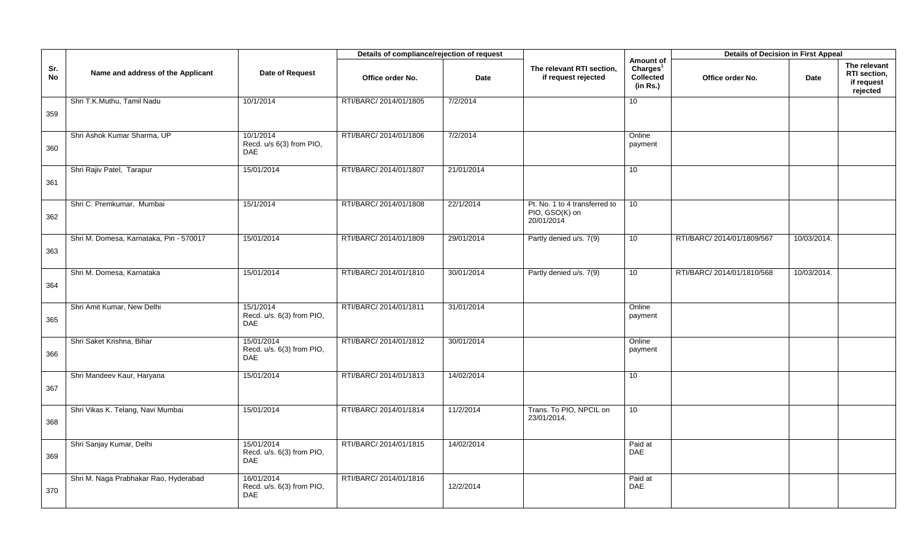| Sr. No | Name and address of the Applicant | Date of Request | Details of compliance/rejection of request | | The relevant RTI section, if request rejected | Amount of Charges[1] Collected (in Rs.) | Details of Decision in First Appeal | | |
|---|---|---|---|---|---|---|---|---|---|
| | | | Office order No. | Date | | | Office order No. | Date | The relevant RTI section, if request rejected |
| 359 | Shri T.K.Muthu, Tamil Nadu | 10/1/2014 | RTI/BARC/ 2014/01/1805 | 7/2/2014 | | 10 | | | |
| 360 | Shri Ashok Kumar Sharma, UP | 10/1/2014 Recd. u/s 6(3) from PIO, DAE | RTI/BARC/ 2014/01/1806 | 7/2/2014 | | Online payment | | | |
| 361 | Shri Rajiv Patel, Tarapur | 15/01/2014 | RTI/BARC/ 2014/01/1807 | 21/01/2014 | | 10 | | | |
| 362 | Shri C. Premkumar, Mumbai | 15/1/2014 | RTI/BARC/ 2014/01/1808 | 22/1/2014 | Pt. No. 1 to 4 transferred to PIO, GSO(K) on 20/01/2014 | 10 | | | |
| 363 | Shri M. Domesa, Karnataka, Pin - 570017 | 15/01/2014 | RTI/BARC/ 2014/01/1809 | 29/01/2014 | Partly denied u/s. 7(9) | 10 | RTI/BARC/ 2014/01/1809/567 | 10/03/2014. | |
| 364 | Shri M. Domesa, Karnataka | 15/01/2014 | RTI/BARC/ 2014/01/1810 | 30/01/2014 | Partly denied u/s. 7(9) | 10 | RTI/BARC/ 2014/01/1810/568 | 10/03/2014. | |
| 365 | Shri Amit Kumar, New Delhi | 15/1/2014 Recd. u/s. 6(3) from PIO, DAE | RTI/BARC/ 2014/01/1811 | 31/01/2014 | | Online payment | | | |
| 366 | Shri Saket Krishna, Bihar | 15/01/2014 Recd. u/s. 6(3) from PIO, DAE | RTI/BARC/ 2014/01/1812 | 30/01/2014 | | Online payment | | | |
| 367 | Shri Mandeev Kaur, Haryana | 15/01/2014 | RTI/BARC/ 2014/01/1813 | 14/02/2014 | | 10 | | | |
| 368 | Shri Vikas K. Telang, Navi Mumbai | 15/01/2014 | RTI/BARC/ 2014/01/1814 | 11/2/2014 | Trans. To PIO, NPCIL on 23/01/2014. | 10 | | | |
| 369 | Shri Sanjay Kumar, Delhi | 15/01/2014 Recd. u/s. 6(3) from PIO, DAE | RTI/BARC/ 2014/01/1815 | 14/02/2014 | | Paid at DAE | | | |
| 370 | Shri M. Naga Prabhakar Rao, Hyderabad | 16/01/2014 Recd. u/s. 6(3) from PIO, DAE | RTI/BARC/ 2014/01/1816 | 12/2/2014 | | Paid at DAE | | | |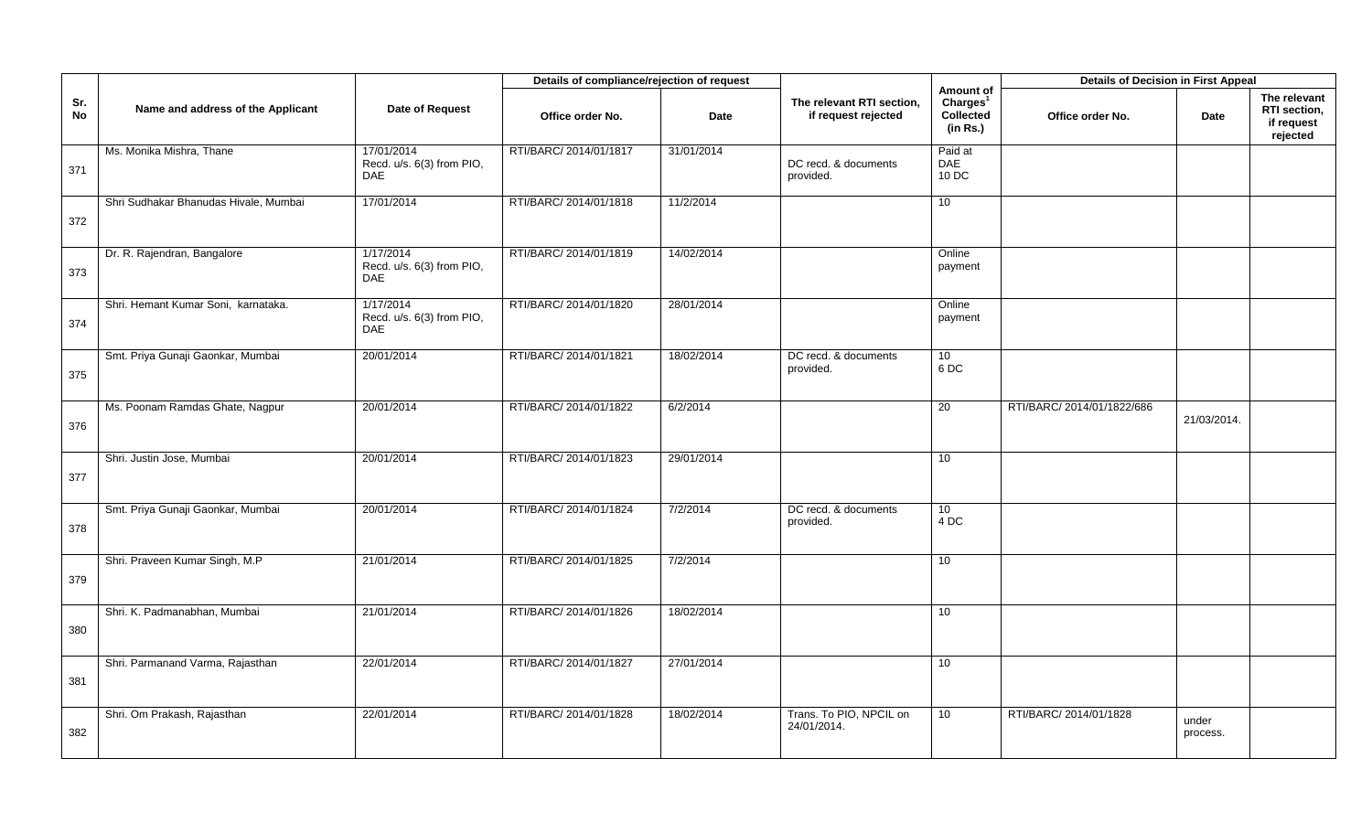| Sr. No | Name and address of the Applicant | Date of Request | Details of compliance/rejection of request | | The relevant RTI section, if request rejected | Amount of Charges[1] Collected (in Rs.) | Details of Decision in First Appeal | | |
|---|---|---|---|---|---|---|---|---|---|
| | | | Office order No. | Date | | | Office order No. | Date | The relevant RTI section, if request rejected |
| 371 | Ms. Monika Mishra, Thane | 17/01/2014 Recd. u/s. 6(3) from PIO, DAE | RTI/BARC/ 2014/01/1817 | 31/01/2014 | DC recd. & documents provided. | Paid at DAE 10 DC | | | |
| 372 | Shri Sudhakar Bhanudas Hivale, Mumbai | 17/01/2014 | RTI/BARC/ 2014/01/1818 | 11/2/2014 | | 10 | | | |
| 373 | Dr. R. Rajendran, Bangalore | 1/17/2014 Recd. u/s. 6(3) from PIO, DAE | RTI/BARC/ 2014/01/1819 | 14/02/2014 | | Online payment | | | |
| 374 | Shri. Hemant Kumar Soni, karnataka. | 1/17/2014 Recd. u/s. 6(3) from PIO, DAE | RTI/BARC/ 2014/01/1820 | 28/01/2014 | | Online payment | | | |
| 375 | Smt. Priya Gunaji Gaonkar, Mumbai | 20/01/2014 | RTI/BARC/ 2014/01/1821 | 18/02/2014 | DC recd. & documents provided. | 10 6 DC | | | |
| 376 | Ms. Poonam Ramdas Ghate, Nagpur | 20/01/2014 | RTI/BARC/ 2014/01/1822 | 6/2/2014 | | 20 | RTI/BARC/ 2014/01/1822/686 | 21/03/2014. | |
| 377 | Shri. Justin Jose, Mumbai | 20/01/2014 | RTI/BARC/ 2014/01/1823 | 29/01/2014 | | 10 | | | |
| 378 | Smt. Priya Gunaji Gaonkar, Mumbai | 20/01/2014 | RTI/BARC/ 2014/01/1824 | 7/2/2014 | DC recd. & documents provided. | 10 4 DC | | | |
| 379 | Shri. Praveen Kumar Singh, M.P | 21/01/2014 | RTI/BARC/ 2014/01/1825 | 7/2/2014 | | 10 | | | |
| 380 | Shri. K. Padmanabhan, Mumbai | 21/01/2014 | RTI/BARC/ 2014/01/1826 | 18/02/2014 | | 10 | | | |
| 381 | Shri. Parmanand Varma, Rajasthan | 22/01/2014 | RTI/BARC/ 2014/01/1827 | 27/01/2014 | | 10 | | | |
| 382 | Shri. Om Prakash, Rajasthan | 22/01/2014 | RTI/BARC/ 2014/01/1828 | 18/02/2014 | Trans. To PIO, NPCIL on 24/01/2014. | 10 | RTI/BARC/ 2014/01/1828 | under process. | |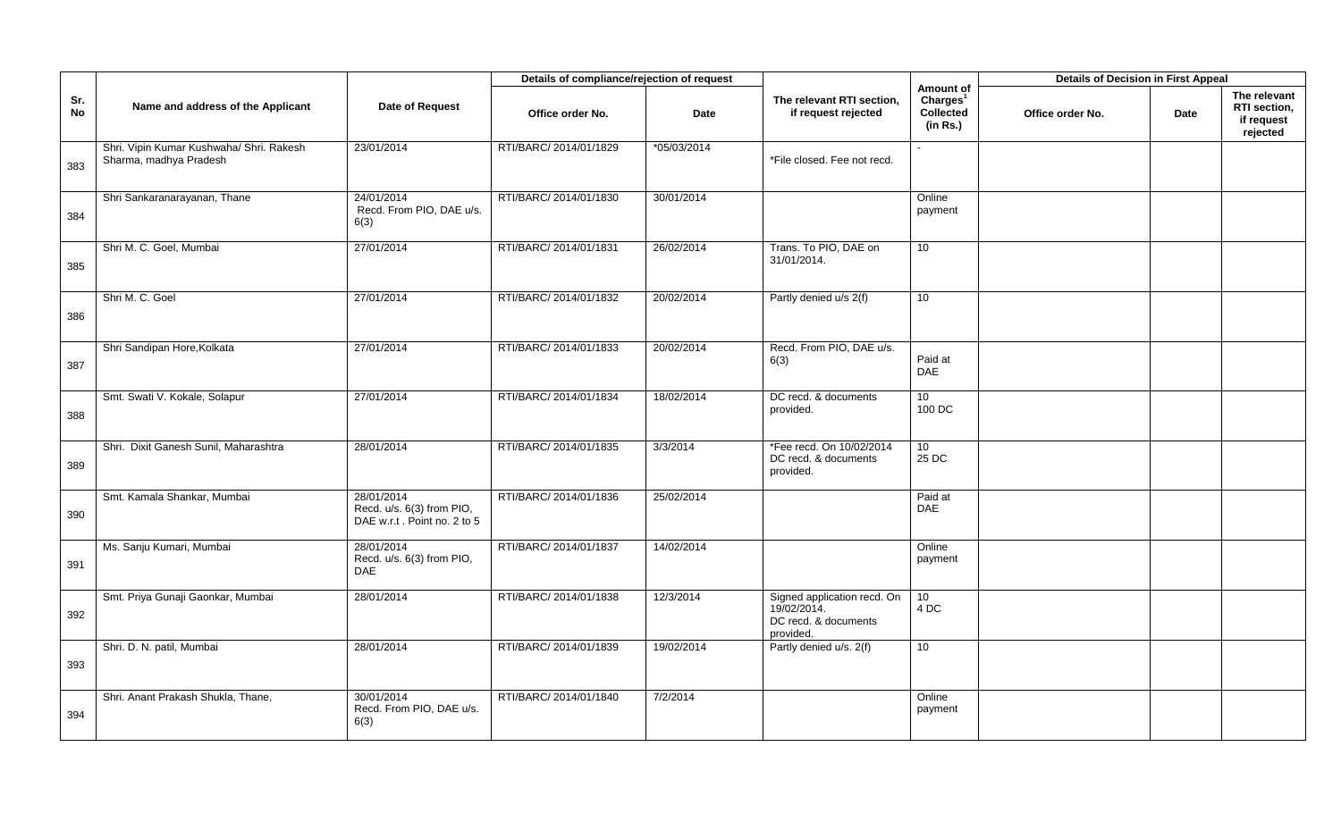| Sr. No | Name and address of the Applicant | Date of Request | Details of compliance/rejection of request | | The relevant RTI section, if request rejected | Amount of Charges[1] Collected (in Rs.) | Details of Decision in First Appeal | | |
|---|---|---|---|---|---|---|---|---|---|
| | | | Office order No. | Date | | | Office order No. | Date | The relevant RTI section, if request rejected |
| 383 | Shri. Vipin Kumar Kushwaha/ Shri. Rakesh Sharma, madhya Pradesh | 23/01/2014 | RTI/BARC/ 2014/01/1829 | *05/03/2014 | *File closed. Fee not recd. | - | | | |
| 384 | Shri Sankaranarayanan, Thane | 24/01/2014 Recd. From PIO, DAE u/s. 6(3) | RTI/BARC/ 2014/01/1830 | 30/01/2014 | | Online payment | | | |
| 385 | Shri M. C. Goel, Mumbai | 27/01/2014 | RTI/BARC/ 2014/01/1831 | 26/02/2014 | Trans. To PIO, DAE on 31/01/2014. | 10 | | | |
| 386 | Shri M. C. Goel | 27/01/2014 | RTI/BARC/ 2014/01/1832 | 20/02/2014 | Partly denied u/s 2(f) | 10 | | | |
| 387 | Shri Sandipan Hore,Kolkata | 27/01/2014 | RTI/BARC/ 2014/01/1833 | 20/02/2014 | Recd. From PIO, DAE u/s. 6(3) | Paid at DAE | | | |
| 388 | Smt. Swati V. Kokale, Solapur | 27/01/2014 | RTI/BARC/ 2014/01/1834 | 18/02/2014 | DC recd. & documents provided. | 10 100 DC | | | |
| 389 | Shri. Dixit Ganesh Sunil, Maharashtra | 28/01/2014 | RTI/BARC/ 2014/01/1835 | 3/3/2014 | *Fee recd. On 10/02/2014 DC recd. & documents provided. | 10 25 DC | | | |
| 390 | Smt. Kamala Shankar, Mumbai | 28/01/2014 Recd. u/s. 6(3) from PIO, DAE w.r.t . Point no. 2 to 5 | RTI/BARC/ 2014/01/1836 | 25/02/2014 | | Paid at DAE | | | |
| 391 | Ms. Sanju Kumari, Mumbai | 28/01/2014 Recd. u/s. 6(3) from PIO, DAE | RTI/BARC/ 2014/01/1837 | 14/02/2014 | | Online payment | | | |
| 392 | Smt. Priya Gunaji Gaonkar, Mumbai | 28/01/2014 | RTI/BARC/ 2014/01/1838 | 12/3/2014 | Signed application recd. On 19/02/2014. DC recd. & documents provided. | 10 4 DC | | | |
| 393 | Shri. D. N. patil, Mumbai | 28/01/2014 | RTI/BARC/ 2014/01/1839 | 19/02/2014 | Partly denied u/s. 2(f) | 10 | | | |
| 394 | Shri. Anant Prakash Shukla, Thane, | 30/01/2014 Recd. From PIO, DAE u/s. 6(3) | RTI/BARC/ 2014/01/1840 | 7/2/2014 | | Online payment | | | |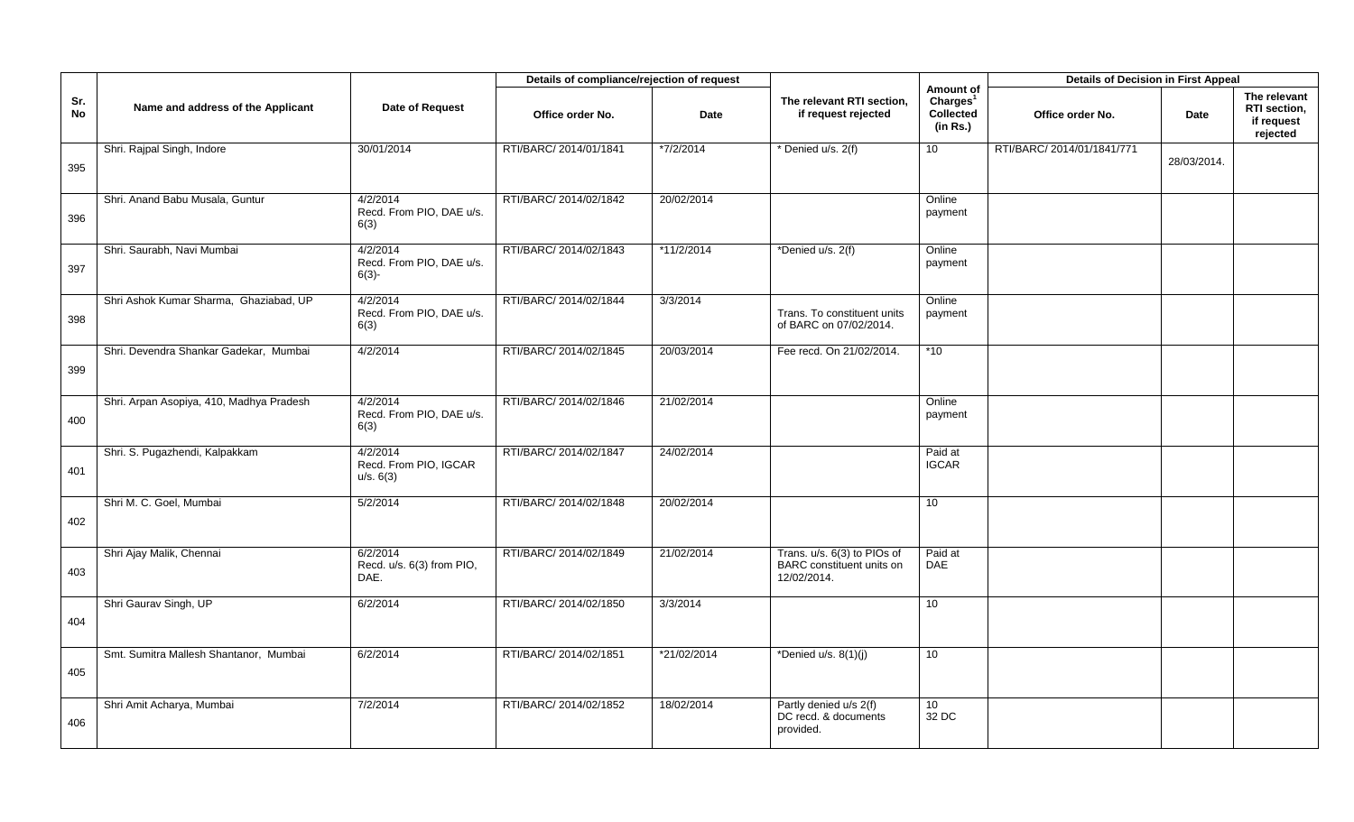| Sr. No | Name and address of the Applicant | Date of Request | Details of compliance/rejection of request | | The relevant RTI section, if request rejected | Amount of Charges[1] Collected (in Rs.) | Details of Decision in First Appeal | | |
|---|---|---|---|---|---|---|---|---|---|
| | | | Office order No. | Date | | | Office order No. | Date | The relevant RTI section, if request rejected |
| 395 | Shri. Rajpal Singh, Indore | 30/01/2014 | RTI/BARC/ 2014/01/1841 | *7/2/2014 | * Denied u/s. 2(f) | 10 | RTI/BARC/ 2014/01/1841/771 | 28/03/2014. | |
| 396 | Shri. Anand Babu Musala, Guntur | 4/2/2014 Recd. From PIO, DAE u/s. 6(3) | RTI/BARC/ 2014/02/1842 | 20/02/2014 | | Online payment | | | |
| 397 | Shri. Saurabh, Navi Mumbai | 4/2/2014 Recd. From PIO, DAE u/s. 6(3)- | RTI/BARC/ 2014/02/1843 | *11/2/2014 | *Denied u/s. 2(f) | Online payment | | | |
| 398 | Shri Ashok Kumar Sharma, Ghaziabad, UP | 4/2/2014 Recd. From PIO, DAE u/s. 6(3) | RTI/BARC/ 2014/02/1844 | 3/3/2014 | Trans. To constituent units of BARC on 07/02/2014. | Online payment | | | |
| 399 | Shri. Devendra Shankar Gadekar, Mumbai | 4/2/2014 | RTI/BARC/ 2014/02/1845 | 20/03/2014 | Fee recd. On 21/02/2014. | *10 | | | |
| 400 | Shri. Arpan Asopiya, 410, Madhya Pradesh | 4/2/2014 Recd. From PIO, DAE u/s. 6(3) | RTI/BARC/ 2014/02/1846 | 21/02/2014 | | Online payment | | | |
| 401 | Shri. S. Pugazhendi, Kalpakkam | 4/2/2014 Recd. From PIO, IGCAR u/s. 6(3) | RTI/BARC/ 2014/02/1847 | 24/02/2014 | | Paid at IGCAR | | | |
| 402 | Shri M. C. Goel, Mumbai | 5/2/2014 | RTI/BARC/ 2014/02/1848 | 20/02/2014 | | 10 | | | |
| 403 | Shri Ajay Malik, Chennai | 6/2/2014 Recd. u/s. 6(3) from PIO, DAE. | RTI/BARC/ 2014/02/1849 | 21/02/2014 | Trans. u/s. 6(3) to PIOs of BARC constituent units on 12/02/2014. | Paid at DAE | | | |
| 404 | Shri Gaurav Singh, UP | 6/2/2014 | RTI/BARC/ 2014/02/1850 | 3/3/2014 | | 10 | | | |
| 405 | Smt. Sumitra Mallesh Shantanor, Mumbai | 6/2/2014 | RTI/BARC/ 2014/02/1851 | *21/02/2014 | *Denied u/s. 8(1)(j) | 10 | | | |
| 406 | Shri Amit Acharya, Mumbai | 7/2/2014 | RTI/BARC/ 2014/02/1852 | 18/02/2014 | Partly denied u/s 2(f) DC recd. & documents provided. | 10 32 DC | | | |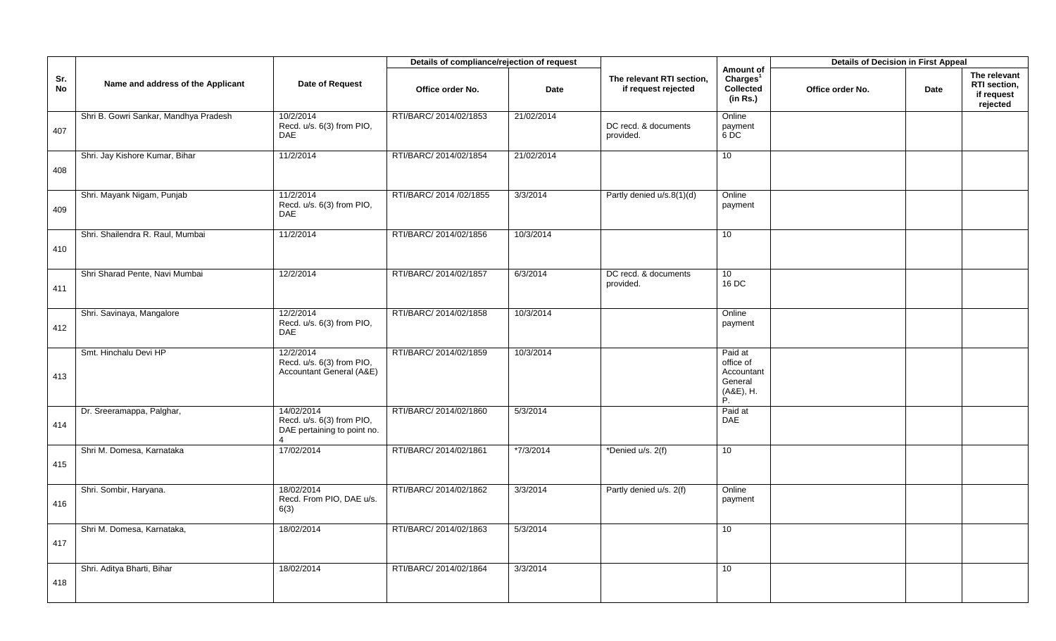| Sr. No | Name and address of the Applicant | Date of Request | Details of compliance/rejection of request | | The relevant RTI section, if request rejected | Amount of Charges[1] Collected (in Rs.) | Details of Decision in First Appeal | | |
|---|---|---|---|---|---|---|---|---|---|
| | | | Office order No. | Date | | | Office order No. | Date | The relevant RTI section, if request rejected |
| 407 | Shri B. Gowri Sankar, Mandhya Pradesh | 10/2/2014 Recd. u/s. 6(3) from PIO, DAE | RTI/BARC/ 2014/02/1853 | 21/02/2014 | DC recd. & documents provided. | Online payment 6 DC | | | |
| 408 | Shri. Jay Kishore Kumar, Bihar | 11/2/2014 | RTI/BARC/ 2014/02/1854 | 21/02/2014 | | 10 | | | |
| 409 | Shri. Mayank Nigam, Punjab | 11/2/2014 Recd. u/s. 6(3) from PIO, DAE | RTI/BARC/ 2014 /02/1855 | 3/3/2014 | Partly denied u/s.8(1)(d) | Online payment | | | |
| 410 | Shri. Shailendra R. Raul, Mumbai | 11/2/2014 | RTI/BARC/ 2014/02/1856 | 10/3/2014 | | 10 | | | |
| 411 | Shri Sharad Pente, Navi Mumbai | 12/2/2014 | RTI/BARC/ 2014/02/1857 | 6/3/2014 | DC recd. & documents provided. | 10 16 DC | | | |
| 412 | Shri. Savinaya, Mangalore | 12/2/2014 Recd. u/s. 6(3) from PIO, DAE | RTI/BARC/ 2014/02/1858 | 10/3/2014 | | Online payment | | | |
| 413 | Smt. Hinchalu Devi HP | 12/2/2014 Recd. u/s. 6(3) from PIO, Accountant General (A&E) | RTI/BARC/ 2014/02/1859 | 10/3/2014 | | Paid at office of Accountant General (A&E), H. P. | | | |
| 414 | Dr. Sreeramappa, Palghar, | 14/02/2014 Recd. u/s. 6(3) from PIO, DAE pertaining to point no. 4 | RTI/BARC/ 2014/02/1860 | 5/3/2014 | | Paid at DAE | | | |
| 415 | Shri M. Domesa, Karnataka | 17/02/2014 | RTI/BARC/ 2014/02/1861 | *7/3/2014 | *Denied u/s. 2(f) | 10 | | | |
| 416 | Shri. Sombir, Haryana. | 18/02/2014 Recd. From PIO, DAE u/s. 6(3) | RTI/BARC/ 2014/02/1862 | 3/3/2014 | Partly denied u/s. 2(f) | Online payment | | | |
| 417 | Shri M. Domesa, Karnataka, | 18/02/2014 | RTI/BARC/ 2014/02/1863 | 5/3/2014 | | 10 | | | |
| 418 | Shri. Aditya Bharti, Bihar | 18/02/2014 | RTI/BARC/ 2014/02/1864 | 3/3/2014 | | 10 | | | |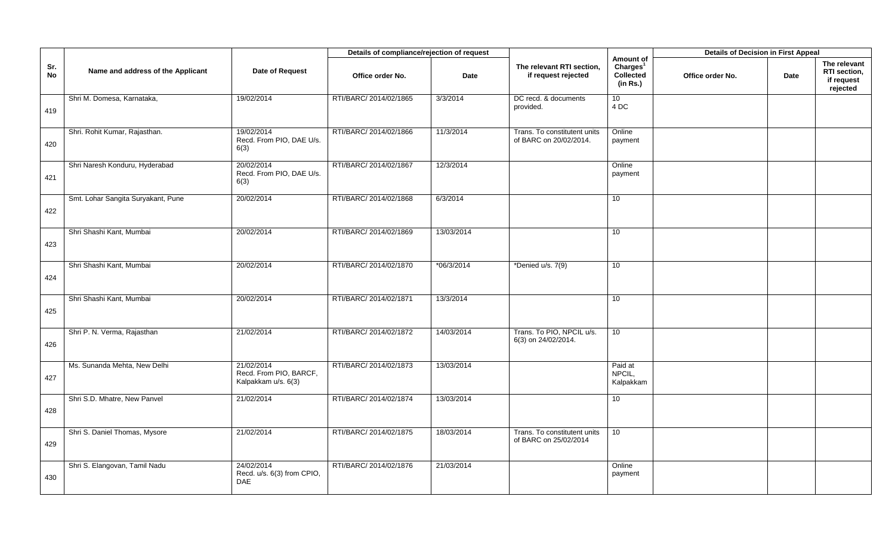| Sr. No | Name and address of the Applicant | Date of Request | Details of compliance/rejection of request | | The relevant RTI section, if request rejected | Amount of Charges[1] Collected (in Rs.) | Details of Decision in First Appeal | | |
|---|---|---|---|---|---|---|---|---|---|
| | | | Office order No. | Date | | | Office order No. | Date | The relevant RTI section, if request rejected |
| 419 | Shri M. Domesa, Karnataka, | 19/02/2014 | RTI/BARC/ 2014/02/1865 | 3/3/2014 | DC recd. & documents provided. | 10<br>4 DC | | | |
| 420 | Shri. Rohit Kumar, Rajasthan. | 19/02/2014<br>Recd. From PIO, DAE U/s. 6(3) | RTI/BARC/ 2014/02/1866 | 11/3/2014 | Trans. To constitutent units of BARC on 20/02/2014. | Online payment | | | |
| 421 | Shri Naresh Konduru, Hyderabad | 20/02/2014<br>Recd. From PIO, DAE U/s. 6(3) | RTI/BARC/ 2014/02/1867 | 12/3/2014 | | Online payment | | | |
| 422 | Smt. Lohar Sangita Suryakant, Pune | 20/02/2014 | RTI/BARC/ 2014/02/1868 | 6/3/2014 | | 10 | | | |
| 423 | Shri Shashi Kant, Mumbai | 20/02/2014 | RTI/BARC/ 2014/02/1869 | 13/03/2014 | | 10 | | | |
| 424 | Shri Shashi Kant, Mumbai | 20/02/2014 | RTI/BARC/ 2014/02/1870 | *06/3/2014 | *Denied u/s. 7(9) | 10 | | | |
| 425 | Shri Shashi Kant, Mumbai | 20/02/2014 | RTI/BARC/ 2014/02/1871 | 13/3/2014 | | 10 | | | |
| 426 | Shri P. N. Verma, Rajasthan | 21/02/2014 | RTI/BARC/ 2014/02/1872 | 14/03/2014 | Trans. To PIO, NPCIL u/s. 6(3) on 24/02/2014. | 10 | | | |
| 427 | Ms. Sunanda Mehta, New Delhi | 21/02/2014<br>Recd. From PIO, BARCF, Kalpakkam u/s. 6(3) | RTI/BARC/ 2014/02/1873 | 13/03/2014 | | Paid at NPCIL, Kalpakkam | | | |
| 428 | Shri S.D. Mhatre, New Panvel | 21/02/2014 | RTI/BARC/ 2014/02/1874 | 13/03/2014 | | 10 | | | |
| 429 | Shri S. Daniel Thomas, Mysore | 21/02/2014 | RTI/BARC/ 2014/02/1875 | 18/03/2014 | Trans. To constitutent units of BARC on 25/02/2014 | 10 | | | |
| 430 | Shri S. Elangovan, Tamil Nadu | 24/02/2014<br>Recd. u/s. 6(3) from CPIO, DAE | RTI/BARC/ 2014/02/1876 | 21/03/2014 | | Online payment | | | |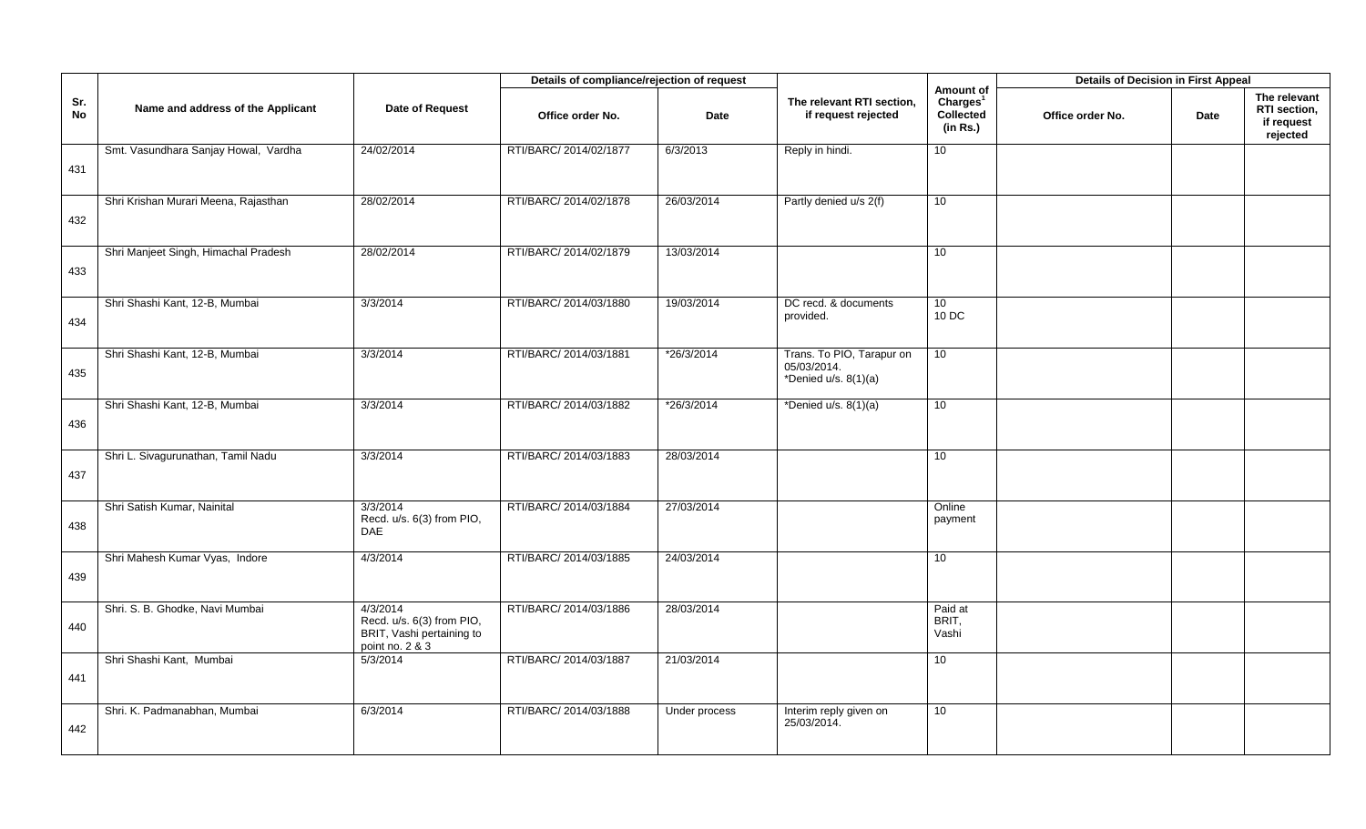| Sr. No | Name and address of the Applicant | Date of Request | Details of compliance/rejection of request | | The relevant RTI section, if request rejected | Amount of Charges[1] Collected (in Rs.) | Details of Decision in First Appeal | | |
|---|---|---|---|---|---|---|---|---|---|
| | | | Office order No. | Date | | | Office order No. | Date | The relevant RTI section, if request rejected |
| 431 | Smt. Vasundhara Sanjay Howal, Vardha | 24/02/2014 | RTI/BARC/ 2014/02/1877 | 6/3/2013 | Reply in hindi. | 10 | | | |
| 432 | Shri Krishan Murari Meena, Rajasthan | 28/02/2014 | RTI/BARC/ 2014/02/1878 | 26/03/2014 | Partly denied u/s 2(f) | 10 | | | |
| 433 | Shri Manjeet Singh, Himachal Pradesh | 28/02/2014 | RTI/BARC/ 2014/02/1879 | 13/03/2014 | | 10 | | | |
| 434 | Shri Shashi Kant, 12-B, Mumbai | 3/3/2014 | RTI/BARC/ 2014/03/1880 | 19/03/2014 | DC recd. & documents provided. | 10<br>10 DC | | | |
| 435 | Shri Shashi Kant, 12-B, Mumbai | 3/3/2014 | RTI/BARC/ 2014/03/1881 | *26/3/2014 | Trans. To PIO, Tarapur on 05/03/2014.<br>*Denied u/s. 8(1)(a) | 10 | | | |
| 436 | Shri Shashi Kant, 12-B, Mumbai | 3/3/2014 | RTI/BARC/ 2014/03/1882 | *26/3/2014 | *Denied u/s. 8(1)(a) | 10 | | | |
| 437 | Shri L. Sivagurunathan, Tamil Nadu | 3/3/2014 | RTI/BARC/ 2014/03/1883 | 28/03/2014 | | 10 | | | |
| 438 | Shri Satish Kumar, Nainital | 3/3/2014<br>Recd. u/s. 6(3) from PIO, DAE | RTI/BARC/ 2014/03/1884 | 27/03/2014 | | Online payment | | | |
| 439 | Shri Mahesh Kumar Vyas, Indore | 4/3/2014 | RTI/BARC/ 2014/03/1885 | 24/03/2014 | | 10 | | | |
| 440 | Shri. S. B. Ghodke, Navi Mumbai | 4/3/2014<br>Recd. u/s. 6(3) from PIO, BRIT, Vashi pertaining to point no. 2 & 3 | RTI/BARC/ 2014/03/1886 | 28/03/2014 | | Paid at BRIT, Vashi | | | |
| 441 | Shri Shashi Kant, Mumbai | 5/3/2014 | RTI/BARC/ 2014/03/1887 | 21/03/2014 | | 10 | | | |
| 442 | Shri. K. Padmanabhan, Mumbai | 6/3/2014 | RTI/BARC/ 2014/03/1888 | Under process | Interim reply given on 25/03/2014. | 10 | | | |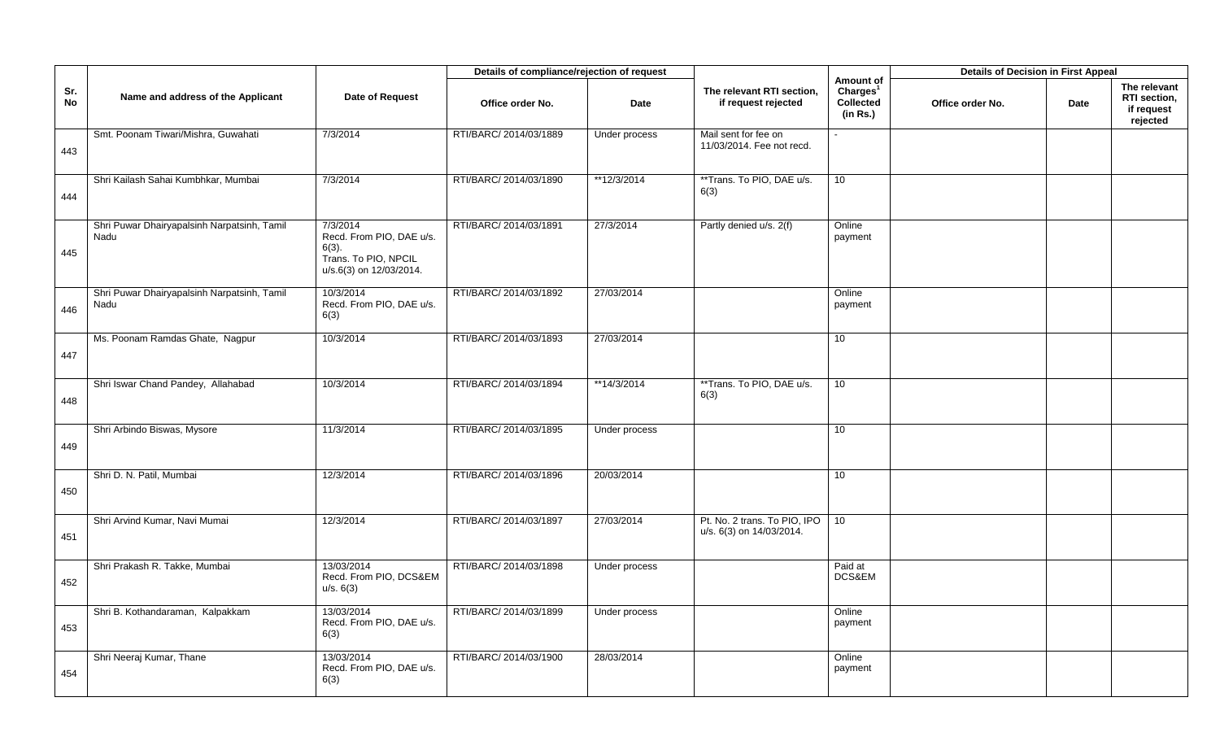| Sr. No | Name and address of the Applicant | Date of Request | Details of compliance/rejection of request | | The relevant RTI section, if request rejected | Amount of Charges[1] Collected (in Rs.) | Details of Decision in First Appeal | | |
|---|---|---|---|---|---|---|---|---|---|
| | | | Office order No. | Date | | | Office order No. | Date | The relevant RTI section, if request rejected |
| 443 | Smt. Poonam Tiwari/Mishra, Guwahati | 7/3/2014 | RTI/BARC/ 2014/03/1889 | Under process | Mail sent for fee on 11/03/2014. Fee not recd. | - | | | |
| 444 | Shri Kailash Sahai Kumbhkar, Mumbai | 7/3/2014 | RTI/BARC/ 2014/03/1890 | **12/3/2014 | **Trans. To PIO, DAE u/s. 6(3) | 10 | | | |
| 445 | Shri Puwar Dhairyapalsinh Narpatsinh, Tamil Nadu | 7/3/2014 Recd. From PIO, DAE u/s. 6(3). Trans. To PIO, NPCIL u/s.6(3) on 12/03/2014. | RTI/BARC/ 2014/03/1891 | 27/3/2014 | Partly denied u/s. 2(f) | Online payment | | | |
| 446 | Shri Puwar Dhairyapalsinh Narpatsinh, Tamil Nadu | 10/3/2014 Recd. From PIO, DAE u/s. 6(3) | RTI/BARC/ 2014/03/1892 | 27/03/2014 | | Online payment | | | |
| 447 | Ms. Poonam Ramdas Ghate, Nagpur | 10/3/2014 | RTI/BARC/ 2014/03/1893 | 27/03/2014 | | 10 | | | |
| 448 | Shri Iswar Chand Pandey, Allahabad | 10/3/2014 | RTI/BARC/ 2014/03/1894 | **14/3/2014 | **Trans. To PIO, DAE u/s. 6(3) | 10 | | | |
| 449 | Shri Arbindo Biswas, Mysore | 11/3/2014 | RTI/BARC/ 2014/03/1895 | Under process | | 10 | | | |
| 450 | Shri D. N. Patil, Mumbai | 12/3/2014 | RTI/BARC/ 2014/03/1896 | 20/03/2014 | | 10 | | | |
| 451 | Shri Arvind Kumar, Navi Mumai | 12/3/2014 | RTI/BARC/ 2014/03/1897 | 27/03/2014 | Pt. No. 2 trans. To PIO, IPO u/s. 6(3) on 14/03/2014. | 10 | | | |
| 452 | Shri Prakash R. Takke, Mumbai | 13/03/2014 Recd. From PIO, DCS&EM u/s. 6(3) | RTI/BARC/ 2014/03/1898 | Under process | | Paid at DCS&EM | | | |
| 453 | Shri B. Kothandaraman, Kalpakkam | 13/03/2014 Recd. From PIO, DAE u/s. 6(3) | RTI/BARC/ 2014/03/1899 | Under process | | Online payment | | | |
| 454 | Shri Neeraj Kumar, Thane | 13/03/2014 Recd. From PIO, DAE u/s. 6(3) | RTI/BARC/ 2014/03/1900 | 28/03/2014 | | Online payment | | | |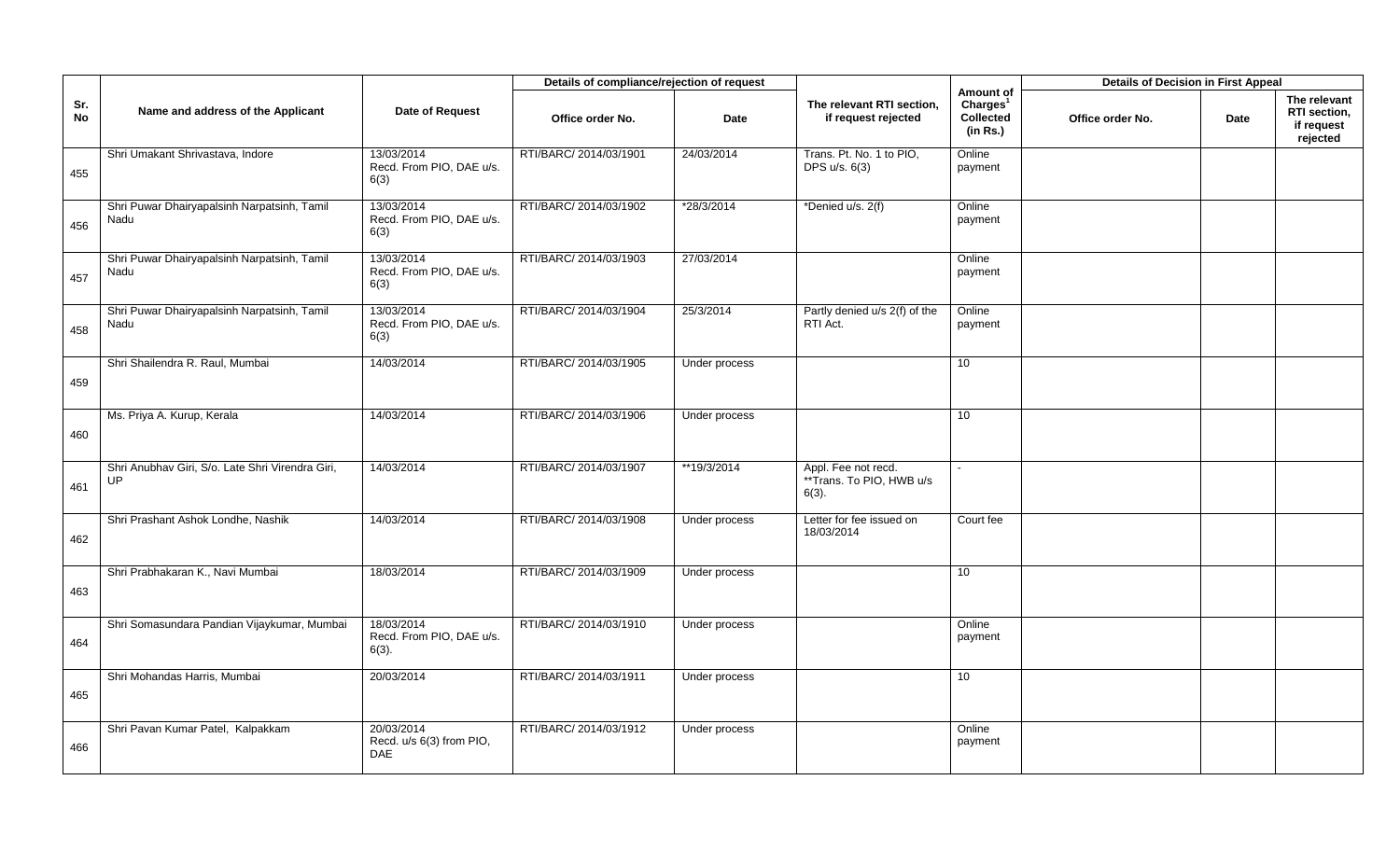| Sr. No | Name and address of the Applicant | Date of Request | Details of compliance/rejection of request | | The relevant RTI section, if request rejected | Amount of Charges[1] Collected (in Rs.) | Details of Decision in First Appeal | | |
|---|---|---|---|---|---|---|---|---|---|
| | | | Office order No. | Date | | | Office order No. | Date | The relevant RTI section, if request rejected |
| 455 | Shri Umakant Shrivastava, Indore | 13/03/2014 Recd. From PIO, DAE u/s. 6(3) | RTI/BARC/ 2014/03/1901 | 24/03/2014 | Trans. Pt. No. 1 to PIO, DPS u/s. 6(3) | Online payment | | | |
| 456 | Shri Puwar Dhairyapalsinh Narpatsinh, Tamil Nadu | 13/03/2014 Recd. From PIO, DAE u/s. 6(3) | RTI/BARC/ 2014/03/1902 | *28/3/2014 | *Denied u/s. 2(f) | Online payment | | | |
| 457 | Shri Puwar Dhairyapalsinh Narpatsinh, Tamil Nadu | 13/03/2014 Recd. From PIO, DAE u/s. 6(3) | RTI/BARC/ 2014/03/1903 | 27/03/2014 | | Online payment | | | |
| 458 | Shri Puwar Dhairyapalsinh Narpatsinh, Tamil Nadu | 13/03/2014 Recd. From PIO, DAE u/s. 6(3) | RTI/BARC/ 2014/03/1904 | 25/3/2014 | Partly denied u/s 2(f) of the RTI Act. | Online payment | | | |
| 459 | Shri Shailendra R. Raul, Mumbai | 14/03/2014 | RTI/BARC/ 2014/03/1905 | Under process | | 10 | | | |
| 460 | Ms. Priya A. Kurup, Kerala | 14/03/2014 | RTI/BARC/ 2014/03/1906 | Under process | | 10 | | | |
| 461 | Shri Anubhav Giri, S/o. Late Shri Virendra Giri, UP | 14/03/2014 | RTI/BARC/ 2014/03/1907 | **19/3/2014 | Appl. Fee not recd. **Trans. To PIO, HWB u/s 6(3). | - | | | |
| 462 | Shri Prashant Ashok Londhe, Nashik | 14/03/2014 | RTI/BARC/ 2014/03/1908 | Under process | Letter for fee issued on 18/03/2014 | Court fee | | | |
| 463 | Shri Prabhakaran K., Navi Mumbai | 18/03/2014 | RTI/BARC/ 2014/03/1909 | Under process | | 10 | | | |
| 464 | Shri Somasundara Pandian Vijaykumar, Mumbai | 18/03/2014 Recd. From PIO, DAE u/s. 6(3). | RTI/BARC/ 2014/03/1910 | Under process | | Online payment | | | |
| 465 | Shri Mohandas Harris, Mumbai | 20/03/2014 | RTI/BARC/ 2014/03/1911 | Under process | | 10 | | | |
| 466 | Shri Pavan Kumar Patel, Kalpakkam | 20/03/2014 Recd. u/s 6(3) from PIO, DAE | RTI/BARC/ 2014/03/1912 | Under process | | Online payment | | | |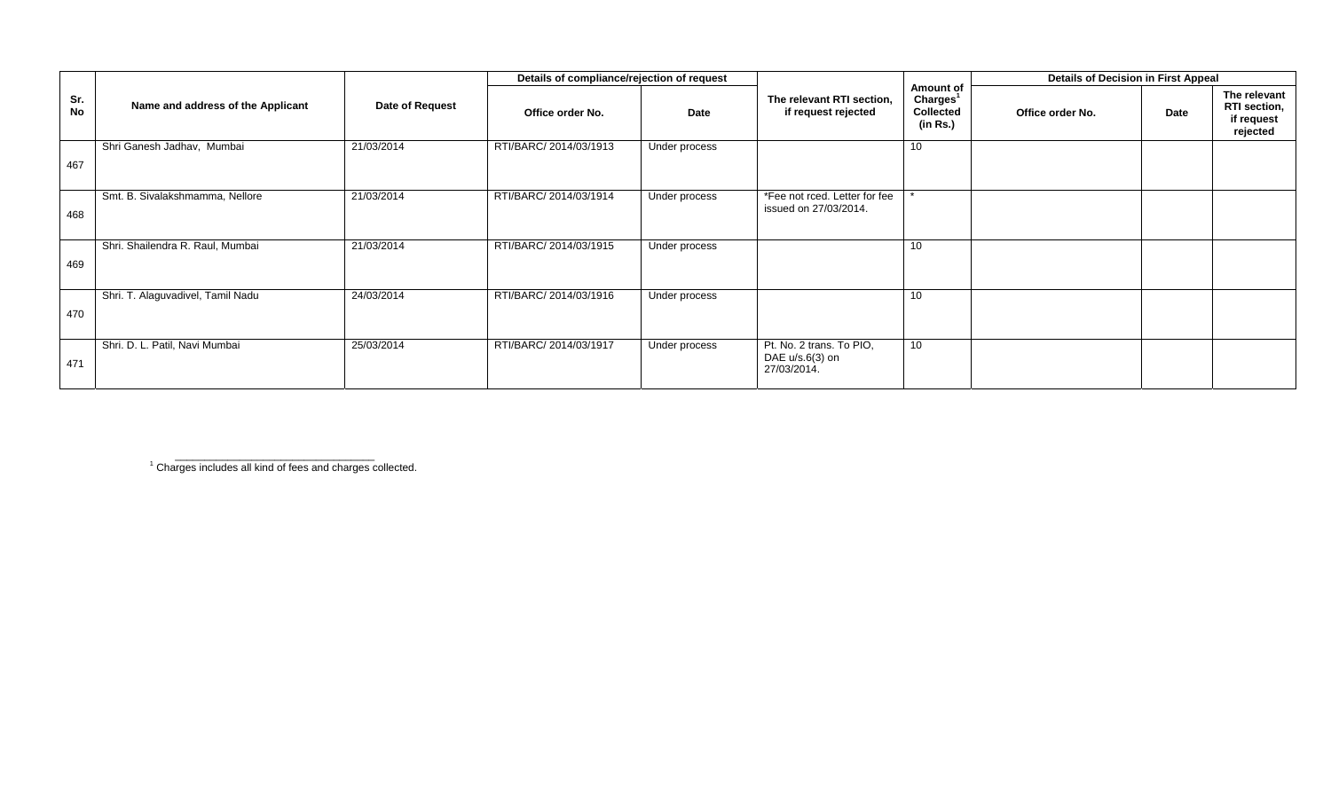| Sr. No | Name and address of the Applicant | Date of Request | Details of compliance/rejection of request | | The relevant RTI section, if request rejected | Amount of Charges[1] Collected (in Rs.) | Details of Decision in First Appeal | | |
|---|---|---|---|---|---|---|---|---|---|
| | | | Office order No. | Date | | | Office order No. | Date | The relevant RTI section, if request rejected |
| 467 | Shri Ganesh Jadhav, Mumbai | 21/03/2014 | RTI/BARC/ 2014/03/1913 | Under process | | 10 | | | |
| 468 | Smt. B. Sivalakshmamma, Nellore | 21/03/2014 | RTI/BARC/ 2014/03/1914 | Under process | *Fee not rced. Letter for fee issued on 27/03/2014. | * | | | |
| 469 | Shri. Shailendra R. Raul, Mumbai | 21/03/2014 | RTI/BARC/ 2014/03/1915 | Under process | | 10 | | | |
| 470 | Shri. T. Alaguvadivel, Tamil Nadu | 24/03/2014 | RTI/BARC/ 2014/03/1916 | Under process | | 10 | | | |
| 471 | Shri. D. L. Patil, Navi Mumbai | 25/03/2014 | RTI/BARC/ 2014/03/1917 | Under process | Pt. No. 2 trans. To PIO, DAE u/s.6(3) on 27/03/2014. | 10 | | | |

[1] Charges includes all kind of fees and charges collected.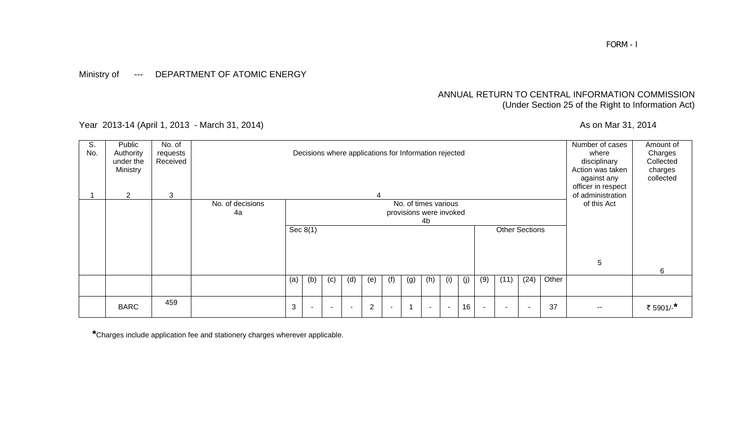FORM - I

Ministry of --- DEPARTMENT OF ATOMIC ENERGY

ANNUAL RETURN TO CENTRAL INFORMATION COMMISSION
(Under Section 25 of the Right to Information Act)

Year 2013-14 (April 1, 2013 - March 31, 2014)

As on Mar 31, 2014

| S. No. | Public Authority under the Ministry | No. of requests Received | Decisions where applications for Information rejected | | | | | | | | | | | | | | | Number of cases where disciplinary Action was taken against any officer in respect of administration of this Act | Amount of Charges Collected charges collected |
|---|---|---|---|---|---|---|---|---|---|---|---|---|---|---|---|---|---|---|---|
| 1 | 2 | 3 | 4 | | | | | | | | | | | | | | | 5 | 6 |
| | | | No. of decisions 4a | No. of times various provisions were invoked 4b | | | | | | | | | | | | | | | |
| | | | | Sec 8(1) | | | | | | | | | | Other Sections | | | | | |
| | | | | (a) | (b) | (c) | (d) | (e) | (f) | (g) | (h) | (i) | (j) | (9) | (11) | (24) | Other | | |
| | BARC | 459 | | 3 | - | - | - | 2 | - | 1 | - | - | 16 | - | - | - | 37 | -- | ₹ 5901/-* |

*Charges include application fee and stationery charges wherever applicable.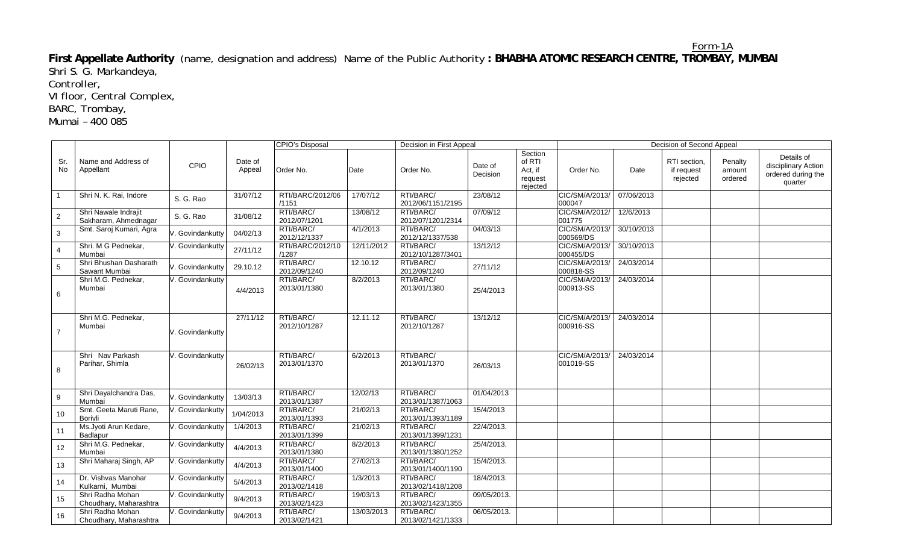Form-1A

**First Appellate Authority** (name, designation and address) Name of the Public Authority **: BHABHA ATOMIC RESEARCH CENTRE, TROMBAY, MUMBAI**

Shri S. G. Markandeya,
Controller,
VI floor, Central Complex,
BARC, Trombay,
Mumai – 400 085

| Sr. No | Name and Address of Appellant | CPIO | Date of Appeal | CPIO's Disposal | | Decision in First Appeal | | | Decision of Second Appeal | | | | |
|---|---|---|---|---|---|---|---|---|---|---|---|---|---|
| | | | | Order No. | Date | Order No. | Date of Decision | Section of RTI Act, if request rejected | Order No. | Date | RTI section, if request rejected | Penalty amount ordered | Details of disciplinary Action ordered during the quarter |
| 1 | Shri N. K. Rai, Indore | S. G. Rao | 31/07/12 | RTI/BARC/2012/06 /1151 | 17/07/12 | RTI/BARC/ 2012/06/1151/2195 | 23/08/12 | | CIC/SM/A/2013/ 000047 | 07/06/2013 | | | |
| 2 | Shri Nawale Indrajit Sakharam, Ahmednagar | S. G. Rao | 31/08/12 | RTI/BARC/ 2012/07/1201 | 13/08/12 | RTI/BARC/ 2012/07/1201/2314 | 07/09/12 | | CIC/SM/A/2012/ 001775 | 12/6/2013 | | | |
| 3 | Smt. Saroj Kumari, Agra | V. Govindankutty | 04/02/13 | RTI/BARC/ 2012/12/1337 | 4/1/2013 | RTI/BARC/ 2012/12/1337/538 | 04/03/13 | | CIC/SM/A/2013/ 000569/DS | 30/10/2013 | | | |
| 4 | Shri. M G Pednekar, Mumbai | V. Govindankutty | 27/11/12 | RTI/BARC/2012/10 /1287 | 12/11/2012 | RTI/BARC/ 2012/10/1287/3401 | 13/12/12 | | CIC/SM/A/2013/ 000455/DS | 30/10/2013 | | | |
| 5 | Shri Bhushan Dasharath Sawant Mumbai | V. Govindankutty | 29.10.12 | RTI/BARC/ 2012/09/1240 | 12.10.12 | RTI/BARC/ 2012/09/1240 | 27/11/12 | | CIC/SM/A/2013/ 000818-SS | 24/03/2014 | | | |
| 6 | Shri M.G. Pednekar, Mumbai | V. Govindankutty | 4/4/2013 | RTI/BARC/ 2013/01/1380 | 8/2/2013 | RTI/BARC/ 2013/01/1380 | 25/4/2013 | | CIC/SM/A/2013/ 000913-SS | 24/03/2014 | | | |
| 7 | Shri M.G. Pednekar, Mumbai | V. Govindankutty | 27/11/12 | RTI/BARC/ 2012/10/1287 | 12.11.12 | RTI/BARC/ 2012/10/1287 | 13/12/12 | | CIC/SM/A/2013/ 000916-SS | 24/03/2014 | | | |
| 8 | Shri Nav Parkash Parihar, Shimla | V. Govindankutty | 26/02/13 | RTI/BARC/ 2013/01/1370 | 6/2/2013 | RTI/BARC/ 2013/01/1370 | 26/03/13 | | CIC/SM/A/2013/ 001019-SS | 24/03/2014 | | | |
| 9 | Shri Dayalchandra Das, Mumbai | V. Govindankutty | 13/03/13 | RTI/BARC/ 2013/01/1387 | 12/02/13 | RTI/BARC/ 2013/01/1387/1063 | 01/04/2013 | | | | | | |
| 10 | Smt. Geeta Maruti Rane, Borivli | V. Govindankutty | 1/04/2013 | RTI/BARC/ 2013/01/1393 | 21/02/13 | RTI/BARC/ 2013/01/1393/1189 | 15/4/2013 | | | | | | |
| 11 | Ms.Jyoti Arun Kedare, Badlapur | V. Govindankutty | 1/4/2013 | RTI/BARC/ 2013/01/1399 | 21/02/13 | RTI/BARC/ 2013/01/1399/1231 | 22/4/2013. | | | | | | |
| 12 | Shri M.G. Pednekar, Mumbai | V. Govindankutty | 4/4/2013 | RTI/BARC/ 2013/01/1380 | 8/2/2013 | RTI/BARC/ 2013/01/1380/1252 | 25/4/2013. | | | | | | |
| 13 | Shri Maharaj Singh, AP | V. Govindankutty | 4/4/2013 | RTI/BARC/ 2013/01/1400 | 27/02/13 | RTI/BARC/ 2013/01/1400/1190 | 15/4/2013. | | | | | | |
| 14 | Dr. Vishvas Manohar Kulkarni, Mumbai | V. Govindankutty | 5/4/2013 | RTI/BARC/ 2013/02/1418 | 1/3/2013 | RTI/BARC/ 2013/02/1418/1208 | 18/4/2013. | | | | | | |
| 15 | Shri Radha Mohan Choudhary, Maharashtra | V. Govindankutty | 9/4/2013 | RTI/BARC/ 2013/02/1423 | 19/03/13 | RTI/BARC/ 2013/02/1423/1355 | 09/05/2013. | | | | | | |
| 16 | Shri Radha Mohan Choudhary, Maharashtra | V. Govindankutty | 9/4/2013 | RTI/BARC/ 2013/02/1421 | 13/03/2013 | RTI/BARC/ 2013/02/1421/1333 | 06/05/2013. | | | | | | |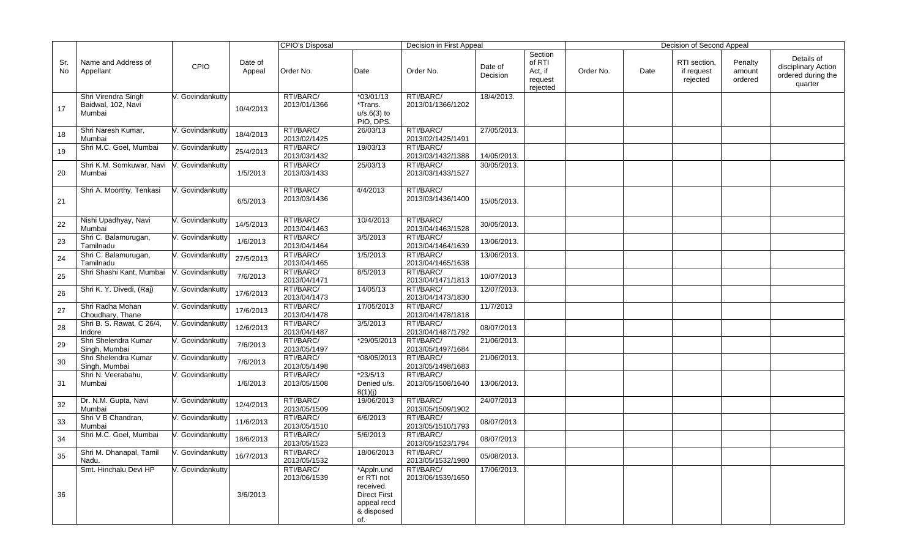| Sr. No | Name and Address of Appellant | CPIO | Date of Appeal | CPIO's Disposal | | Decision in First Appeal | | | Decision of Second Appeal | | | | |
|---|---|---|---|---|---|---|---|---|---|---|---|---|---|
| | | | | Order No. | Date | Order No. | Date of Decision | Section of RTI Act, if request rejected | Order No. | Date | RTI section, if request rejected | Penalty amount ordered | Details of disciplinary Action ordered during the quarter |
| 17 | Shri Virendra Singh Baidwal, 102, Navi Mumbai | V. Govindankutty | 10/4/2013 | RTI/BARC/ 2013/01/1366 | *03/01/13 *Trans. u/s.6(3) to PIO, DPS. | RTI/BARC/ 2013/01/1366/1202 | 18/4/2013. | | | | | | |
| 18 | Shri Naresh Kumar, Mumbai | V. Govindankutty | 18/4/2013 | RTI/BARC/ 2013/02/1425 | 26/03/13 | RTI/BARC/ 2013/02/1425/1491 | 27/05/2013. | | | | | | |
| 19 | Shri M.C. Goel, Mumbai | V. Govindankutty | 25/4/2013 | RTI/BARC/ 2013/03/1432 | 19/03/13 | RTI/BARC/ 2013/03/1432/1388 | 14/05/2013. | | | | | | |
| 20 | Shri K.M. Somkuwar, Navi Mumbai | V. Govindankutty | 1/5/2013 | RTI/BARC/ 2013/03/1433 | 25/03/13 | RTI/BARC/ 2013/03/1433/1527 | 30/05/2013. | | | | | | |
| 21 | Shri A. Moorthy, Tenkasi | V. Govindankutty | 6/5/2013 | RTI/BARC/ 2013/03/1436 | 4/4/2013 | RTI/BARC/ 2013/03/1436/1400 | 15/05/2013. | | | | | | |
| 22 | Nishi Upadhyay, Navi Mumbai | V. Govindankutty | 14/5/2013 | RTI/BARC/ 2013/04/1463 | 10/4/2013 | RTI/BARC/ 2013/04/1463/1528 | 30/05/2013. | | | | | | |
| 23 | Shri C. Balamurugan, Tamilnadu | V. Govindankutty | 1/6/2013 | RTI/BARC/ 2013/04/1464 | 3/5/2013 | RTI/BARC/ 2013/04/1464/1639 | 13/06/2013. | | | | | | |
| 24 | Shri C. Balamurugan, Tamilnadu | V. Govindankutty | 27/5/2013 | RTI/BARC/ 2013/04/1465 | 1/5/2013 | RTI/BARC/ 2013/04/1465/1638 | 13/06/2013. | | | | | | |
| 25 | Shri Shashi Kant, Mumbai | V. Govindankutty | 7/6/2013 | RTI/BARC/ 2013/04/1471 | 8/5/2013 | RTI/BARC/ 2013/04/1471/1813 | 10/07/2013 | | | | | | |
| 26 | Shri K. Y. Divedi, (Raj) | V. Govindankutty | 17/6/2013 | RTI/BARC/ 2013/04/1473 | 14/05/13 | RTI/BARC/ 2013/04/1473/1830 | 12/07/2013. | | | | | | |
| 27 | Shri Radha Mohan Choudhary, Thane | V. Govindankutty | 17/6/2013 | RTI/BARC/ 2013/04/1478 | 17/05/2013 | RTI/BARC/ 2013/04/1478/1818 | 11/7/2013 | | | | | | |
| 28 | Shri B. S. Rawat, C 26/4, Indore | V. Govindankutty | 12/6/2013 | RTI/BARC/ 2013/04/1487 | 3/5/2013 | RTI/BARC/ 2013/04/1487/1792 | 08/07/2013 | | | | | | |
| 29 | Shri Shelendra Kumar Singh, Mumbai | V. Govindankutty | 7/6/2013 | RTI/BARC/ 2013/05/1497 | *29/05/2013 | RTI/BARC/ 2013/05/1497/1684 | 21/06/2013. | | | | | | |
| 30 | Shri Shelendra Kumar Singh, Mumbai | V. Govindankutty | 7/6/2013 | RTI/BARC/ 2013/05/1498 | *08/05/2013 | RTI/BARC/ 2013/05/1498/1683 | 21/06/2013. | | | | | | |
| 31 | Shri N. Veerabahu, Mumbai | V. Govindankutty | 1/6/2013 | RTI/BARC/ 2013/05/1508 | *23/5/13 Denied u/s. 8(1)(j) | RTI/BARC/ 2013/05/1508/1640 | 13/06/2013. | | | | | | |
| 32 | Dr. N.M. Gupta, Navi Mumbai | V. Govindankutty | 12/4/2013 | RTI/BARC/ 2013/05/1509 | 19/06/2013 | RTI/BARC/ 2013/05/1509/1902 | 24/07/2013 | | | | | | |
| 33 | Shri V B Chandran, Mumbai | V. Govindankutty | 11/6/2013 | RTI/BARC/ 2013/05/1510 | 6/6/2013 | RTI/BARC/ 2013/05/1510/1793 | 08/07/2013 | | | | | | |
| 34 | Shri M.C. Goel, Mumbai | V. Govindankutty | 18/6/2013 | RTI/BARC/ 2013/05/1523 | 5/6/2013 | RTI/BARC/ 2013/05/1523/1794 | 08/07/2013 | | | | | | |
| 35 | Shri M. Dhanapal, Tamil Nadu. | V. Govindankutty | 16/7/2013 | RTI/BARC/ 2013/05/1532 | 18/06/2013 | RTI/BARC/ 2013/05/1532/1980 | 05/08/2013. | | | | | | |
| 36 | Smt. Hinchalu Devi HP | V. Govindankutty | 3/6/2013 | RTI/BARC/ 2013/06/1539 | *Appln.under RTI not received. Direct First appeal recd & disposed of. | RTI/BARC/ 2013/06/1539/1650 | 17/06/2013. | | | | | | |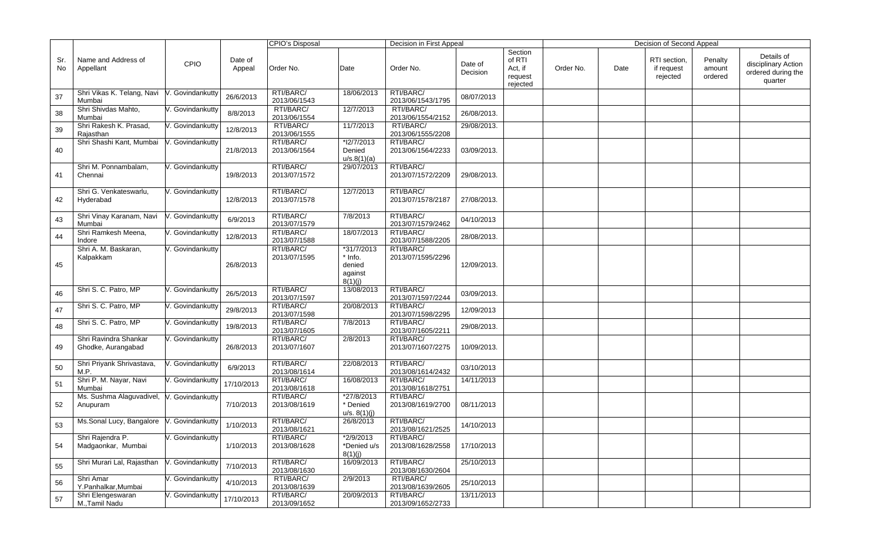| Sr. No | Name and Address of Appellant | CPIO | Date of Appeal | CPIO's Disposal | | Decision in First Appeal | | | Decision in Second Appeal | | | | |
|---|---|---|---|---|---|---|---|---|---|---|---|---|---|
| | | | | Order No. | Date | Order No. | Date of Decision | Section of RTI Act, if request rejected | Order No. | Date | RTI section, if request rejected | Penalty amount ordered | Details of disciplinary Action ordered during the quarter |
| 37 | Shri Vikas K. Telang, Navi Mumbai | V. Govindankutty | 26/6/2013 | RTI/BARC/ 2013/06/1543 | 18/06/2013 | RTI/BARC/ 2013/06/1543/1795 | 08/07/2013 | | | | | | |
| 38 | Shri Shivdas Mahto, Mumbai | V. Govindankutty | 8/8/2013 | RTI/BARC/ 2013/06/1554 | 12/7/2013 | RTI/BARC/ 2013/06/1554/2152 | 26/08/2013. | | | | | | |
| 39 | Shri Rakesh K. Prasad, Rajasthan | V. Govindankutty | 12/8/2013 | RTI/BARC/ 2013/06/1555 | 11/7/2013 | RTI/BARC/ 2013/06/1555/2208 | 29/08/2013. | | | | | | |
| 40 | Shri Shashi Kant, Mumbai | V. Govindankutty | 21/8/2013 | RTI/BARC/ 2013/06/1564 | *12/7/2013 Denied u/s.8(1)(a) | RTI/BARC/ 2013/06/1564/2233 | 03/09/2013. | | | | | | |
| 41 | Shri M. Ponnambalam, Chennai | V. Govindankutty | 19/8/2013 | RTI/BARC/ 2013/07/1572 | 29/07/2013 | RTI/BARC/ 2013/07/1572/2209 | 29/08/2013. | | | | | | |
| 42 | Shri G. Venkateswarlu, Hyderabad | V. Govindankutty | 12/8/2013 | RTI/BARC/ 2013/07/1578 | 12/7/2013 | RTI/BARC/ 2013/07/1578/2187 | 27/08/2013. | | | | | | |
| 43 | Shri Vinay Karanam, Navi Mumbai | V. Govindankutty | 6/9/2013 | RTI/BARC/ 2013/07/1579 | 7/8/2013 | RTI/BARC/ 2013/07/1579/2462 | 04/10/2013 | | | | | | |
| 44 | Shri Ramkesh Meena, Indore | V. Govindankutty | 12/8/2013 | RTI/BARC/ 2013/07/1588 | 18/07/2013 | RTI/BARC/ 2013/07/1588/2205 | 28/08/2013. | | | | | | |
| 45 | Shri A. M. Baskaran, Kalpakkam | V. Govindankutty | 26/8/2013 | RTI/BARC/ 2013/07/1595 | *31/7/2013 * Info. denied against 8(1)(j) | RTI/BARC/ 2013/07/1595/2296 | 12/09/2013. | | | | | | |
| 46 | Shri S. C. Patro, MP | V. Govindankutty | 26/5/2013 | RTI/BARC/ 2013/07/1597 | 13/08/2013 | RTI/BARC/ 2013/07/1597/2244 | 03/09/2013. | | | | | | |
| 47 | Shri S. C. Patro, MP | V. Govindankutty | 29/8/2013 | RTI/BARC/ 2013/07/1598 | 20/08/2013 | RTI/BARC/ 2013/07/1598/2295 | 12/09/2013 | | | | | | |
| 48 | Shri S. C. Patro, MP | V. Govindankutty | 19/8/2013 | RTI/BARC/ 2013/07/1605 | 7/8/2013 | RTI/BARC/ 2013/07/1605/2211 | 29/08/2013. | | | | | | |
| 49 | Shri Ravindra Shankar Ghodke, Aurangabad | V. Govindankutty | 26/8/2013 | RTI/BARC/ 2013/07/1607 | 2/8/2013 | RTI/BARC/ 2013/07/1607/2275 | 10/09/2013. | | | | | | |
| 50 | Shri Priyank Shrivastava, M.P. | V. Govindankutty | 6/9/2013 | RTI/BARC/ 2013/08/1614 | 22/08/2013 | RTI/BARC/ 2013/08/1614/2432 | 03/10/2013 | | | | | | |
| 51 | Shri P. M. Nayar, Navi Mumbai | V. Govindankutty | 17/10/2013 | RTI/BARC/ 2013/08/1618 | 16/08/2013 | RTI/BARC/ 2013/08/1618/2751 | 14/11/2013 | | | | | | |
| 52 | Ms. Sushma Alaguvadivel, Anupuram | V. Govindankutty | 7/10/2013 | RTI/BARC/ 2013/08/1619 | *27/8/2013 * Denied u/s. 8(1)(j) | RTI/BARC/ 2013/08/1619/2700 | 08/11/2013 | | | | | | |
| 53 | Ms.Sonal Lucy, Bangalore | V. Govindankutty | 1/10/2013 | RTI/BARC/ 2013/08/1621 | 26/8/2013 | RTI/BARC/ 2013/08/1621/2525 | 14/10/2013 | | | | | | |
| 54 | Shri Rajendra P. Madgaonkar, Mumbai | V. Govindankutty | 1/10/2013 | RTI/BARC/ 2013/08/1628 | *2/9/2013 *Denied u/s 8(1)(j) | RTI/BARC/ 2013/08/1628/2558 | 17/10/2013 | | | | | | |
| 55 | Shri Murari Lal, Rajasthan | V. Govindankutty | 7/10/2013 | RTI/BARC/ 2013/08/1630 | 16/09/2013 | RTI/BARC/ 2013/08/1630/2604 | 25/10/2013 | | | | | | |
| 56 | Shri Amar Y.Panhalkar,Mumbai | V. Govindankutty | 4/10/2013 | RTI/BARC/ 2013/08/1639 | 2/9/2013 | RTI/BARC/ 2013/08/1639/2605 | 25/10/2013 | | | | | | |
| 57 | Shri Elengeswaran M.,Tamil Nadu | V. Govindankutty | 17/10/2013 | RTI/BARC/ 2013/09/1652 | 20/09/2013 | RTI/BARC/ 2013/09/1652/2733 | 13/11/2013 | | | | | | |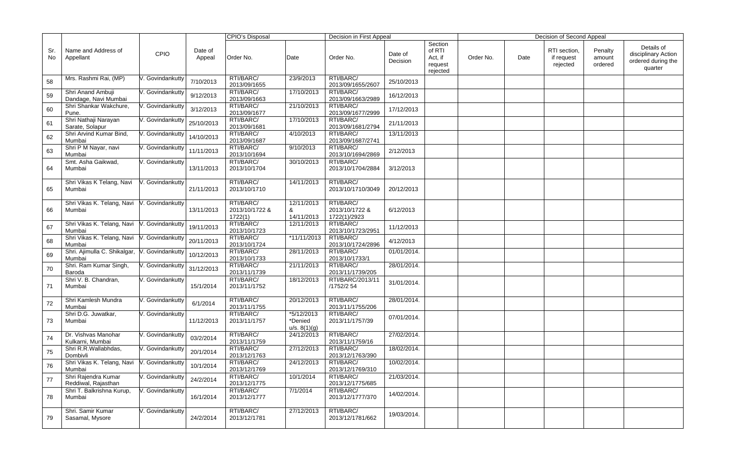| Sr. No | Name and Address of Appellant | CPIO | Date of Appeal | CPIO's Disposal | | Decision in First Appeal | | | Decision in Second Appeal | | | | |
|---|---|---|---|---|---|---|---|---|---|---|---|---|---|
| | | | | Order No. | Date | Order No. | Date of Decision | Section of RTI Act, if request rejected | Order No. | Date | RTI section, if request rejected | Penalty amount ordered | Details of disciplinary Action ordered during the quarter |
| 58 | Mrs. Rashmi Rai, (MP) | V. Govindankutty | 7/10/2013 | RTI/BARC/ 2013/09/1655 | 23/9/2013 | RTI/BARC/ 2013/09/1655/2607 | 25/10/2013 | | | | | | |
| 59 | Shri Anand Ambuji Dandage, Navi Mumbai | V. Govindankutty | 9/12/2013 | RTI/BARC/ 2013/09/1663 | 17/10/2013 | RTI/BARC/ 2013/09/1663/2989 | 16/12/2013 | | | | | | |
| 60 | Shri Shankar Wakchure, Pune. | V. Govindankutty | 3/12/2013 | RTI/BARC/ 2013/09/1677 | 21/10/2013 | RTI/BARC/ 2013/09/1677/2999 | 17/12/2013 | | | | | | |
| 61 | Shri Nathaji Narayan Sarate, Solapur | V. Govindankutty | 25/10/2013 | RTI/BARC/ 2013/09/1681 | 17/10/2013 | RTI/BARC/ 2013/09/1681/2794 | 21/11/2013 | | | | | | |
| 62 | Shri Arvind Kumar Bind, Mumbai | V. Govindankutty | 14/10/2013 | RTI/BARC/ 2013/09/1687 | 4/10/2013 | RTI/BARC/ 2013/09/1687/2741 | 13/11/2013 | | | | | | |
| 63 | Shri P M Nayar, navi Mumbai | V. Govindankutty | 11/11/2013 | RTI/BARC/ 2013/10/1694 | 9/10/2013 | RTI/BARC/ 2013/10/1694/2869 | 2/12/2013 | | | | | | |
| 64 | Smt. Asha Gaikwad, Mumbai | V. Govindankutty | 13/11/2013 | RTI/BARC/ 2013/10/1704 | 30/10/2013 | RTI/BARC/ 2013/10/1704/2884 | 3/12/2013 | | | | | | |
| 65 | Shri Vikas K Telang, Navi Mumbai | V. Govindankutty | 21/11/2013 | RTI/BARC/ 2013/10/1710 | 14/11/2013 | RTI/BARC/ 2013/10/1710/3049 | 20/12/2013 | | | | | | |
| 66 | Shri Vikas K. Telang, Navi Mumbai | V. Govindankutty | 13/11/2013 | RTI/BARC/ 2013/10/1722 & 1722(1) | 12/11/2013 & 14/11/2013 | RTI/BARC/ 2013/10/1722 & 1722(1)/2923 | 6/12/2013 | | | | | | |
| 67 | Shri Vikas K. Telang, Navi Mumbai | V. Govindankutty | 19/11/2013 | RTI/BARC/ 2013/10/1723 | 12/11/2013 | RTI/BARC/ 2013/10/1723/2951 | 11/12/2013 | | | | | | |
| 68 | Shri Vikas K. Telang, Navi Mumbai | V. Govindankutty | 20/11/2013 | RTI/BARC/ 2013/10/1724 | *11/11/2013 | RTI/BARC/ 2013/10/1724/2896 | 4/12/2013 | | | | | | |
| 69 | Shri. Ajimulla C. Shikalgar, Mumbai | V. Govindankutty | 10/12/2013 | RTI/BARC/ 2013/10/1733 | 28/11/2013 | RTI/BARC/ 2013/10/1733/1 | 01/01/2014. | | | | | | |
| 70 | Shri. Ram Kumar Singh, Baroda | V. Govindankutty | 31/12/2013 | RTI/BARC/ 2013/11/1739 | 21/11/2013 | RTI/BARC/ 2013/11/1739/205 | 28/01/2014. | | | | | | |
| 71 | Shri V. B. Chandran, Mumbai | V. Govindankutty | 15/1/2014 | RTI/BARC/ 2013/11/1752 | 18/12/2013 | RTI/BARC/2013/11 /1752/2 54 | 31/01/2014. | | | | | | |
| 72 | Shri Kamlesh Mundra Mumbai | V. Govindankutty | 6/1/2014 | RTI/BARC/ 2013/11/1755 | 20/12/2013 | RTI/BARC/ 2013/11/1755/206 | 28/01/2014. | | | | | | |
| 73 | Shri D.G. Juwatkar, Mumbai | V. Govindankutty | 11/12/2013 | RTI/BARC/ 2013/11/1757 | *5/12/2013 *Denied u/s. 8(1)(g) | RTI/BARC/ 2013/11/1757/39 | 07/01/2014. | | | | | | |
| 74 | Dr. Vishvas Manohar Kulkarni, Mumbai | V. Govindankutty | 03/2/2014 | RTI/BARC/ 2013/11/1759 | 24/12/2013 | RTI/BARC/ 2013/11/1759/16 | 27/02/2014. | | | | | | |
| 75 | Shri R.R.Wallabhdas, Dombivli | V. Govindankutty | 20/1/2014 | RTI/BARC/ 2013/12/1763 | 27/12/2013 | RTI/BARC/ 2013/12/1763/390 | 18/02/2014. | | | | | | |
| 76 | Shri Vikas K. Telang, Navi Mumbai | V. Govindankutty | 10/1/2014 | RTI/BARC/ 2013/12/1769 | 24/12/2013 | RTI/BARC/ 2013/12/1769/310 | 10/02/2014. | | | | | | |
| 77 | Shri Rajendra Kumar Reddiwal, Rajasthan | V. Govindankutty | 24/2/2014 | RTI/BARC/ 2013/12/1775 | 10/1/2014 | RTI/BARC/ 2013/12/1775/685 | 21/03/2014. | | | | | | |
| 78 | Shri T. Balkrishna Kurup, Mumbai | V. Govindankutty | 16/1/2014 | RTI/BARC/ 2013/12/1777 | 7/1/2014 | RTI/BARC/ 2013/12/1777/370 | 14/02/2014. | | | | | | |
| 79 | Shri. Samir Kumar Sasamal, Mysore | V. Govindankutty | 24/2/2014 | RTI/BARC/ 2013/12/1781 | 27/12/2013 | RTI/BARC/ 2013/12/1781/662 | 19/03/2014. | | | | | | |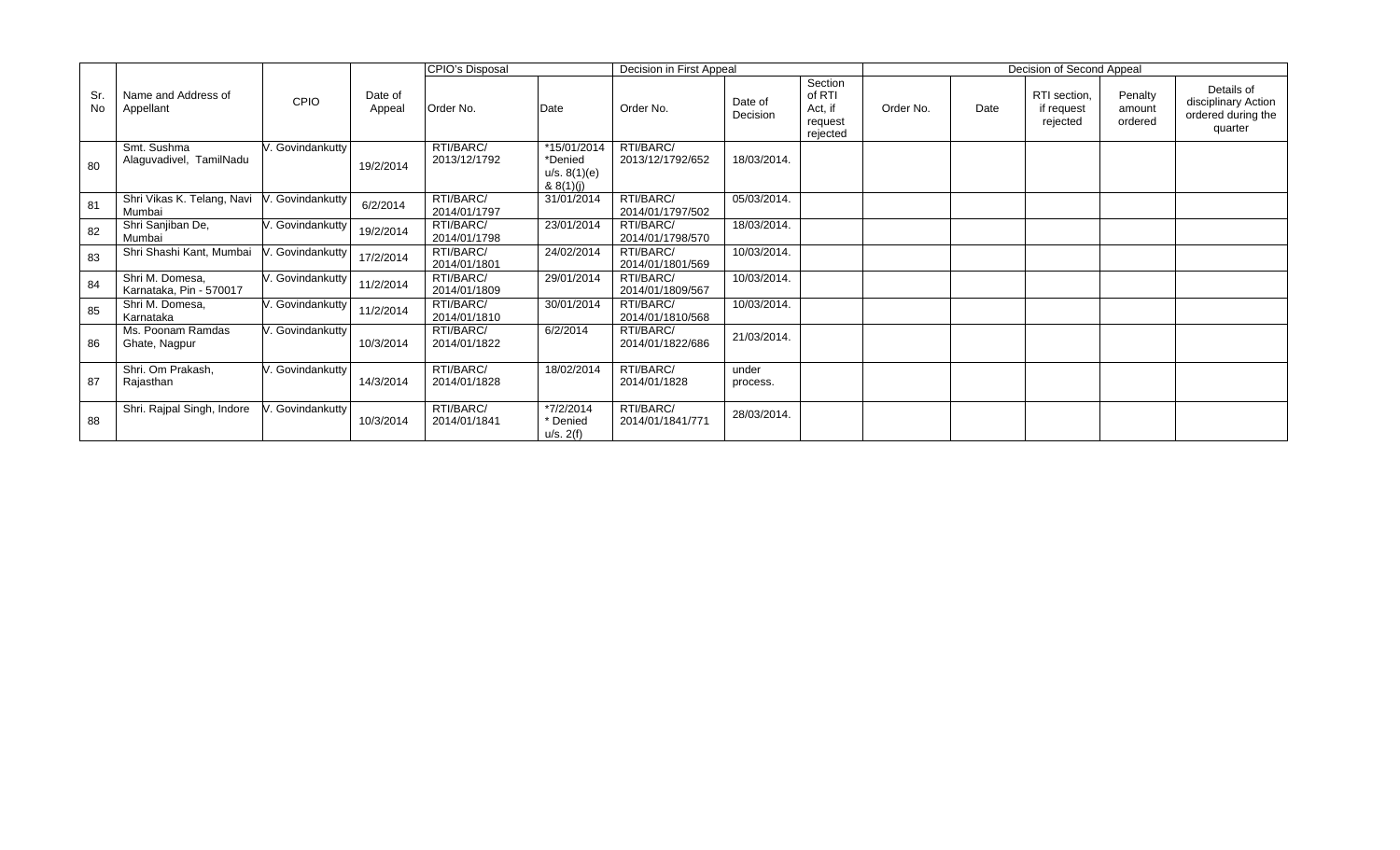| Sr. No | Name and Address of Appellant | CPIO | Date of Appeal | CPIO's Disposal | | Decision in First Appeal | | | Decision of Second Appeal | | | | |
|---|---|---|---|---|---|---|---|---|---|---|---|---|---|
| | | | | Order No. | Date | Order No. | Date of Decision | Section of RTI Act, if request rejected | Order No. | Date | RTI section, if request rejected | Penalty amount ordered | Details of disciplinary Action ordered during the quarter |
| 80 | Smt. Sushma Alaguvadivel, TamilNadu | V. Govindankutty | 19/2/2014 | RTI/BARC/ 2013/12/1792 | *15/01/2014 *Denied u/s. 8(1)(e) & 8(1)(j) | RTI/BARC/ 2013/12/1792/652 | 18/03/2014. | | | | | | |
| 81 | Shri Vikas K. Telang, Navi Mumbai | V. Govindankutty | 6/2/2014 | RTI/BARC/ 2014/01/1797 | 31/01/2014 | RTI/BARC/ 2014/01/1797/502 | 05/03/2014. | | | | | | |
| 82 | Shri Sanjiban De, Mumbai | V. Govindankutty | 19/2/2014 | RTI/BARC/ 2014/01/1798 | 23/01/2014 | RTI/BARC/ 2014/01/1798/570 | 18/03/2014. | | | | | | |
| 83 | Shri Shashi Kant, Mumbai | V. Govindankutty | 17/2/2014 | RTI/BARC/ 2014/01/1801 | 24/02/2014 | RTI/BARC/ 2014/01/1801/569 | 10/03/2014. | | | | | | |
| 84 | Shri M. Domesa, Karnataka, Pin - 570017 | V. Govindankutty | 11/2/2014 | RTI/BARC/ 2014/01/1809 | 29/01/2014 | RTI/BARC/ 2014/01/1809/567 | 10/03/2014. | | | | | | |
| 85 | Shri M. Domesa, Karnataka | V. Govindankutty | 11/2/2014 | RTI/BARC/ 2014/01/1810 | 30/01/2014 | RTI/BARC/ 2014/01/1810/568 | 10/03/2014. | | | | | | |
| 86 | Ms. Poonam Ramdas Ghate, Nagpur | V. Govindankutty | 10/3/2014 | RTI/BARC/ 2014/01/1822 | 6/2/2014 | RTI/BARC/ 2014/01/1822/686 | 21/03/2014. | | | | | | |
| 87 | Shri. Om Prakash, Rajasthan | V. Govindankutty | 14/3/2014 | RTI/BARC/ 2014/01/1828 | 18/02/2014 | RTI/BARC/ 2014/01/1828 | under process. | | | | | | |
| 88 | Shri. Rajpal Singh, Indore | V. Govindankutty | 10/3/2014 | RTI/BARC/ 2014/01/1841 | *7/2/2014 * Denied u/s. 2(f) | RTI/BARC/ 2014/01/1841/771 | 28/03/2014. | | | | | | |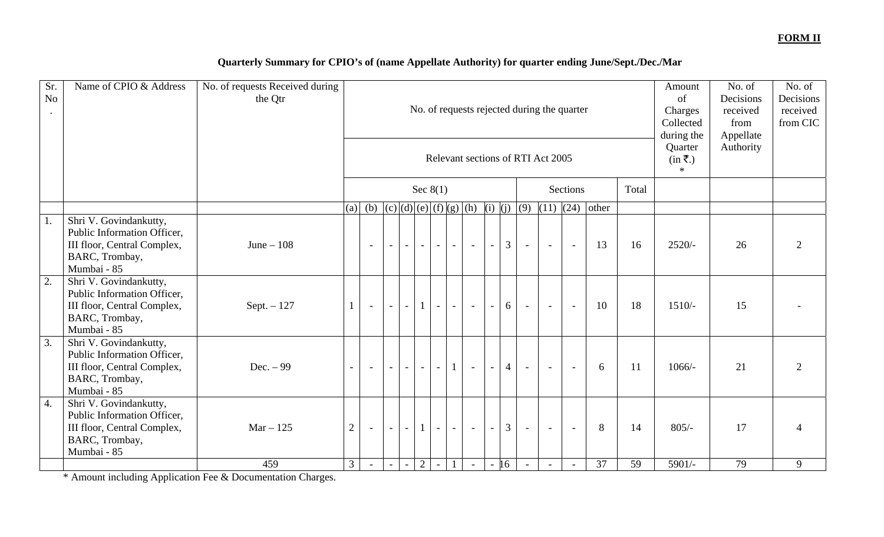**FORM II**

**Quarterly Summary for CPIO's of (name Appellate Authority) for quarter ending June/Sept./Dec./Mar**

| Sr. No. | Name of CPIO & Address | No. of requests Received during the Qtr | No. of requests rejected during the quarter | | | | | | | | | | | | | | | Amount of Charges Collected during the Quarter (in ₹.) * | No. of Decisions received from Appellate Authority | No. of Decisions received from CIC |
|---|---|---|---|---|---|---|---|---|---|---|---|---|---|---|---|---|---|---|---|---|
| | | | Relevant sections of RTI Act 2005 | | | | | | | | | | | | | | | | | |
| | | | Sec 8(1) | | | | | | | | | | Sections | | | | Total | | | |
| | | | (a) | (b) | (c) | (d) | (e) | (f) | (g) | (h) | (i) | (j) | (9) | (11) | (24) | other | | | | |
| 1. | Shri V. Govindankutty, Public Information Officer, III floor, Central Complex, BARC, Trombay, Mumbai - 85 | June – 108 | | - | - | - | - | - | - | - | - | 3 | - | - | - | 13 | 16 | 2520/- | 26 | 2 |
| 2. | Shri V. Govindankutty, Public Information Officer, III floor, Central Complex, BARC, Trombay, Mumbai - 85 | Sept. – 127 | 1 | - | - | - | 1 | - | - | - | - | 6 | - | - | - | 10 | 18 | 1510/- | 15 | - |
| 3. | Shri V. Govindankutty, Public Information Officer, III floor, Central Complex, BARC, Trombay, Mumbai - 85 | Dec. – 99 | - | - | - | - | - | - | 1 | - | - | 4 | - | - | - | 6 | 11 | 1066/- | 21 | 2 |
| 4. | Shri V. Govindankutty, Public Information Officer, III floor, Central Complex, BARC, Trombay, Mumbai - 85 | Mar – 125 | 2 | - | - | - | 1 | - | - | - | - | 3 | - | - | - | 8 | 14 | 805/- | 17 | 4 |
| | | 459 | 3 | - | - | - | 2 | - | 1 | - | - | 16 | - | - | - | 37 | 59 | 5901/- | 79 | 9 |

\* Amount including Application Fee & Documentation Charges.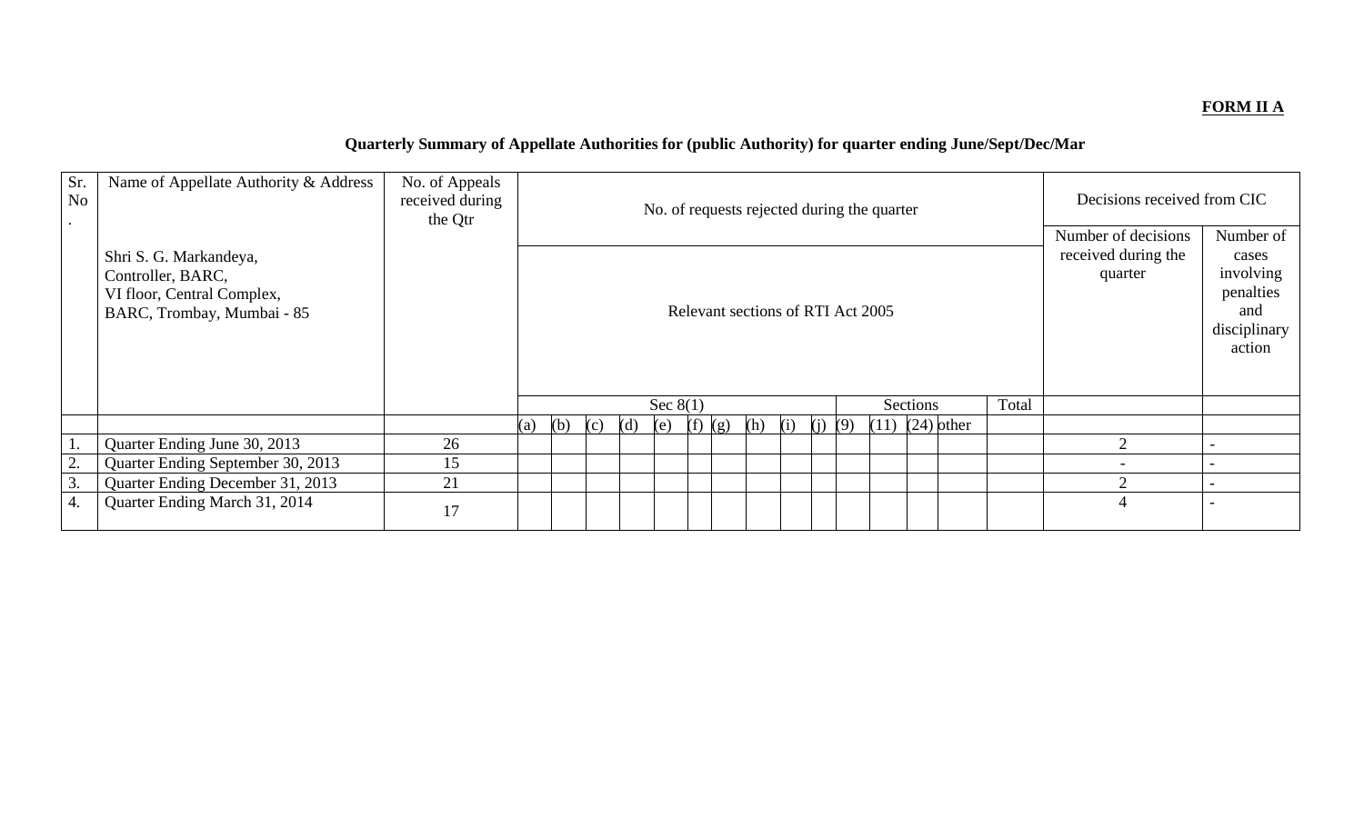**FORM II A**

**Quarterly Summary of Appellate Authorities for (public Authority) for quarter ending June/Sept/Dec/Mar**

| Sr. No. | Name of Appellate Authority & Address | No. of Appeals received during the Qtr | No. of requests rejected during the quarter | | | | | | | | | | | | | | | Decisions received from CIC | |
|---|---|---|---|---|---|---|---|---|---|---|---|---|---|---|---|---|---|---|---|
| | Shri S. G. Markandeya, Controller, BARC, VI floor, Central Complex, BARC, Trombay, Mumbai - 85 | | Relevant sections of RTI Act 2005 | | | | | | | | | | | | | | | Number of decisions received during the quarter | Number of cases involving penalties and disciplinary action |
| | | | Sec 8(1) | | | | | | | | | | Sections | | | | Total | | |
| | | | (a) | (b) | (c) | (d) | (e) | (f) | (g) | (h) | (i) | (j) | (9) | (11) | (24) | other | | | |
| 1. | Quarter Ending June 30, 2013 | 26 | | | | | | | | | | | | | | | | 2 | - |
| 2. | Quarter Ending September 30, 2013 | 15 | | | | | | | | | | | | | | | | - | - |
| 3. | Quarter Ending December 31, 2013 | 21 | | | | | | | | | | | | | | | | 2 | - |
| 4. | Quarter Ending March 31, 2014 | 17 | | | | | | | | | | | | | | | | 4 | - |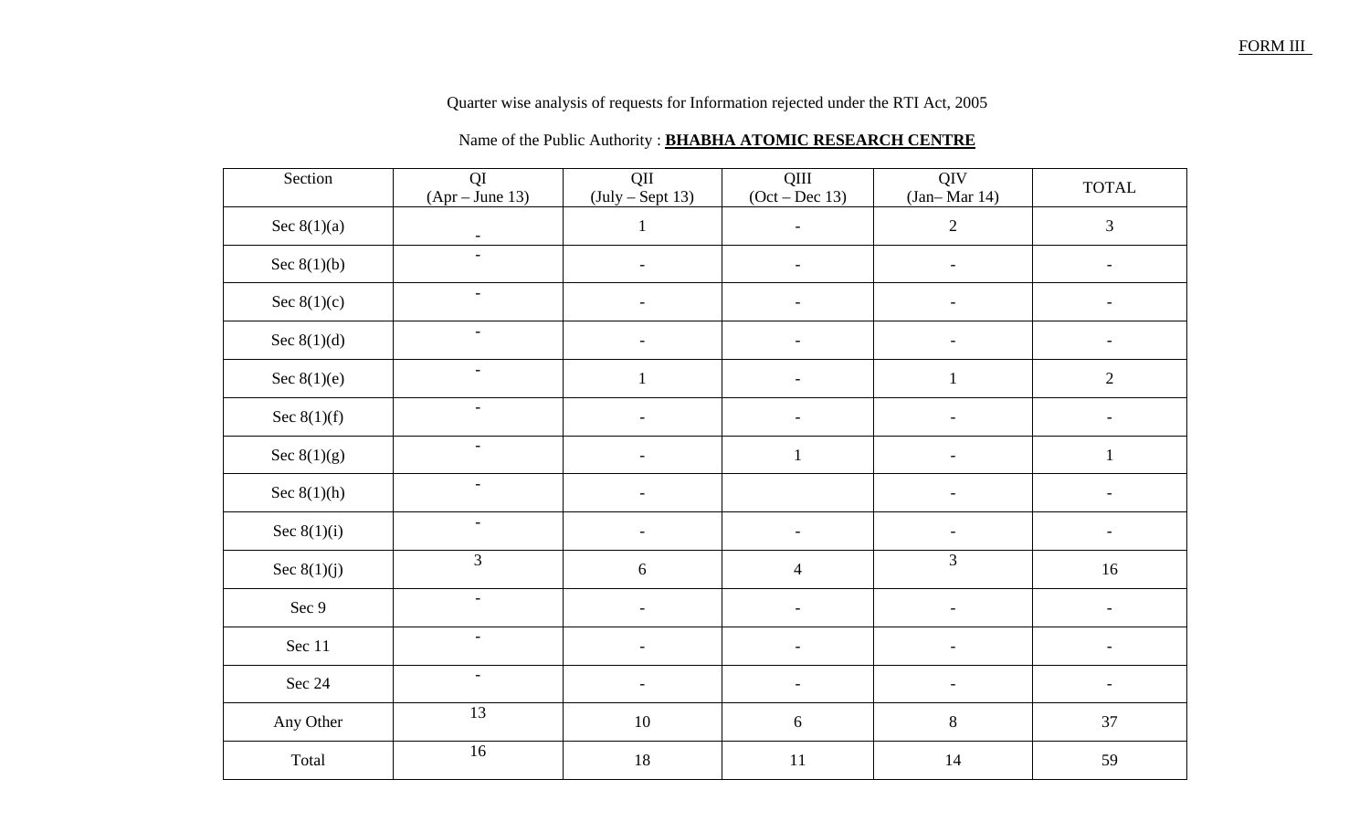FORM III

Quarter wise analysis of requests for Information rejected under the RTI Act, 2005

Name of the Public Authority : **BHABHA ATOMIC RESEARCH CENTRE**

| Section | QI (Apr – June 13) | QII (July – Sept 13) | QIII (Oct – Dec 13) | QIV (Jan– Mar 14) | TOTAL |
|---|---|---|---|---|---|
| Sec 8(1)(a) | - | 1 | - | 2 | 3 |
| Sec 8(1)(b) | - | - | - | - | - |
| Sec 8(1)(c) | - | - | - | - | - |
| Sec 8(1)(d) | - | - | - | - | - |
| Sec 8(1)(e) | - | 1 | - | 1 | 2 |
| Sec 8(1)(f) | - | - | - | - | - |
| Sec 8(1)(g) | - | - | 1 | - | 1 |
| Sec 8(1)(h) | - | - | | - | - |
| Sec 8(1)(i) | - | - | - | - | - |
| Sec 8(1)(j) | 3 | 6 | 4 | 3 | 16 |
| Sec 9 | - | - | - | - | - |
| Sec 11 | - | - | - | - | - |
| Sec 24 | - | - | - | - | - |
| Any Other | 13 | 10 | 6 | 8 | 37 |
| Total | 16 | 18 | 11 | 14 | 59 |